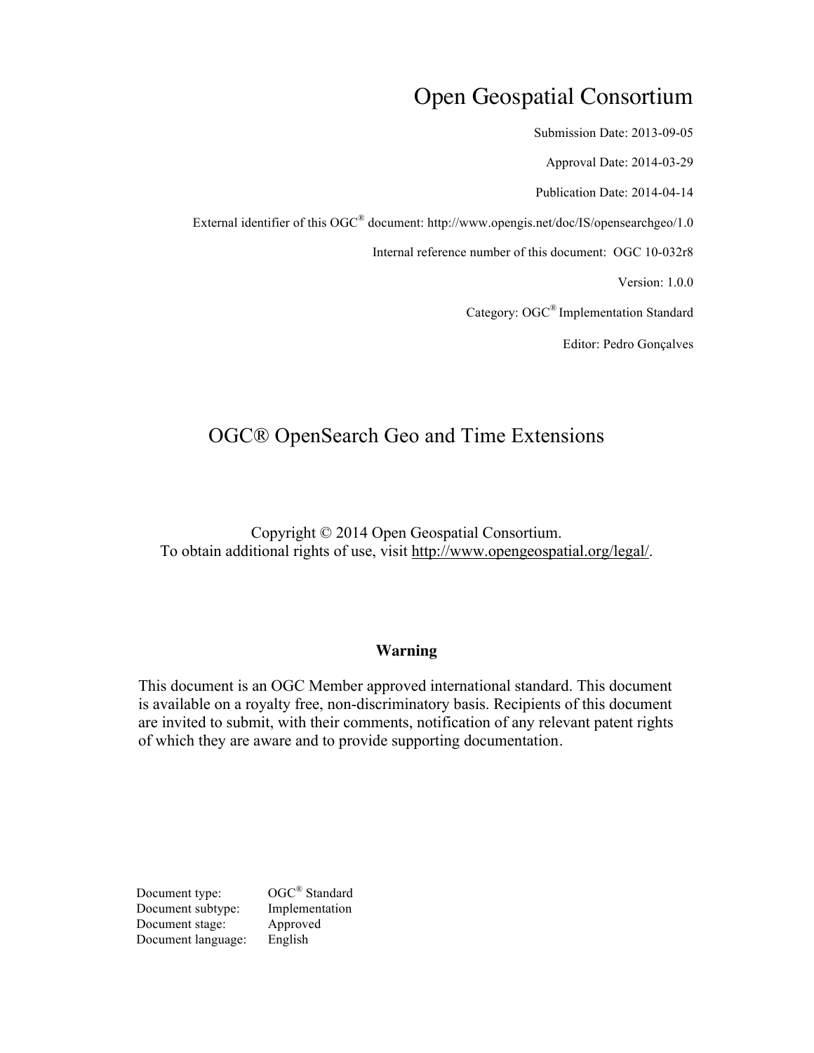# Open Geospatial Consortium

Submission Date: 2013-09-05

Approval Date: 2014-03-29

Publication Date: 2014-04-14

External identifier of this OGC® document: http://www.opengis.net/doc/IS/opensearchgeo/1.0

Internal reference number of this document: OGC 10-032r8

Version: 1.0.0

Category: OGC® Implementation Standard

Editor: Pedro Gonçalves

## OGC® OpenSearch Geo and Time Extensions

Copyright © 2014 Open Geospatial Consortium.
To obtain additional rights of use, visit http://www.opengeospatial.org/legal/.

**Warning**

This document is an OGC Member approved international standard. This document is available on a royalty free, non-discriminatory basis. Recipients of this document are invited to submit, with their comments, notification of any relevant patent rights of which they are aware and to provide supporting documentation.

| | |
|---|---|
| Document type: | OGC® Standard |
| Document subtype: | Implementation |
| Document stage: | Approved |
| Document language: | English |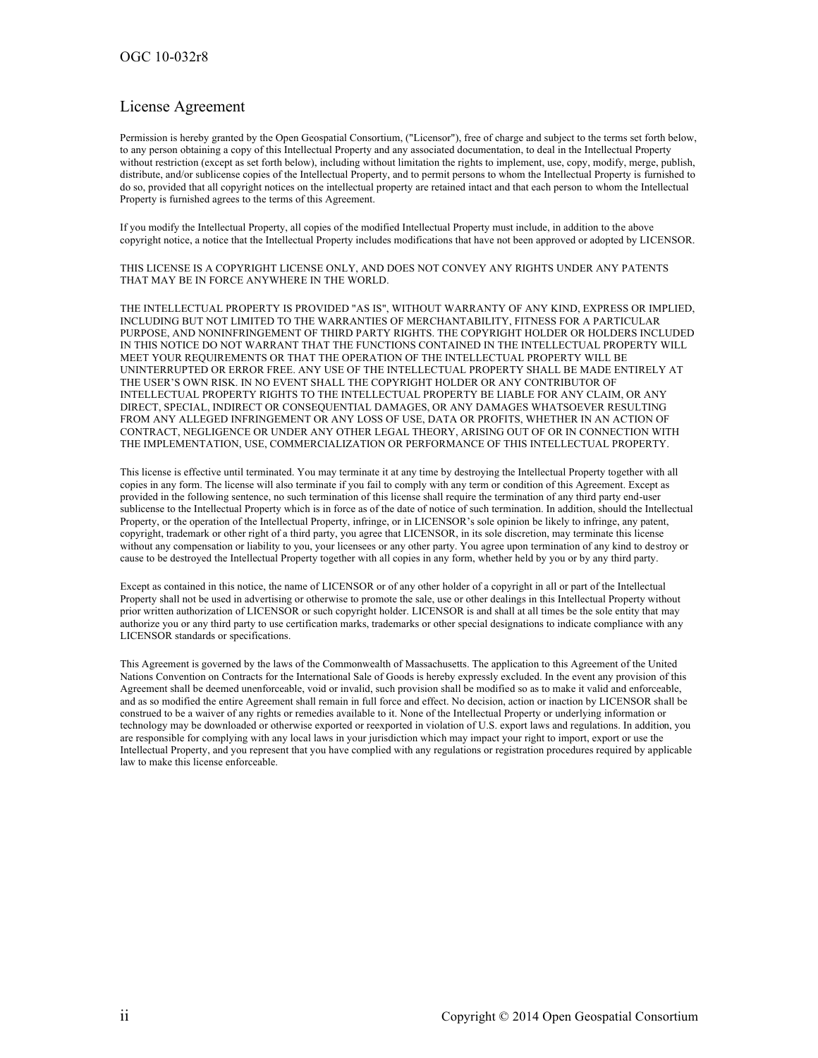## License Agreement

Permission is hereby granted by the Open Geospatial Consortium, ("Licensor"), free of charge and subject to the terms set forth below, to any person obtaining a copy of this Intellectual Property and any associated documentation, to deal in the Intellectual Property without restriction (except as set forth below), including without limitation the rights to implement, use, copy, modify, merge, publish, distribute, and/or sublicense copies of the Intellectual Property, and to permit persons to whom the Intellectual Property is furnished to do so, provided that all copyright notices on the intellectual property are retained intact and that each person to whom the Intellectual Property is furnished agrees to the terms of this Agreement.

If you modify the Intellectual Property, all copies of the modified Intellectual Property must include, in addition to the above copyright notice, a notice that the Intellectual Property includes modifications that have not been approved or adopted by LICENSOR.

THIS LICENSE IS A COPYRIGHT LICENSE ONLY, AND DOES NOT CONVEY ANY RIGHTS UNDER ANY PATENTS THAT MAY BE IN FORCE ANYWHERE IN THE WORLD.

THE INTELLECTUAL PROPERTY IS PROVIDED "AS IS", WITHOUT WARRANTY OF ANY KIND, EXPRESS OR IMPLIED, INCLUDING BUT NOT LIMITED TO THE WARRANTIES OF MERCHANTABILITY, FITNESS FOR A PARTICULAR PURPOSE, AND NONINFRINGEMENT OF THIRD PARTY RIGHTS. THE COPYRIGHT HOLDER OR HOLDERS INCLUDED IN THIS NOTICE DO NOT WARRANT THAT THE FUNCTIONS CONTAINED IN THE INTELLECTUAL PROPERTY WILL MEET YOUR REQUIREMENTS OR THAT THE OPERATION OF THE INTELLECTUAL PROPERTY WILL BE UNINTERRUPTED OR ERROR FREE. ANY USE OF THE INTELLECTUAL PROPERTY SHALL BE MADE ENTIRELY AT THE USER'S OWN RISK. IN NO EVENT SHALL THE COPYRIGHT HOLDER OR ANY CONTRIBUTOR OF INTELLECTUAL PROPERTY RIGHTS TO THE INTELLECTUAL PROPERTY BE LIABLE FOR ANY CLAIM, OR ANY DIRECT, SPECIAL, INDIRECT OR CONSEQUENTIAL DAMAGES, OR ANY DAMAGES WHATSOEVER RESULTING FROM ANY ALLEGED INFRINGEMENT OR ANY LOSS OF USE, DATA OR PROFITS, WHETHER IN AN ACTION OF CONTRACT, NEGLIGENCE OR UNDER ANY OTHER LEGAL THEORY, ARISING OUT OF OR IN CONNECTION WITH THE IMPLEMENTATION, USE, COMMERCIALIZATION OR PERFORMANCE OF THIS INTELLECTUAL PROPERTY.

This license is effective until terminated. You may terminate it at any time by destroying the Intellectual Property together with all copies in any form. The license will also terminate if you fail to comply with any term or condition of this Agreement. Except as provided in the following sentence, no such termination of this license shall require the termination of any third party end-user sublicense to the Intellectual Property which is in force as of the date of notice of such termination. In addition, should the Intellectual Property, or the operation of the Intellectual Property, infringe, or in LICENSOR's sole opinion be likely to infringe, any patent, copyright, trademark or other right of a third party, you agree that LICENSOR, in its sole discretion, may terminate this license without any compensation or liability to you, your licensees or any other party. You agree upon termination of any kind to destroy or cause to be destroyed the Intellectual Property together with all copies in any form, whether held by you or by any third party.

Except as contained in this notice, the name of LICENSOR or of any other holder of a copyright in all or part of the Intellectual Property shall not be used in advertising or otherwise to promote the sale, use or other dealings in this Intellectual Property without prior written authorization of LICENSOR or such copyright holder. LICENSOR is and shall at all times be the sole entity that may authorize you or any third party to use certification marks, trademarks or other special designations to indicate compliance with any LICENSOR standards or specifications.

This Agreement is governed by the laws of the Commonwealth of Massachusetts. The application to this Agreement of the United Nations Convention on Contracts for the International Sale of Goods is hereby expressly excluded. In the event any provision of this Agreement shall be deemed unenforceable, void or invalid, such provision shall be modified so as to make it valid and enforceable, and as so modified the entire Agreement shall remain in full force and effect. No decision, action or inaction by LICENSOR shall be construed to be a waiver of any rights or remedies available to it. None of the Intellectual Property or underlying information or technology may be downloaded or otherwise exported or reexported in violation of U.S. export laws and regulations. In addition, you are responsible for complying with any local laws in your jurisdiction which may impact your right to import, export or use the Intellectual Property, and you represent that you have complied with any regulations or registration procedures required by applicable law to make this license enforceable.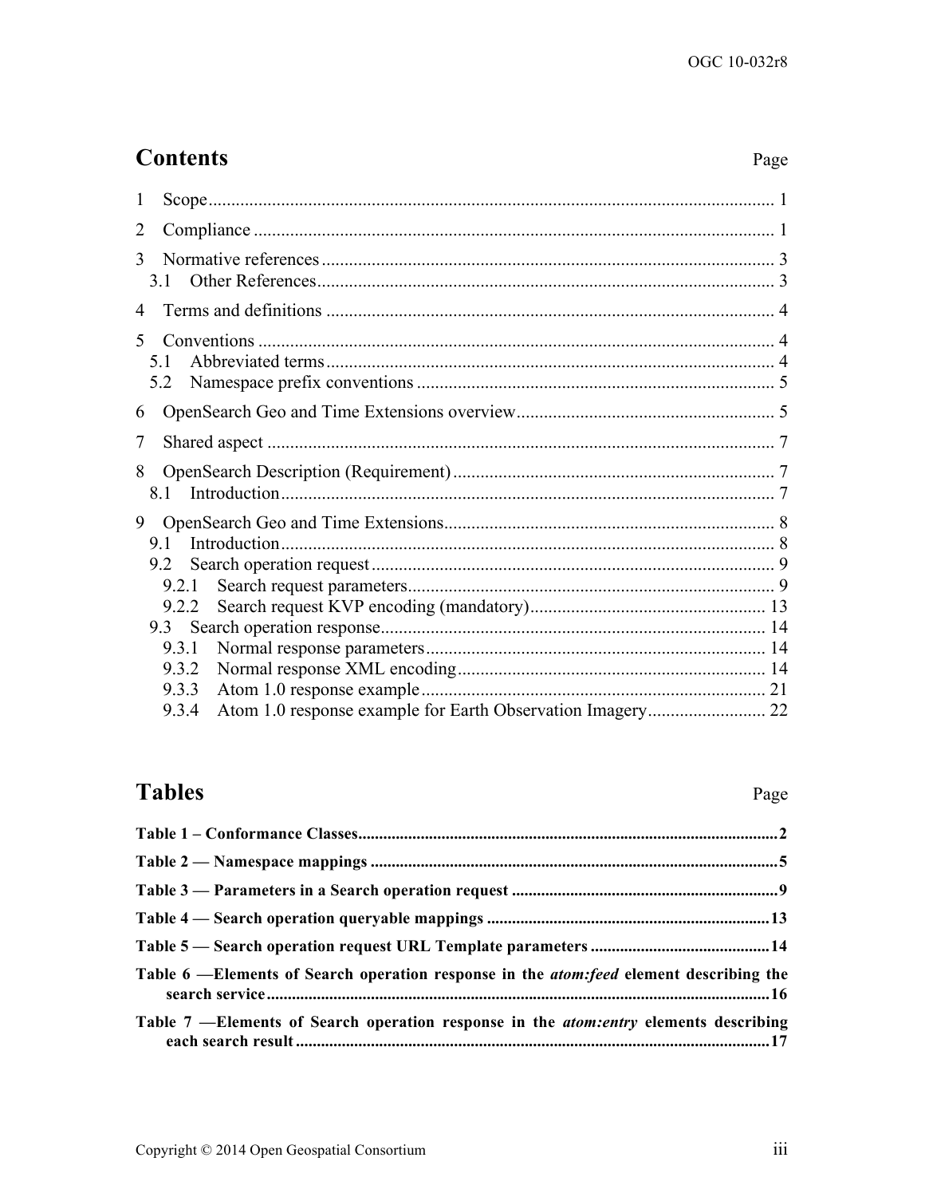# Contents

Page

1 Scope ... 1

2 Compliance ... 1

3 Normative references ... 3

  3.1 Other References ... 3

4 Terms and definitions ... 4

5 Conventions ... 4

  5.1 Abbreviated terms ... 4

  5.2 Namespace prefix conventions ... 5

6 OpenSearch Geo and Time Extensions overview ... 5

7 Shared aspect ... 7

8 OpenSearch Description (Requirement) ... 7

  8.1 Introduction ... 7

9 OpenSearch Geo and Time Extensions ... 8

  9.1 Introduction ... 8

  9.2 Search operation request ... 9

    9.2.1 Search request parameters ... 9

    9.2.2 Search request KVP encoding (mandatory) ... 13

  9.3 Search operation response ... 14

    9.3.1 Normal response parameters ... 14

    9.3.2 Normal response XML encoding ... 14

    9.3.3 Atom 1.0 response example ... 21

    9.3.4 Atom 1.0 response example for Earth Observation Imagery ... 22

# Tables

Page

**Table 1 – Conformance Classes** ... 2

**Table 2 — Namespace mappings** ... 5

**Table 3 — Parameters in a Search operation request** ... 9

**Table 4 — Search operation queryable mappings** ... 13

**Table 5 — Search operation request URL Template parameters** ... 14

**Table 6 —Elements of Search operation response in the *atom:feed* element describing the search service** ... 16

**Table 7 —Elements of Search operation response in the *atom:entry* elements describing each search result** ... 17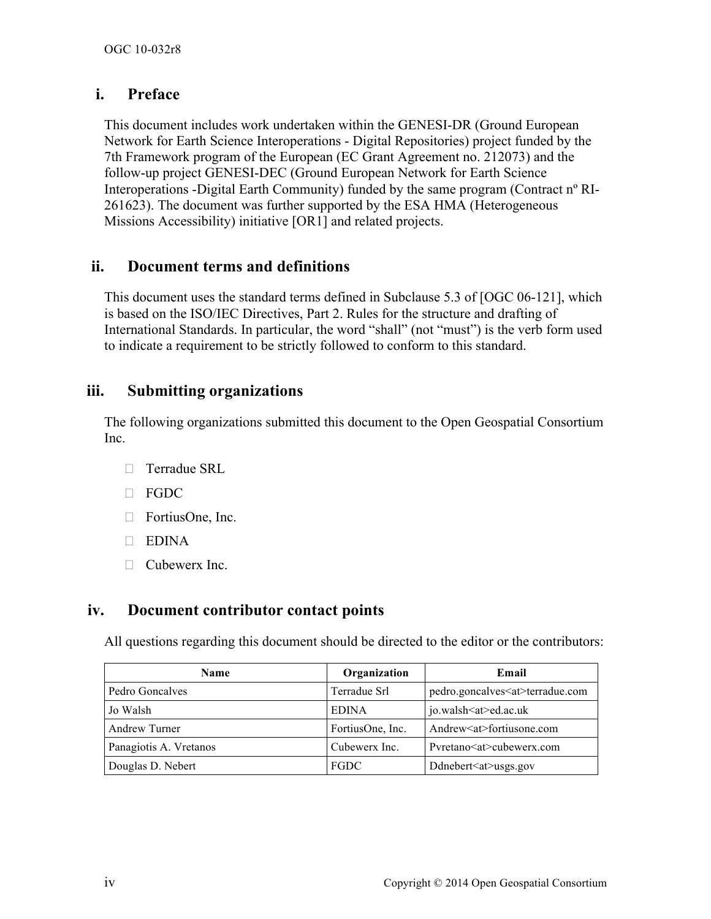## i. Preface

This document includes work undertaken within the GENESI-DR (Ground European Network for Earth Science Interoperations - Digital Repositories) project funded by the 7th Framework program of the European (EC Grant Agreement no. 212073) and the follow-up project GENESI-DEC (Ground European Network for Earth Science Interoperations -Digital Earth Community) funded by the same program (Contract nº RI-261623). The document was further supported by the ESA HMA (Heterogeneous Missions Accessibility) initiative [OR1] and related projects.

## ii. Document terms and definitions

This document uses the standard terms defined in Subclause 5.3 of [OGC 06-121], which is based on the ISO/IEC Directives, Part 2. Rules for the structure and drafting of International Standards. In particular, the word “shall” (not “must”) is the verb form used to indicate a requirement to be strictly followed to conform to this standard.

## iii. Submitting organizations

The following organizations submitted this document to the Open Geospatial Consortium Inc.

- Terradue SRL
- FGDC
- FortiusOne, Inc.
- EDINA
- Cubewerx Inc.

## iv. Document contributor contact points

All questions regarding this document should be directed to the editor or the contributors:

| Name | Organization | Email |
|---|---|---|
| Pedro Goncalves | Terradue Srl | pedro.goncalves<at>terradue.com |
| Jo Walsh | EDINA | jo.walsh<at>ed.ac.uk |
| Andrew Turner | FortiusOne, Inc. | Andrew<at>fortiusone.com |
| Panagiotis A. Vretanos | Cubewerx Inc. | Pvretano<at>cubewerx.com |
| Douglas D. Nebert | FGDC | Ddnebert<at>usgs.gov |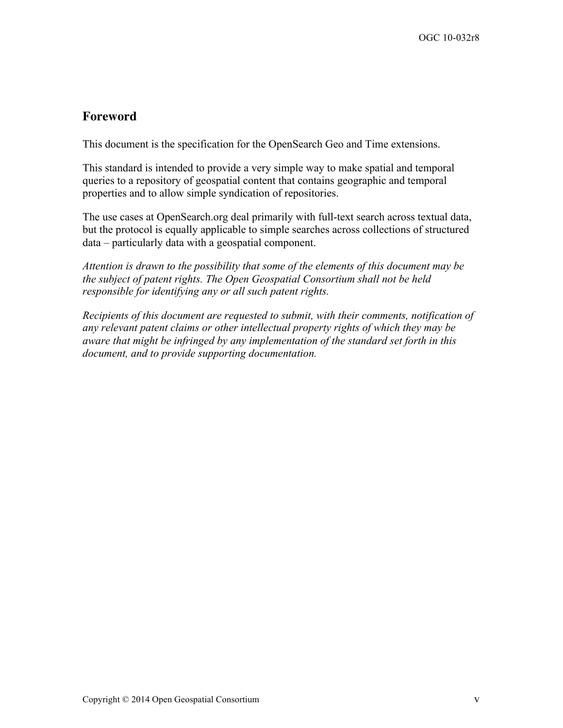## Foreword

This document is the specification for the OpenSearch Geo and Time extensions.

This standard is intended to provide a very simple way to make spatial and temporal queries to a repository of geospatial content that contains geographic and temporal properties and to allow simple syndication of repositories.

The use cases at OpenSearch.org deal primarily with full-text search across textual data, but the protocol is equally applicable to simple searches across collections of structured data – particularly data with a geospatial component.

*Attention is drawn to the possibility that some of the elements of this document may be the subject of patent rights. The Open Geospatial Consortium shall not be held responsible for identifying any or all such patent rights.*

*Recipients of this document are requested to submit, with their comments, notification of any relevant patent claims or other intellectual property rights of which they may be aware that might be infringed by any implementation of the standard set forth in this document, and to provide supporting documentation.*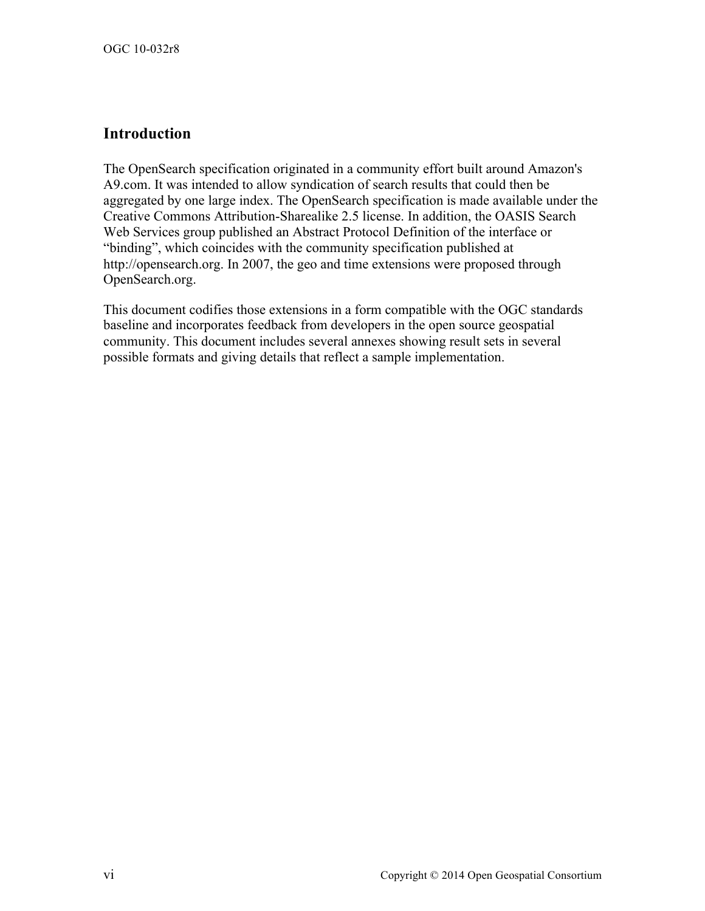## Introduction

The OpenSearch specification originated in a community effort built around Amazon's A9.com. It was intended to allow syndication of search results that could then be aggregated by one large index. The OpenSearch specification is made available under the Creative Commons Attribution-Sharealike 2.5 license. In addition, the OASIS Search Web Services group published an Abstract Protocol Definition of the interface or "binding", which coincides with the community specification published at http://opensearch.org. In 2007, the geo and time extensions were proposed through OpenSearch.org.

This document codifies those extensions in a form compatible with the OGC standards baseline and incorporates feedback from developers in the open source geospatial community. This document includes several annexes showing result sets in several possible formats and giving details that reflect a sample implementation.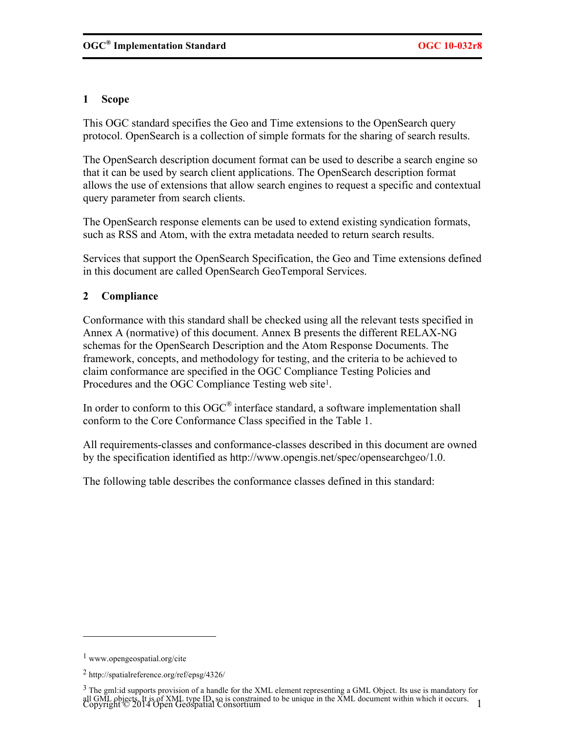# 1 Scope

This OGC standard specifies the Geo and Time extensions to the OpenSearch query protocol. OpenSearch is a collection of simple formats for the sharing of search results.

The OpenSearch description document format can be used to describe a search engine so that it can be used by search client applications. The OpenSearch description format allows the use of extensions that allow search engines to request a specific and contextual query parameter from search clients.

The OpenSearch response elements can be used to extend existing syndication formats, such as RSS and Atom, with the extra metadata needed to return search results.

Services that support the OpenSearch Specification, the Geo and Time extensions defined in this document are called OpenSearch GeoTemporal Services.

# 2 Compliance

Conformance with this standard shall be checked using all the relevant tests specified in Annex A (normative) of this document. Annex B presents the different RELAX-NG schemas for the OpenSearch Description and the Atom Response Documents. The framework, concepts, and methodology for testing, and the criteria to be achieved to claim conformance are specified in the OGC Compliance Testing Policies and Procedures and the OGC Compliance Testing web site[1].

In order to conform to this OGC® interface standard, a software implementation shall conform to the Core Conformance Class specified in the Table 1.

All requirements-classes and conformance-classes described in this document are owned by the specification identified as http://www.opengis.net/spec/opensearchgeo/1.0.

The following table describes the conformance classes defined in this standard:

---

[1] www.opengeospatial.org/cite

[2] http://spatialreference.org/ref/epsg/4326/

[3] The gml:id supports provision of a handle for the XML element representing a GML Object. Its use is mandatory for all GML objects. It is of XML type ID, so is constrained to be unique in the XML document within which it occurs.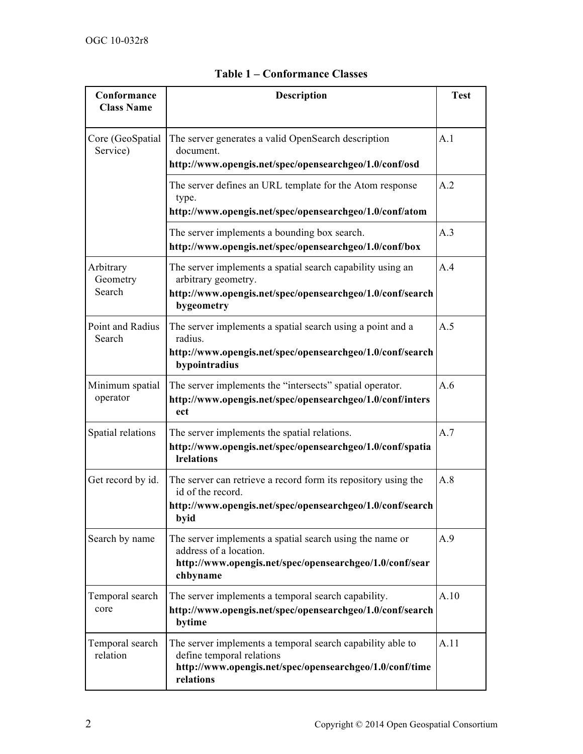**Table 1 – Conformance Classes**

| Conformance Class Name | Description | Test |
|---|---|---|
| Core (GeoSpatial Service) | The server generates a valid OpenSearch description document. **http://www.opengis.net/spec/opensearchgeo/1.0/conf/osd** | A.1 |
| | The server defines an URL template for the Atom response type. **http://www.opengis.net/spec/opensearchgeo/1.0/conf/atom** | A.2 |
| | The server implements a bounding box search. **http://www.opengis.net/spec/opensearchgeo/1.0/conf/box** | A.3 |
| Arbitrary Geometry Search | The server implements a spatial search capability using an arbitrary geometry. **http://www.opengis.net/spec/opensearchgeo/1.0/conf/searchbygeometry** | A.4 |
| Point and Radius Search | The server implements a spatial search using a point and a radius. **http://www.opengis.net/spec/opensearchgeo/1.0/conf/searchbypointradius** | A.5 |
| Minimum spatial operator | The server implements the "intersects" spatial operator. **http://www.opengis.net/spec/opensearchgeo/1.0/conf/intersect** | A.6 |
| Spatial relations | The server implements the spatial relations. **http://www.opengis.net/spec/opensearchgeo/1.0/conf/spatialrelations** | A.7 |
| Get record by id. | The server can retrieve a record form its repository using the id of the record. **http://www.opengis.net/spec/opensearchgeo/1.0/conf/searchbyid** | A.8 |
| Search by name | The server implements a spatial search using the name or address of a location. **http://www.opengis.net/spec/opensearchgeo/1.0/conf/searchbyname** | A.9 |
| Temporal search core | The server implements a temporal search capability. **http://www.opengis.net/spec/opensearchgeo/1.0/conf/searchbytime** | A.10 |
| Temporal search relation | The server implements a temporal search capability able to define temporal relations **http://www.opengis.net/spec/opensearchgeo/1.0/conf/timerelations** | A.11 |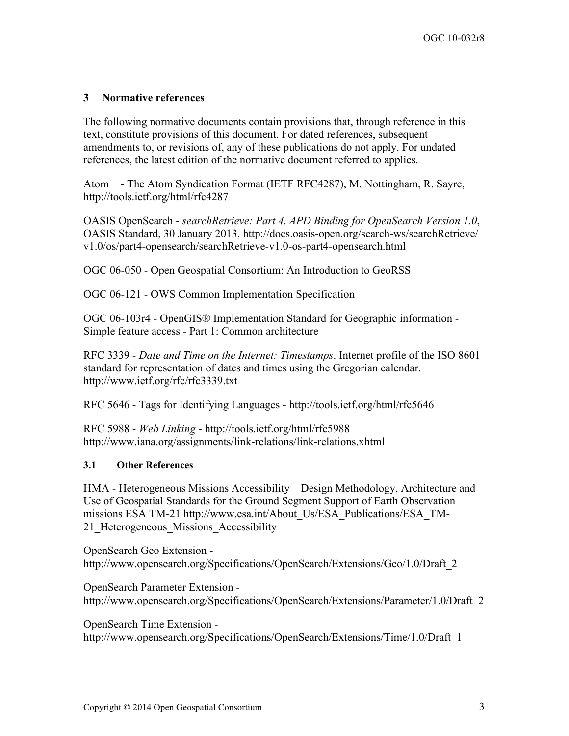## 3 Normative references

The following normative documents contain provisions that, through reference in this text, constitute provisions of this document. For dated references, subsequent amendments to, or revisions of, any of these publications do not apply. For undated references, the latest edition of the normative document referred to applies.

Atom - The Atom Syndication Format (IETF RFC4287), M. Nottingham, R. Sayre, http://tools.ietf.org/html/rfc4287

OASIS OpenSearch - *searchRetrieve: Part 4. APD Binding for OpenSearch Version 1.0*, OASIS Standard, 30 January 2013, http://docs.oasis-open.org/search-ws/searchRetrieve/v1.0/os/part4-opensearch/searchRetrieve-v1.0-os-part4-opensearch.html

OGC 06-050 - Open Geospatial Consortium: An Introduction to GeoRSS

OGC 06-121 - OWS Common Implementation Specification

OGC 06-103r4 - OpenGIS® Implementation Standard for Geographic information - Simple feature access - Part 1: Common architecture

RFC 3339 - *Date and Time on the Internet: Timestamps*. Internet profile of the ISO 8601 standard for representation of dates and times using the Gregorian calendar. http://www.ietf.org/rfc/rfc3339.txt

RFC 5646 - Tags for Identifying Languages - http://tools.ietf.org/html/rfc5646

RFC 5988 - *Web Linking* - http://tools.ietf.org/html/rfc5988 http://www.iana.org/assignments/link-relations/link-relations.xhtml

### 3.1 Other References

HMA - Heterogeneous Missions Accessibility – Design Methodology, Architecture and Use of Geospatial Standards for the Ground Segment Support of Earth Observation missions ESA TM-21 http://www.esa.int/About_Us/ESA_Publications/ESA_TM-21_Heterogeneous_Missions_Accessibility

OpenSearch Geo Extension - http://www.opensearch.org/Specifications/OpenSearch/Extensions/Geo/1.0/Draft_2

OpenSearch Parameter Extension - http://www.opensearch.org/Specifications/OpenSearch/Extensions/Parameter/1.0/Draft_2

OpenSearch Time Extension - http://www.opensearch.org/Specifications/OpenSearch/Extensions/Time/1.0/Draft_1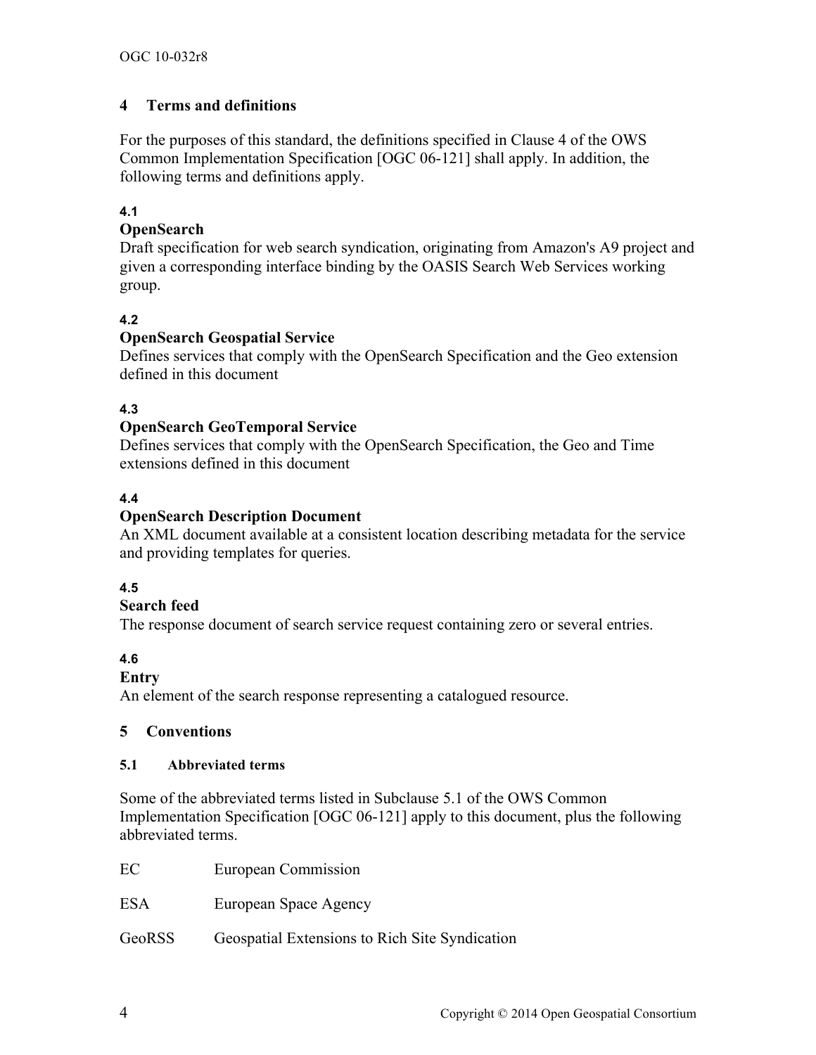## 4 Terms and definitions

For the purposes of this standard, the definitions specified in Clause 4 of the OWS Common Implementation Specification [OGC 06-121] shall apply. In addition, the following terms and definitions apply.

**4.1**

**OpenSearch**

Draft specification for web search syndication, originating from Amazon's A9 project and given a corresponding interface binding by the OASIS Search Web Services working group.

**4.2**

**OpenSearch Geospatial Service**

Defines services that comply with the OpenSearch Specification and the Geo extension defined in this document

**4.3**

**OpenSearch GeoTemporal Service**

Defines services that comply with the OpenSearch Specification, the Geo and Time extensions defined in this document

**4.4**

**OpenSearch Description Document**

An XML document available at a consistent location describing metadata for the service and providing templates for queries.

**4.5**

**Search feed**

The response document of search service request containing zero or several entries.

**4.6**

**Entry**

An element of the search response representing a catalogued resource.

## 5 Conventions

### 5.1 Abbreviated terms

Some of the abbreviated terms listed in Subclause 5.1 of the OWS Common Implementation Specification [OGC 06-121] apply to this document, plus the following abbreviated terms.

| | |
|---|---|
| EC | European Commission |
| ESA | European Space Agency |
| GeoRSS | Geospatial Extensions to Rich Site Syndication |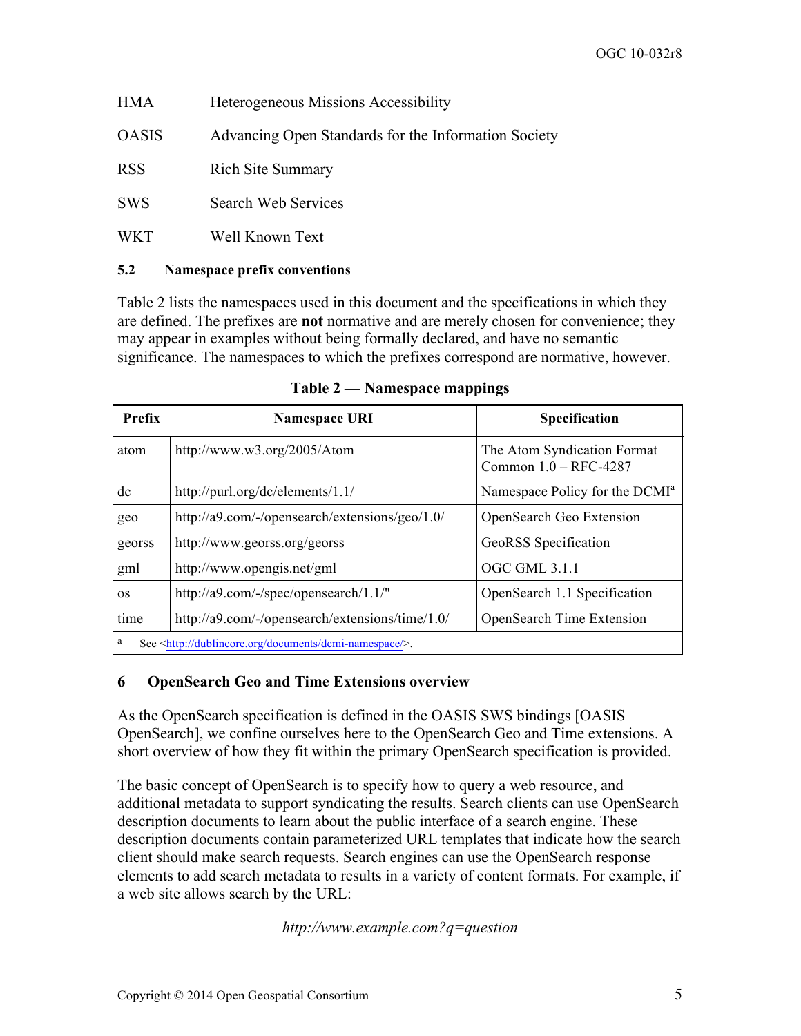| | |
|---|---|
| HMA | Heterogeneous Missions Accessibility |
| OASIS | Advancing Open Standards for the Information Society |
| RSS | Rich Site Summary |
| SWS | Search Web Services |
| WKT | Well Known Text |

### 5.2 Namespace prefix conventions

Table 2 lists the namespaces used in this document and the specifications in which they are defined. The prefixes are **not** normative and are merely chosen for convenience; they may appear in examples without being formally declared, and have no semantic significance. The namespaces to which the prefixes correspond are normative, however.

**Table 2 — Namespace mappings**

| Prefix | Namespace URI | Specification |
|---|---|---|
| atom | http://www.w3.org/2005/Atom | The Atom Syndication Format Common 1.0 – RFC-4287 |
| dc | http://purl.org/dc/elements/1.1/ | Namespace Policy for the DCMI[a] |
| geo | http://a9.com/-/opensearch/extensions/geo/1.0/ | OpenSearch Geo Extension |
| georss | http://www.georss.org/georss | GeoRSS Specification |
| gml | http://www.opengis.net/gml | OGC GML 3.1.1 |
| os | http://a9.com/-/spec/opensearch/1.1/" | OpenSearch 1.1 Specification |
| time | http://a9.com/-/opensearch/extensions/time/1.0/ | OpenSearch Time Extension |

[a] See <http://dublincore.org/documents/dcmi-namespace/>.

## 6 OpenSearch Geo and Time Extensions overview

As the OpenSearch specification is defined in the OASIS SWS bindings [OASIS OpenSearch], we confine ourselves here to the OpenSearch Geo and Time extensions. A short overview of how they fit within the primary OpenSearch specification is provided.

The basic concept of OpenSearch is to specify how to query a web resource, and additional metadata to support syndicating the results. Search clients can use OpenSearch description documents to learn about the public interface of a search engine. These description documents contain parameterized URL templates that indicate how the search client should make search requests. Search engines can use the OpenSearch response elements to add search metadata to results in a variety of content formats. For example, if a web site allows search by the URL:

*http://www.example.com?q=question*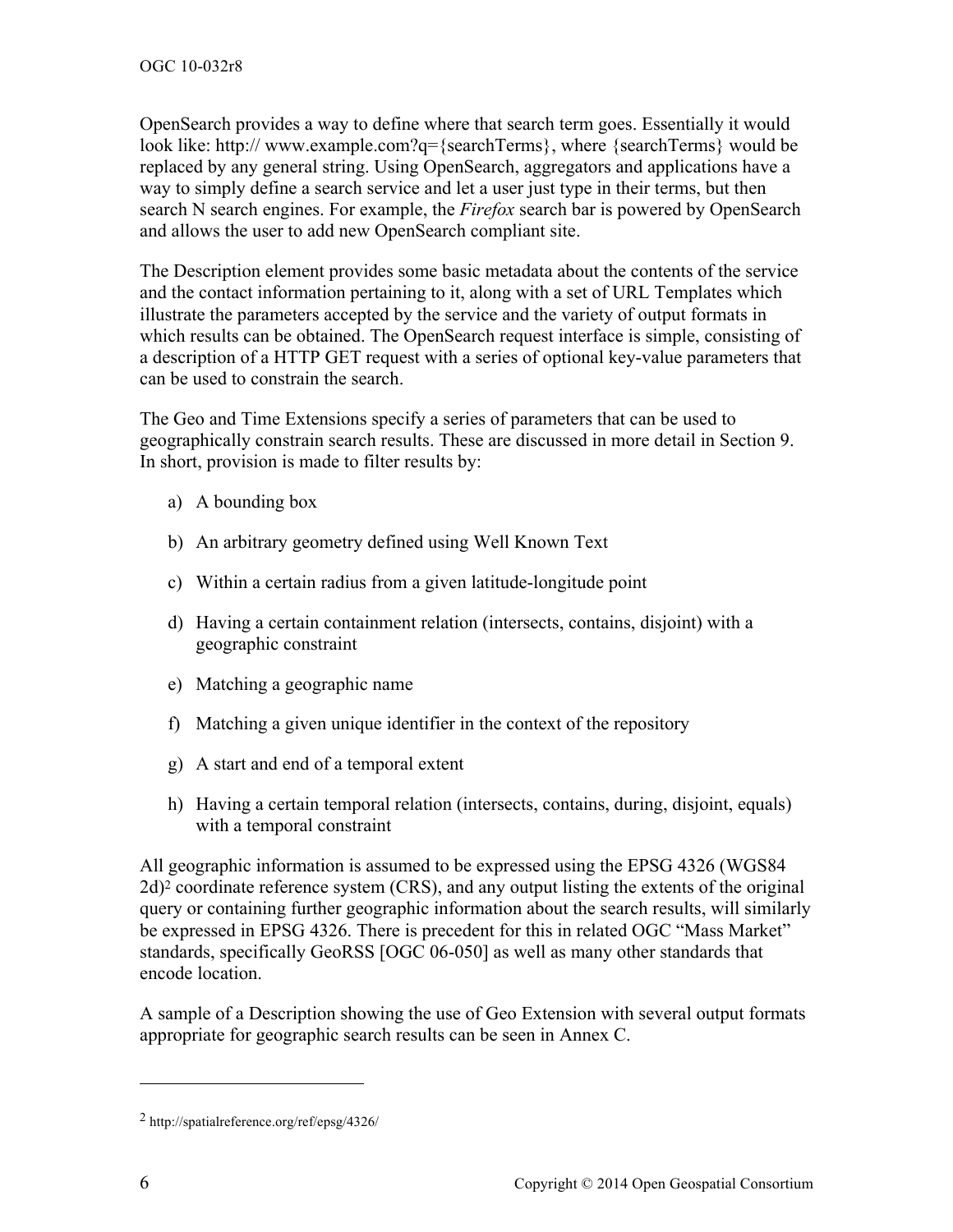OpenSearch provides a way to define where that search term goes. Essentially it would look like: http:// www.example.com?q={searchTerms}, where {searchTerms} would be replaced by any general string. Using OpenSearch, aggregators and applications have a way to simply define a search service and let a user just type in their terms, but then search N search engines. For example, the *Firefox* search bar is powered by OpenSearch and allows the user to add new OpenSearch compliant site.

The Description element provides some basic metadata about the contents of the service and the contact information pertaining to it, along with a set of URL Templates which illustrate the parameters accepted by the service and the variety of output formats in which results can be obtained. The OpenSearch request interface is simple, consisting of a description of a HTTP GET request with a series of optional key-value parameters that can be used to constrain the search.

The Geo and Time Extensions specify a series of parameters that can be used to geographically constrain search results. These are discussed in more detail in Section 9. In short, provision is made to filter results by:

a) A bounding box

b) An arbitrary geometry defined using Well Known Text

c) Within a certain radius from a given latitude-longitude point

d) Having a certain containment relation (intersects, contains, disjoint) with a geographic constraint

e) Matching a geographic name

f) Matching a given unique identifier in the context of the repository

g) A start and end of a temporal extent

h) Having a certain temporal relation (intersects, contains, during, disjoint, equals) with a temporal constraint

All geographic information is assumed to be expressed using the EPSG 4326 (WGS84 2d)[2] coordinate reference system (CRS), and any output listing the extents of the original query or containing further geographic information about the search results, will similarly be expressed in EPSG 4326. There is precedent for this in related OGC "Mass Market" standards, specifically GeoRSS [OGC 06-050] as well as many other standards that encode location.

A sample of a Description showing the use of Geo Extension with several output formats appropriate for geographic search results can be seen in Annex C.

---

[2] http://spatialreference.org/ref/epsg/4326/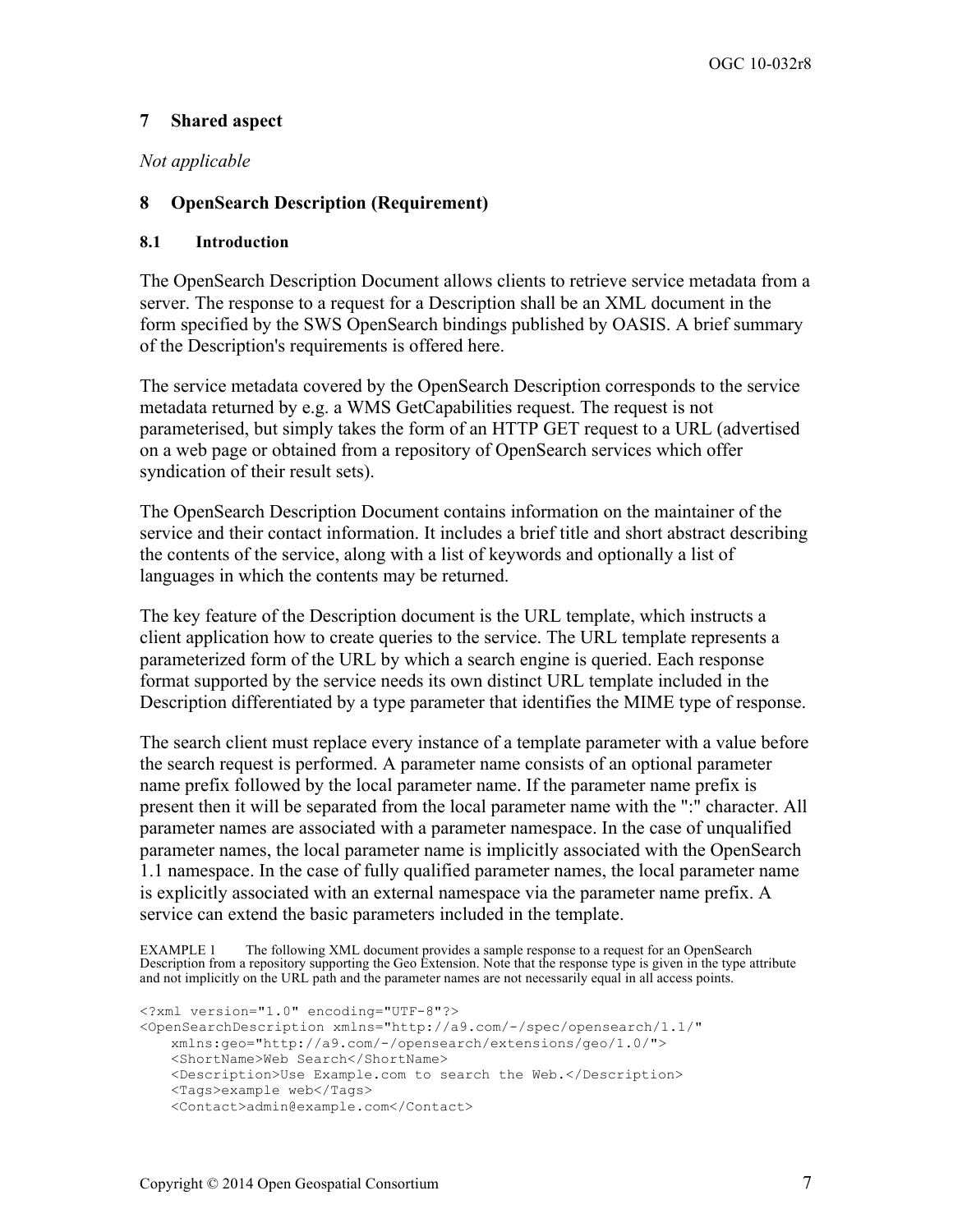## 7 Shared aspect

*Not applicable*

## 8 OpenSearch Description (Requirement)

### 8.1 Introduction

The OpenSearch Description Document allows clients to retrieve service metadata from a server. The response to a request for a Description shall be an XML document in the form specified by the SWS OpenSearch bindings published by OASIS. A brief summary of the Description's requirements is offered here.

The service metadata covered by the OpenSearch Description corresponds to the service metadata returned by e.g. a WMS GetCapabilities request. The request is not parameterised, but simply takes the form of an HTTP GET request to a URL (advertised on a web page or obtained from a repository of OpenSearch services which offer syndication of their result sets).

The OpenSearch Description Document contains information on the maintainer of the service and their contact information. It includes a brief title and short abstract describing the contents of the service, along with a list of keywords and optionally a list of languages in which the contents may be returned.

The key feature of the Description document is the URL template, which instructs a client application how to create queries to the service. The URL template represents a parameterized form of the URL by which a search engine is queried. Each response format supported by the service needs its own distinct URL template included in the Description differentiated by a type parameter that identifies the MIME type of response.

The search client must replace every instance of a template parameter with a value before the search request is performed. A parameter name consists of an optional parameter name prefix followed by the local parameter name. If the parameter name prefix is present then it will be separated from the local parameter name with the ":" character. All parameter names are associated with a parameter namespace. In the case of unqualified parameter names, the local parameter name is implicitly associated with the OpenSearch 1.1 namespace. In the case of fully qualified parameter names, the local parameter name is explicitly associated with an external namespace via the parameter name prefix. A service can extend the basic parameters included in the template.

EXAMPLE 1 The following XML document provides a sample response to a request for an OpenSearch Description from a repository supporting the Geo Extension. Note that the response type is given in the type attribute and not implicitly on the URL path and the parameter names are not necessarily equal in all access points.

```
<?xml version="1.0" encoding="UTF-8"?>
<OpenSearchDescription xmlns="http://a9.com/-/spec/opensearch/1.1/"
    xmlns:geo="http://a9.com/-/opensearch/extensions/geo/1.0/">
    <ShortName>Web Search</ShortName>
    <Description>Use Example.com to search the Web.</Description>
    <Tags>example web</Tags>
    <Contact>admin@example.com</Contact>
```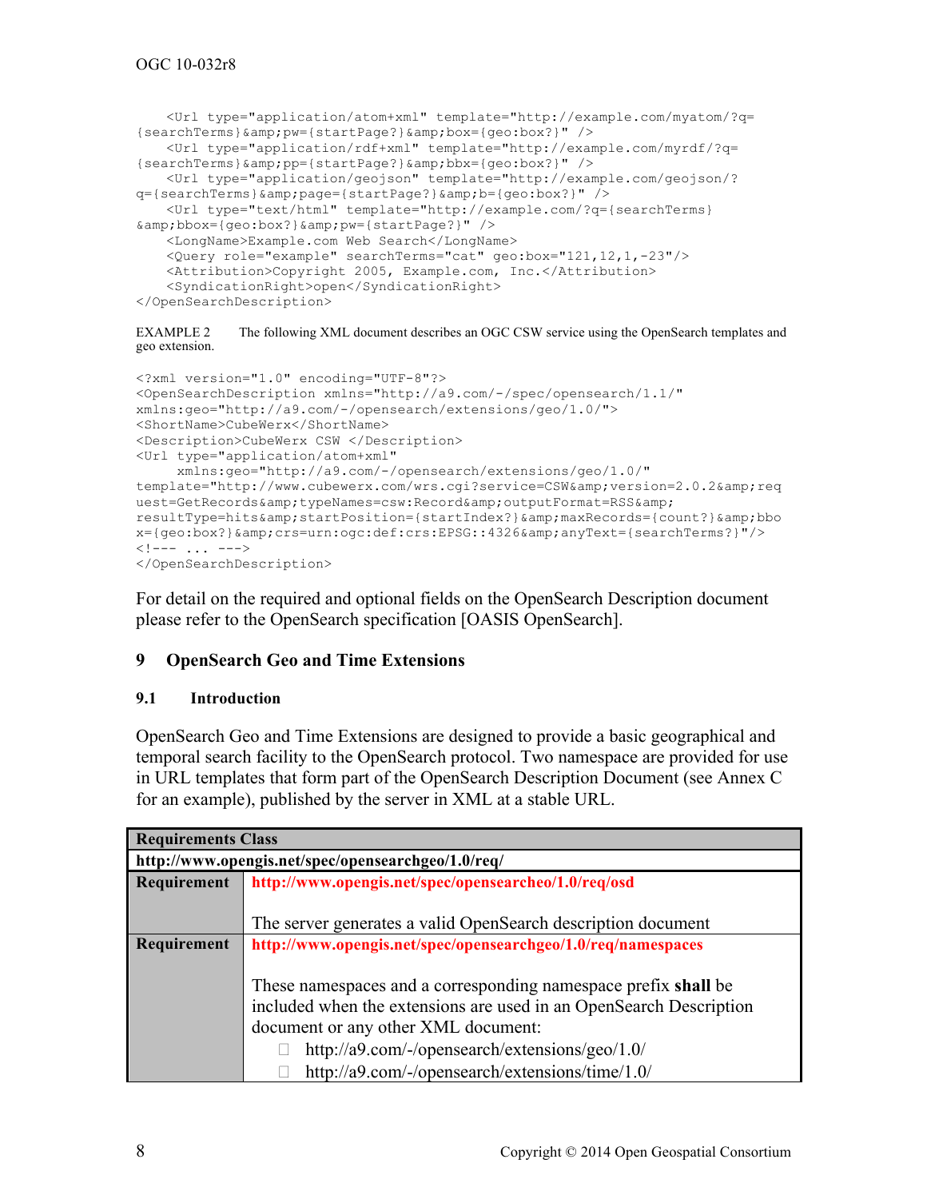```
    <Url type="application/atom+xml" template="http://example.com/myatom/?q=
{searchTerms}&amp;pw={startPage?}&amp;box={geo:box?}" />
    <Url type="application/rdf+xml" template="http://example.com/myrdf/?q=
{searchTerms}&amp;pp={startPage?}&amp;bbx={geo:box?}" />
    <Url type="application/geojson" template="http://example.com/geojson/?
q={searchTerms}&amp;page={startPage?}&amp;b={geo:box?}" />
    <Url type="text/html" template="http://example.com/?q={searchTerms}
&amp;bbox={geo:box?}&amp;pw={startPage?}" />
    <LongName>Example.com Web Search</LongName>
    <Query role="example" searchTerms="cat" geo:box="121,12,1,-23"/>
    <Attribution>Copyright 2005, Example.com, Inc.</Attribution>
    <SyndicationRight>open</SyndicationRight>
</OpenSearchDescription>
```

EXAMPLE 2 The following XML document describes an OGC CSW service using the OpenSearch templates and geo extension.

```
<?xml version="1.0" encoding="UTF-8"?>
<OpenSearchDescription xmlns="http://a9.com/-/spec/opensearch/1.1/"
xmlns:geo="http://a9.com/-/opensearch/extensions/geo/1.0/">
<ShortName>CubeWerx</ShortName>
<Description>CubeWerx CSW </Description>
<Url type="application/atom+xml"
     xmlns:geo="http://a9.com/-/opensearch/extensions/geo/1.0/"
template="http://www.cubewerx.com/wrs.cgi?service=CSW&amp;version=2.0.2&amp;req
uest=GetRecords&amp;typeNames=csw:Record&amp;outputFormat=RSS&amp;
resultType=hits&amp;startPosition={startIndex?}&amp;maxRecords={count?}&amp;bbo
x={geo:box?}&amp;crs=urn:ogc:def:crs:EPSG::4326&amp;anyText={searchTerms?}"/>
<!--- ... --->
</OpenSearchDescription>
```

For detail on the required and optional fields on the OpenSearch Description document please refer to the OpenSearch specification [OASIS OpenSearch].

# 9 OpenSearch Geo and Time Extensions

## 9.1 Introduction

OpenSearch Geo and Time Extensions are designed to provide a basic geographical and temporal search facility to the OpenSearch protocol. Two namespace are provided for use in URL templates that form part of the OpenSearch Description Document (see Annex C for an example), published by the server in XML at a stable URL.

| **Requirements Class** | |
|---|---|
| **http://www.opengis.net/spec/opensearchgeo/1.0/req/** | |
| **Requirement** | **http://www.opengis.net/spec/opensearcheo/1.0/req/osd**<br><br>The server generates a valid OpenSearch description document |
| **Requirement** | **http://www.opengis.net/spec/opensearchgeo/1.0/req/namespaces**<br><br>These namespaces and a corresponding namespace prefix **shall** be included when the extensions are used in an OpenSearch Description document or any other XML document:<br>- http://a9.com/-/opensearch/extensions/geo/1.0/<br>- http://a9.com/-/opensearch/extensions/time/1.0/ |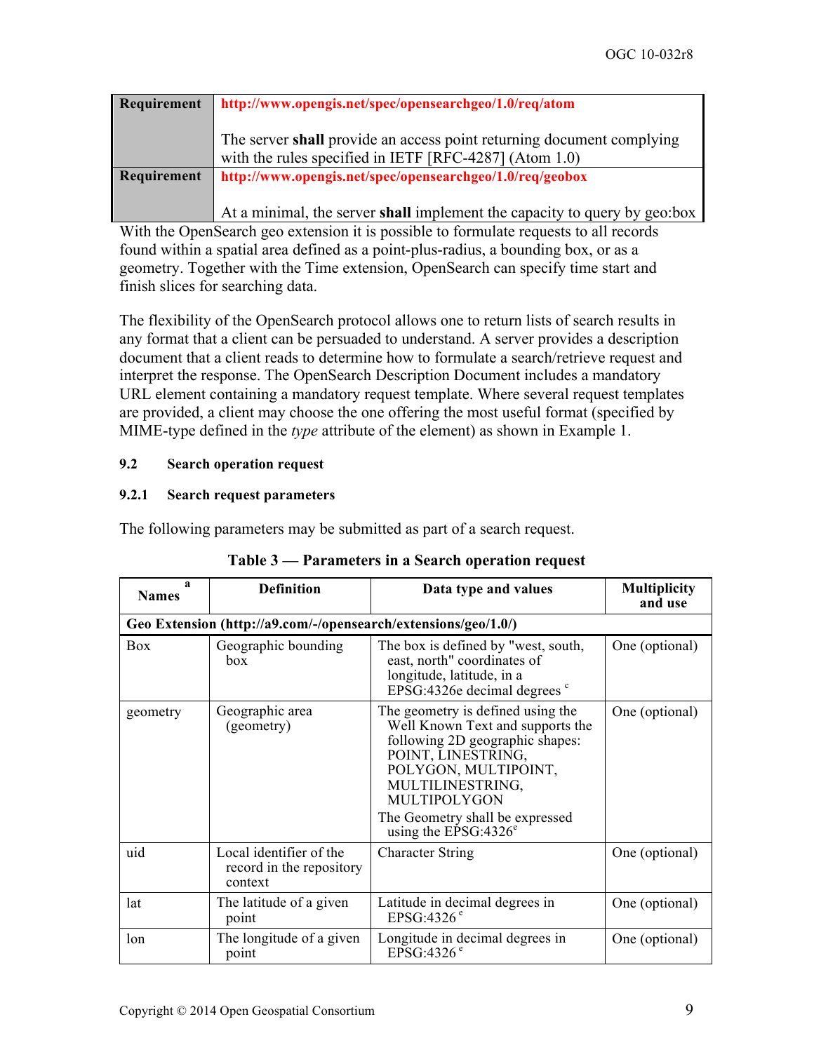| Requirement | http://www.opengis.net/spec/opensearchgeo/1.0/req/atom<br><br>The server **shall** provide an access point returning document complying with the rules specified in IETF [RFC-4287] (Atom 1.0) |
|---|---|
| Requirement | http://www.opengis.net/spec/opensearchgeo/1.0/req/geobox<br><br>At a minimal, the server **shall** implement the capacity to query by geo:box |

With the OpenSearch geo extension it is possible to formulate requests to all records found within a spatial area defined as a point-plus-radius, a bounding box, or as a geometry. Together with the Time extension, OpenSearch can specify time start and finish slices for searching data.

The flexibility of the OpenSearch protocol allows one to return lists of search results in any format that a client can be persuaded to understand. A server provides a description document that a client reads to determine how to formulate a search/retrieve request and interpret the response. The OpenSearch Description Document includes a mandatory URL element containing a mandatory request template. Where several request templates are provided, a client may choose the one offering the most useful format (specified by MIME-type defined in the *type* attribute of the element) as shown in Example 1.

### 9.2 Search operation request

#### 9.2.1 Search request parameters

The following parameters may be submitted as part of a search request.

**Table 3 — Parameters in a Search operation request**

| Names [a] | Definition | Data type and values | Multiplicity and use |
|---|---|---|---|
| **Geo Extension (http://a9.com/-/opensearch/extensions/geo/1.0/)** | | | |
| Box | Geographic bounding box | The box is defined by "west, south, east, north" coordinates of longitude, latitude, in a EPSG:4326e decimal degrees [c] | One (optional) |
| geometry | Geographic area (geometry) | The geometry is defined using the Well Known Text and supports the following 2D geographic shapes: POINT, LINESTRING, POLYGON, MULTIPOINT, MULTILINESTRING, MULTIPOLYGON<br>The Geometry shall be expressed using the EPSG:4326[e] | One (optional) |
| uid | Local identifier of the record in the repository context | Character String | One (optional) |
| lat | The latitude of a given point | Latitude in decimal degrees in EPSG:4326 [e] | One (optional) |
| lon | The longitude of a given point | Longitude in decimal degrees in EPSG:4326 [e] | One (optional) |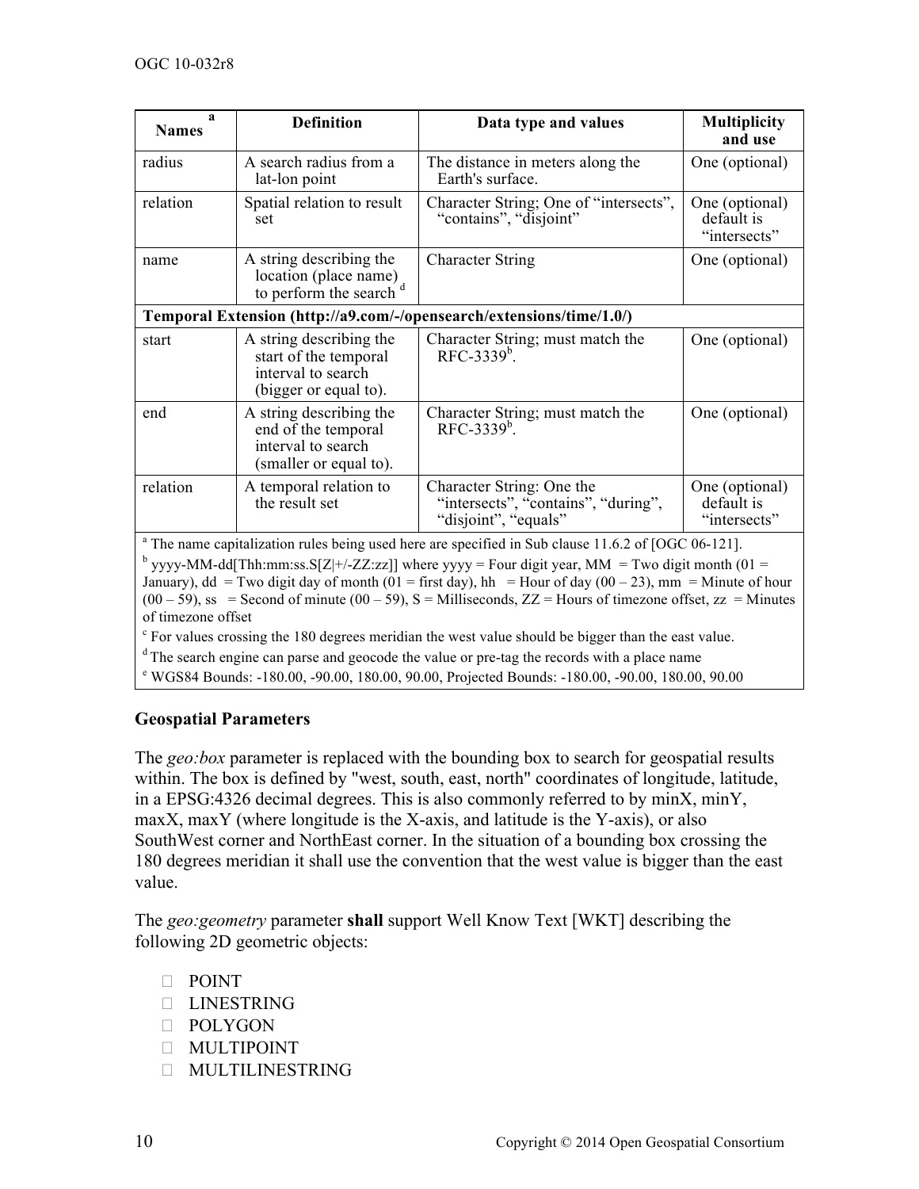| Names [a] | Definition | Data type and values | Multiplicity and use |
|---|---|---|---|
| radius | A search radius from a lat-lon point | The distance in meters along the Earth's surface. | One (optional) |
| relation | Spatial relation to result set | Character String; One of "intersects", "contains", "disjoint" | One (optional) default is "intersects" |
| name | A string describing the location (place name) to perform the search [d] | Character String | One (optional) |
| **Temporal Extension (http://a9.com/-/opensearch/extensions/time/1.0/)** | | | |
| start | A string describing the start of the temporal interval to search (bigger or equal to). | Character String; must match the RFC-3339[b]. | One (optional) |
| end | A string describing the end of the temporal interval to search (smaller or equal to). | Character String; must match the RFC-3339[b]. | One (optional) |
| relation | A temporal relation to the result set | Character String: One the "intersects", "contains", "during", "disjoint", "equals" | One (optional) default is "intersects" |

[a] The name capitalization rules being used here are specified in Sub clause 11.6.2 of [OGC 06-121].

[b] yyyy-MM-dd[Thh:mm:ss.S[Z|+/-ZZ:zz]] where yyyy = Four digit year, MM = Two digit month (01 = January), dd = Two digit day of month (01 = first day), hh = Hour of day (00 – 23), mm = Minute of hour (00 – 59), ss = Second of minute (00 – 59), S = Milliseconds, ZZ = Hours of timezone offset, zz = Minutes of timezone offset

[c] For values crossing the 180 degrees meridian the west value should be bigger than the east value.

[d] The search engine can parse and geocode the value or pre-tag the records with a place name

[e] WGS84 Bounds: -180.00, -90.00, 180.00, 90.00, Projected Bounds: -180.00, -90.00, 180.00, 90.00

### Geospatial Parameters

The *geo:box* parameter is replaced with the bounding box to search for geospatial results within. The box is defined by "west, south, east, north" coordinates of longitude, latitude, in a EPSG:4326 decimal degrees. This is also commonly referred to by minX, minY, maxX, maxY (where longitude is the X-axis, and latitude is the Y-axis), or also SouthWest corner and NorthEast corner. In the situation of a bounding box crossing the 180 degrees meridian it shall use the convention that the west value is bigger than the east value.

The *geo:geometry* parameter **shall** support Well Know Text [WKT] describing the following 2D geometric objects:

- POINT
- LINESTRING
- POLYGON
- MULTIPOINT
- MULTILINESTRING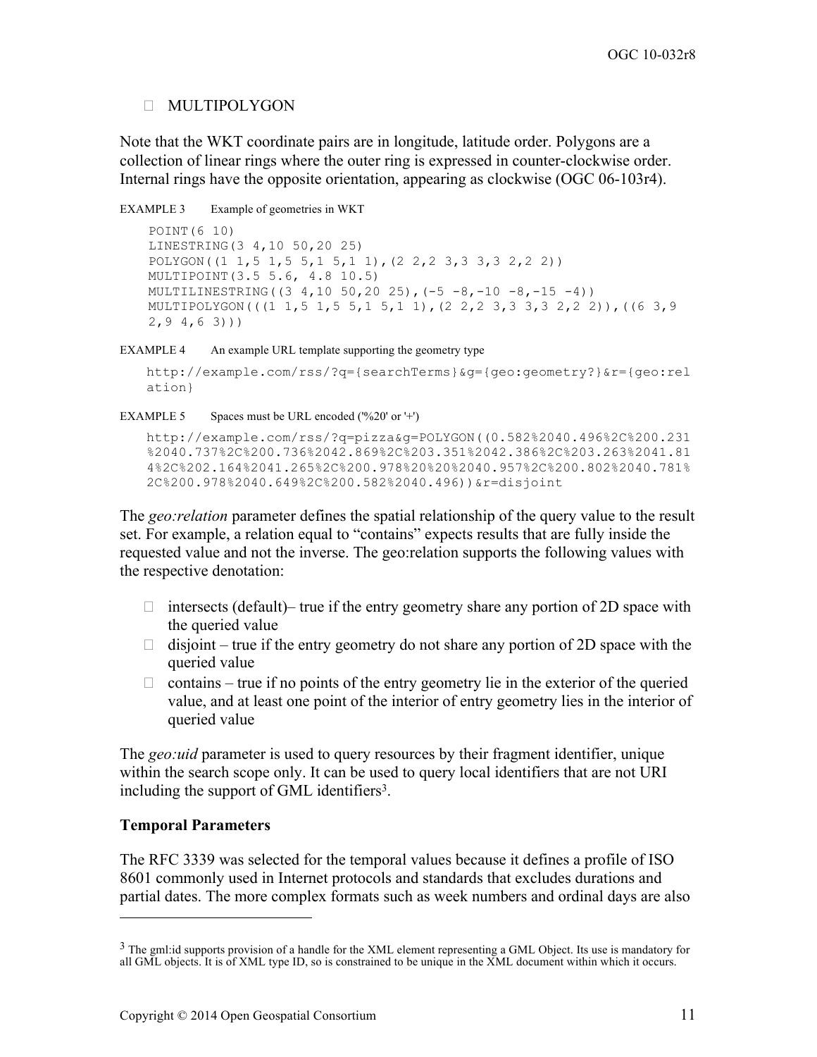- MULTIPOLYGON

Note that the WKT coordinate pairs are in longitude, latitude order. Polygons are a collection of linear rings where the outer ring is expressed in counter-clockwise order. Internal rings have the opposite orientation, appearing as clockwise (OGC 06-103r4).

EXAMPLE 3 Example of geometries in WKT

```
POINT(6 10)
LINESTRING(3 4,10 50,20 25)
POLYGON((1 1,5 1,5 5,1 5,1 1),(2 2,2 3,3 3,3 2,2 2))
MULTIPOINT(3.5 5.6, 4.8 10.5)
MULTILINESTRING((3 4,10 50,20 25),(-5 -8,-10 -8,-15 -4))
MULTIPOLYGON(((1 1,5 1,5 5,1 5,1 1),(2 2,2 3,3 3,3 2,2 2)),((6 3,9 2,9 4,6 3)))
```

EXAMPLE 4 An example URL template supporting the geometry type

```
http://example.com/rss/?q={searchTerms}&g={geo:geometry?}&r={geo:relation}
```

EXAMPLE 5 Spaces must be URL encoded ('%20' or '+')

```
http://example.com/rss/?q=pizza&g=POLYGON((0.582%2040.496%2C%200.231%2040.737%2C%200.736%2042.869%2C%203.351%2042.386%2C%203.263%2041.814%2C%202.164%2041.265%2C%200.978%20%2040.957%2C%200.802%2040.781%2C%200.978%2040.649%2C%200.582%2040.496))&r=disjoint
```

The *geo:relation* parameter defines the spatial relationship of the query value to the result set. For example, a relation equal to "contains" expects results that are fully inside the requested value and not the inverse. The geo:relation supports the following values with the respective denotation:

- intersects (default)– true if the entry geometry share any portion of 2D space with the queried value
- disjoint – true if the entry geometry do not share any portion of 2D space with the queried value
- contains – true if no points of the entry geometry lie in the exterior of the queried value, and at least one point of the interior of entry geometry lies in the interior of queried value

The *geo:uid* parameter is used to query resources by their fragment identifier, unique within the search scope only. It can be used to query local identifiers that are not URI including the support of GML identifiers[3].

**Temporal Parameters**

The RFC 3339 was selected for the temporal values because it defines a profile of ISO 8601 commonly used in Internet protocols and standards that excludes durations and partial dates. The more complex formats such as week numbers and ordinal days are also

[3] The gml:id supports provision of a handle for the XML element representing a GML Object. Its use is mandatory for all GML objects. It is of XML type ID, so is constrained to be unique in the XML document within which it occurs.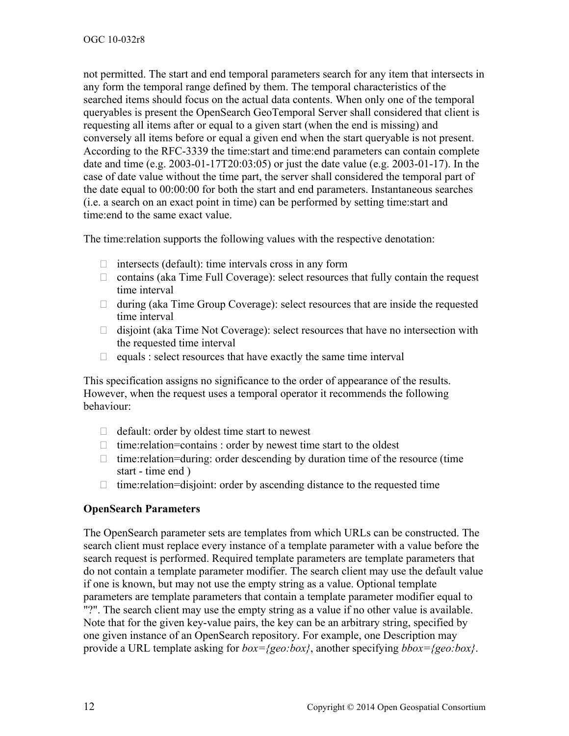not permitted. The start and end temporal parameters search for any item that intersects in any form the temporal range defined by them. The temporal characteristics of the searched items should focus on the actual data contents. When only one of the temporal queryables is present the OpenSearch GeoTemporal Server shall considered that client is requesting all items after or equal to a given start (when the end is missing) and conversely all items before or equal a given end when the start queryable is not present. According to the RFC-3339 the time:start and time:end parameters can contain complete date and time (e.g. 2003-01-17T20:03:05) or just the date value (e.g. 2003-01-17). In the case of date value without the time part, the server shall considered the temporal part of the date equal to 00:00:00 for both the start and end parameters. Instantaneous searches (i.e. a search on an exact point in time) can be performed by setting time:start and time:end to the same exact value.

The time:relation supports the following values with the respective denotation:

- intersects (default): time intervals cross in any form
- contains (aka Time Full Coverage): select resources that fully contain the request time interval
- during (aka Time Group Coverage): select resources that are inside the requested time interval
- disjoint (aka Time Not Coverage): select resources that have no intersection with the requested time interval
- equals : select resources that have exactly the same time interval

This specification assigns no significance to the order of appearance of the results. However, when the request uses a temporal operator it recommends the following behaviour:

- default: order by oldest time start to newest
- time:relation=contains : order by newest time start to the oldest
- time:relation=during: order descending by duration time of the resource (time start - time end )
- time:relation=disjoint: order by ascending distance to the requested time

**OpenSearch Parameters**

The OpenSearch parameter sets are templates from which URLs can be constructed. The search client must replace every instance of a template parameter with a value before the search request is performed. Required template parameters are template parameters that do not contain a template parameter modifier. The search client may use the default value if one is known, but may not use the empty string as a value. Optional template parameters are template parameters that contain a template parameter modifier equal to "?". The search client may use the empty string as a value if no other value is available. Note that for the given key-value pairs, the key can be an arbitrary string, specified by one given instance of an OpenSearch repository. For example, one Description may provide a URL template asking for *box={geo:box}*, another specifying *bbox={geo:box}*.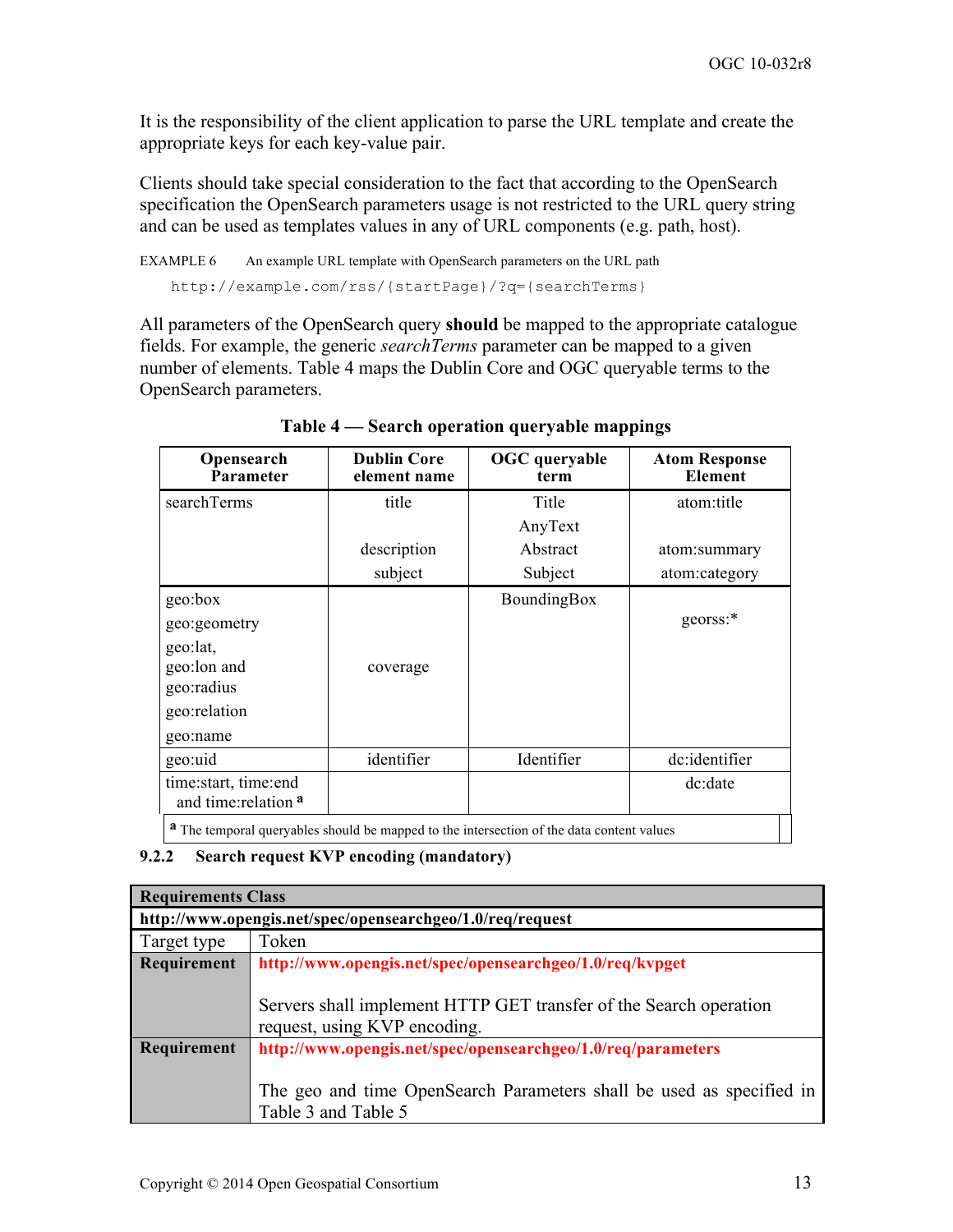It is the responsibility of the client application to parse the URL template and create the appropriate keys for each key-value pair.

Clients should take special consideration to the fact that according to the OpenSearch specification the OpenSearch parameters usage is not restricted to the URL query string and can be used as templates values in any of URL components (e.g. path, host).

EXAMPLE 6 An example URL template with OpenSearch parameters on the URL path

```
http://example.com/rss/{startPage}/?q={searchTerms}
```

All parameters of the OpenSearch query **should** be mapped to the appropriate catalogue fields. For example, the generic *searchTerms* parameter can be mapped to a given number of elements. Table 4 maps the Dublin Core and OGC queryable terms to the OpenSearch parameters.

**Table 4 — Search operation queryable mappings**

| Opensearch Parameter | Dublin Core element name | OGC queryable term | Atom Response Element |
|---|---|---|---|
| searchTerms | title | Title | atom:title |
| | | AnyText | |
| | description | Abstract | atom:summary |
| | subject | Subject | atom:category |
| geo:box<br>geo:geometry<br>geo:lat, geo:lon and geo:radius<br>geo:relation<br>geo:name | coverage | BoundingBox | georss:* |
| geo:uid | identifier | Identifier | dc:identifier |
| time:start, time:end and time:relation [a] | | | dc:date |

[a] The temporal queryables should be mapped to the intersection of the data content values

### 9.2.2 Search request KVP encoding (mandatory)

| Requirements Class | |
|---|---|
| **http://www.opengis.net/spec/opensearchgeo/1.0/req/request** | |
| Target type | Token |
| **Requirement** | **http://www.opengis.net/spec/opensearchgeo/1.0/req/kvpget**<br><br>Servers shall implement HTTP GET transfer of the Search operation request, using KVP encoding. |
| **Requirement** | **http://www.opengis.net/spec/opensearchgeo/1.0/req/parameters**<br><br>The geo and time OpenSearch Parameters shall be used as specified in Table 3 and Table 5 |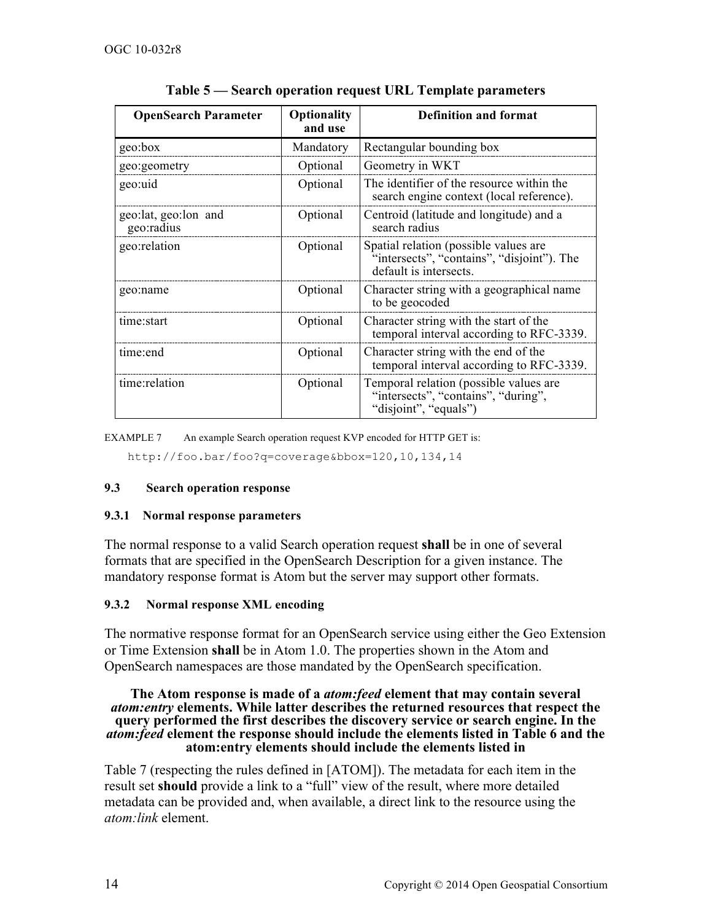**Table 5 — Search operation request URL Template parameters**

| OpenSearch Parameter | Optionality and use | Definition and format |
|---|---|---|
| geo:box | Mandatory | Rectangular bounding box |
| geo:geometry | Optional | Geometry in WKT |
| geo:uid | Optional | The identifier of the resource within the search engine context (local reference). |
| geo:lat, geo:lon and geo:radius | Optional | Centroid (latitude and longitude) and a search radius |
| geo:relation | Optional | Spatial relation (possible values are “intersects”, “contains”, “disjoint”). The default is intersects. |
| geo:name | Optional | Character string with a geographical name to be geocoded |
| time:start | Optional | Character string with the start of the temporal interval according to RFC-3339. |
| time:end | Optional | Character string with the end of the temporal interval according to RFC-3339. |
| time:relation | Optional | Temporal relation (possible values are “intersects”, “contains”, “during”, “disjoint”, “equals”) |

EXAMPLE 7 An example Search operation request KVP encoded for HTTP GET is:

```
http://foo.bar/foo?q=coverage&bbox=120,10,134,14
```

### 9.3 Search operation response

#### 9.3.1 Normal response parameters

The normal response to a valid Search operation request **shall** be in one of several formats that are specified in the OpenSearch Description for a given instance. The mandatory response format is Atom but the server may support other formats.

#### 9.3.2 Normal response XML encoding

The normative response format for an OpenSearch service using either the Geo Extension or Time Extension **shall** be in Atom 1.0. The properties shown in the Atom and OpenSearch namespaces are those mandated by the OpenSearch specification.

**The Atom response is made of a *atom:feed* element that may contain several *atom:entry* elements. While latter describes the returned resources that respect the query performed the first describes the discovery service or search engine. In the *atom:feed* element the response should include the elements listed in Table 6 and the atom:entry elements should include the elements listed in**

Table 7 (respecting the rules defined in [ATOM]). The metadata for each item in the result set **should** provide a link to a “full” view of the result, where more detailed metadata can be provided and, when available, a direct link to the resource using the *atom:link* element.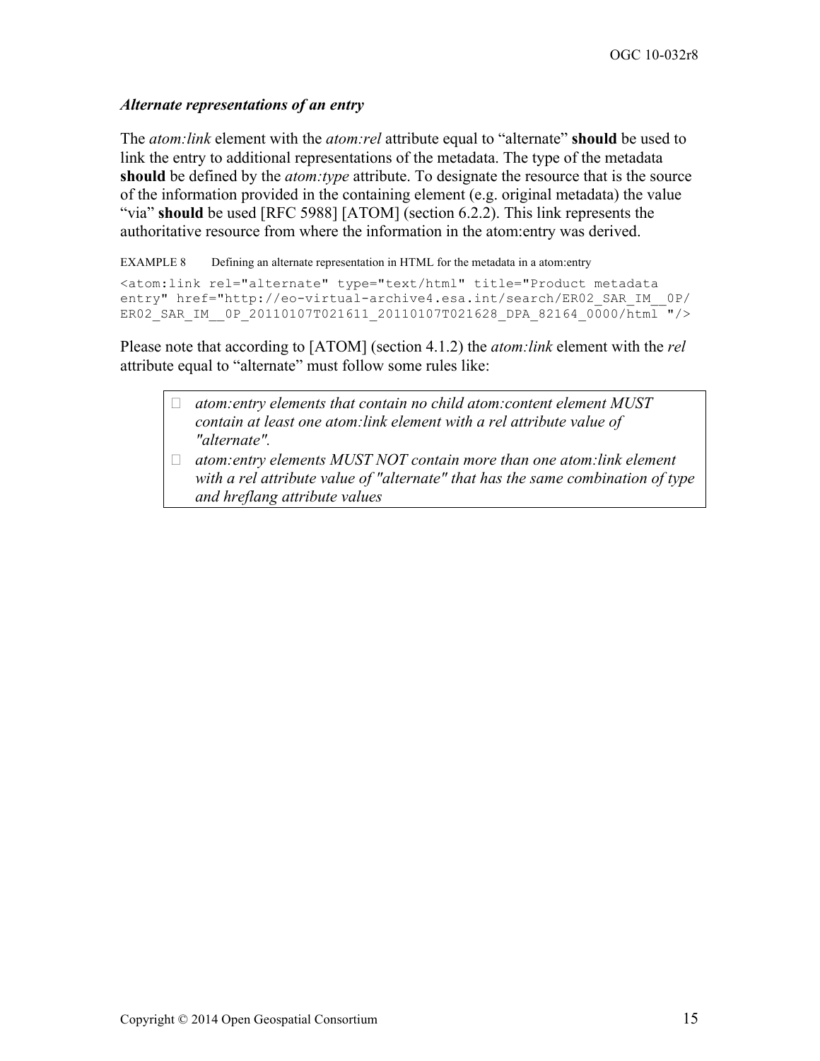***Alternate representations of an entry***

The *atom:link* element with the *atom:rel* attribute equal to “alternate” **should** be used to link the entry to additional representations of the metadata. The type of the metadata **should** be defined by the *atom:type* attribute. To designate the resource that is the source of the information provided in the containing element (e.g. original metadata) the value “via” **should** be used [RFC 5988] [ATOM] (section 6.2.2). This link represents the authoritative resource from where the information in the atom:entry was derived.

EXAMPLE 8 Defining an alternate representation in HTML for the metadata in a atom:entry

```
<atom:link rel="alternate" type="text/html" title="Product metadata
entry" href="http://eo-virtual-archive4.esa.int/search/ER02_SAR_IM__0P/
ER02_SAR_IM__0P_20110107T021611_20110107T021628_DPA_82164_0000/html "/>
```

Please note that according to [ATOM] (section 4.1.2) the *atom:link* element with the *rel* attribute equal to “alternate” must follow some rules like:

- *atom:entry elements that contain no child atom:content element MUST contain at least one atom:link element with a rel attribute value of "alternate".*
- *atom:entry elements MUST NOT contain more than one atom:link element with a rel attribute value of "alternate" that has the same combination of type and hreflang attribute values*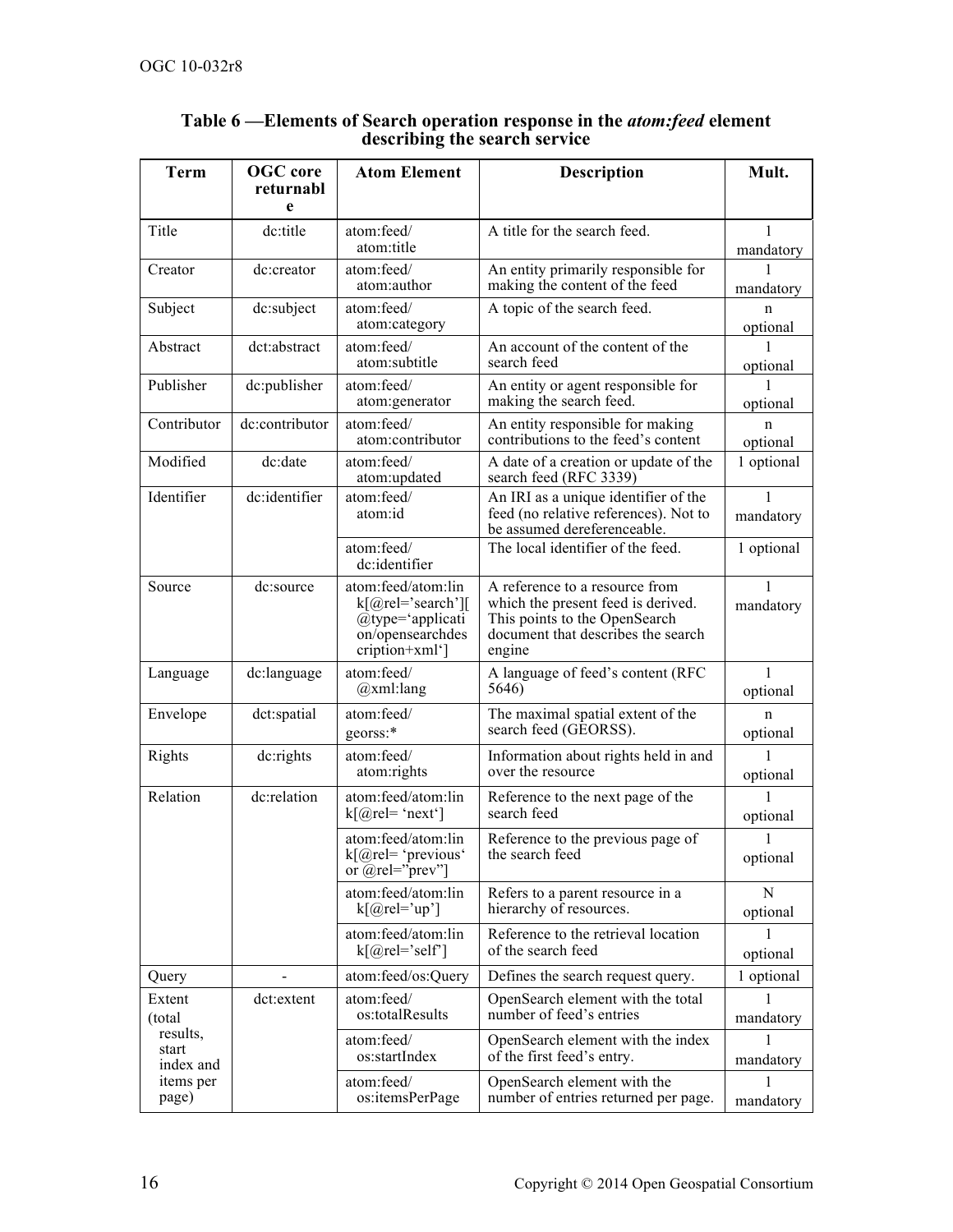**Table 6 —Elements of Search operation response in the *atom:feed* element describing the search service**

| Term | OGC core returnable | Atom Element | Description | Mult. |
|---|---|---|---|---|
| Title | dc:title | atom:feed/ atom:title | A title for the search feed. | 1 mandatory |
| Creator | dc:creator | atom:feed/ atom:author | An entity primarily responsible for making the content of the feed | 1 mandatory |
| Subject | dc:subject | atom:feed/ atom:category | A topic of the search feed. | n optional |
| Abstract | dct:abstract | atom:feed/ atom:subtitle | An account of the content of the search feed | 1 optional |
| Publisher | dc:publisher | atom:feed/ atom:generator | An entity or agent responsible for making the search feed. | 1 optional |
| Contributor | dc:contributor | atom:feed/ atom:contributor | An entity responsible for making contributions to the feed's content | n optional |
| Modified | dc:date | atom:feed/ atom:updated | A date of a creation or update of the search feed (RFC 3339) | 1 optional |
| Identifier | dc:identifier | atom:feed/ atom:id | An IRI as a unique identifier of the feed (no relative references). Not to be assumed dereferenceable. | 1 mandatory |
| | | atom:feed/ dc:identifier | The local identifier of the feed. | 1 optional |
| Source | dc:source | atom:feed/atom:link[@rel='search'][@type='application/opensearchdescription+xml'] | A reference to a resource from which the present feed is derived. This points to the OpenSearch document that describes the search engine | 1 mandatory |
| Language | dc:language | atom:feed/ @xml:lang | A language of feed's content (RFC 5646) | 1 optional |
| Envelope | dct:spatial | atom:feed/ georss:* | The maximal spatial extent of the search feed (GEORSS). | n optional |
| Rights | dc:rights | atom:feed/ atom:rights | Information about rights held in and over the resource | 1 optional |
| Relation | dc:relation | atom:feed/atom:link[@rel= 'next'] | Reference to the next page of the search feed | 1 optional |
| | | atom:feed/atom:link[@rel= 'previous' or @rel="prev"] | Reference to the previous page of the search feed | 1 optional |
| | | atom:feed/atom:link[@rel='up'] | Refers to a parent resource in a hierarchy of resources. | N optional |
| | | atom:feed/atom:link[@rel='self'] | Reference to the retrieval location of the search feed | 1 optional |
| Query | - | atom:feed/os:Query | Defines the search request query. | 1 optional |
| Extent (total results, start index and items per page) | dct:extent | atom:feed/ os:totalResults | OpenSearch element with the total number of feed's entries | 1 mandatory |
| | | atom:feed/ os:startIndex | OpenSearch element with the index of the first feed's entry. | 1 mandatory |
| | | atom:feed/ os:itemsPerPage | OpenSearch element with the number of entries returned per page. | 1 mandatory |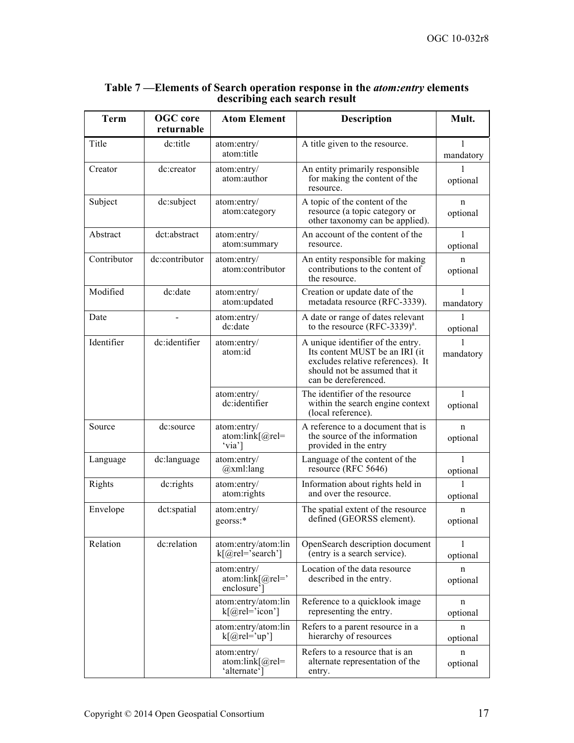**Table 7 —Elements of Search operation response in the *atom:entry* elements describing each search result**

| Term | OGC core returnable | Atom Element | Description | Mult. |
|---|---|---|---|---|
| Title | dc:title | atom:entry/ atom:title | A title given to the resource. | 1 mandatory |
| Creator | dc:creator | atom:entry/ atom:author | An entity primarily responsible for making the content of the resource. | 1 optional |
| Subject | dc:subject | atom:entry/ atom:category | A topic of the content of the resource (a topic category or other taxonomy can be applied). | n optional |
| Abstract | dct:abstract | atom:entry/ atom:summary | An account of the content of the resource. | 1 optional |
| Contributor | dc:contributor | atom:entry/ atom:contributor | An entity responsible for making contributions to the content of the resource. | n optional |
| Modified | dc:date | atom:entry/ atom:updated | Creation or update date of the metadata resource (RFC-3339). | 1 mandatory |
| Date | - | atom:entry/ dc:date | A date or range of dates relevant to the resource (RFC-3339)[a]. | 1 optional |
| Identifier | dc:identifier | atom:entry/ atom:id | A unique identifier of the entry. Its content MUST be an IRI (it excludes relative references). It should not be assumed that it can be dereferenced. | 1 mandatory |
| | | atom:entry/ dc:identifier | The identifier of the resource within the search engine context (local reference). | 1 optional |
| Source | dc:source | atom:entry/ atom:link[@rel= 'via'] | A reference to a document that is the source of the information provided in the entry | n optional |
| Language | dc:language | atom:entry/ @xml:lang | Language of the content of the resource (RFC 5646) | 1 optional |
| Rights | dc:rights | atom:entry/ atom:rights | Information about rights held in and over the resource. | 1 optional |
| Envelope | dct:spatial | atom:entry/ georss:* | The spatial extent of the resource defined (GEORSS element). | n optional |
| Relation | dc:relation | atom:entry/atom:link[@rel='search'] | OpenSearch description document (entry is a search service). | 1 optional |
| | | atom:entry/ atom:link[@rel=' enclosure'] | Location of the data resource described in the entry. | n optional |
| | | atom:entry/atom:link[@rel='icon'] | Reference to a quicklook image representing the entry. | n optional |
| | | atom:entry/atom:link[@rel='up'] | Refers to a parent resource in a hierarchy of resources | n optional |
| | | atom:entry/ atom:link[@rel= 'alternate'] | Refers to a resource that is an alternate representation of the entry. | n optional |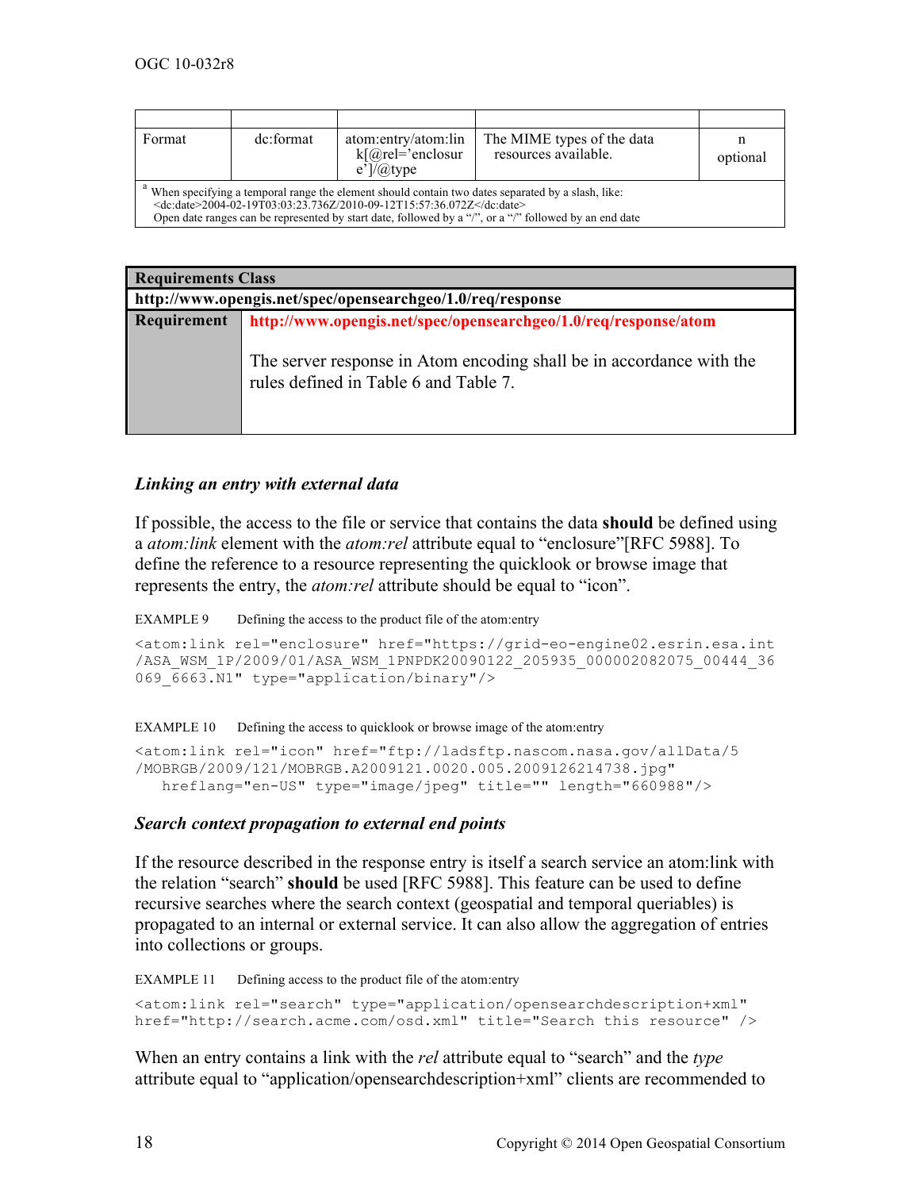| | | | | |
|---|---|---|---|---|
| Format | dc:format | atom:entry/atom:link[@rel='enclosure']/@type | The MIME types of the data resources available. | n optional |

[a] When specifying a temporal range the element should contain two dates separated by a slash, like: <dc:date>2004-02-19T03:03:23.736Z/2010-09-12T15:57:36.072Z</dc:date>
Open date ranges can be represented by start date, followed by a "/", or a "/" followed by an end date

| **Requirements Class** | |
|---|---|
| **http://www.opengis.net/spec/opensearchgeo/1.0/req/response** | |
| **Requirement** | **http://www.opengis.net/spec/opensearchgeo/1.0/req/response/atom**<br><br>The server response in Atom encoding shall be in accordance with the rules defined in Table 6 and Table 7. |

***Linking an entry with external data***

If possible, the access to the file or service that contains the data **should** be defined using a *atom:link* element with the *atom:rel* attribute equal to "enclosure"[RFC 5988]. To define the reference to a resource representing the quicklook or browse image that represents the entry, the *atom:rel* attribute should be equal to "icon".

EXAMPLE 9 Defining the access to the product file of the atom:entry

```
<atom:link rel="enclosure" href="https://grid-eo-engine02.esrin.esa.int
/ASA_WSM_1P/2009/01/ASA_WSM_1PNPDK20090122_205935_000002082075_00444_36
069_6663.N1" type="application/binary"/>
```

EXAMPLE 10 Defining the access to quicklook or browse image of the atom:entry

```
<atom:link rel="icon" href="ftp://ladsftp.nascom.nasa.gov/allData/5
/MOBRGB/2009/121/MOBRGB.A2009121.0020.005.2009126214738.jpg"
   hreflang="en-US" type="image/jpeg" title="" length="660988"/>
```

***Search context propagation to external end points***

If the resource described in the response entry is itself a search service an atom:link with the relation "search" **should** be used [RFC 5988]. This feature can be used to define recursive searches where the search context (geospatial and temporal queriables) is propagated to an internal or external service. It can also allow the aggregation of entries into collections or groups.

EXAMPLE 11 Defining access to the product file of the atom:entry

```
<atom:link rel="search" type="application/opensearchdescription+xml"
href="http://search.acme.com/osd.xml" title="Search this resource" />
```

When an entry contains a link with the *rel* attribute equal to "search" and the *type* attribute equal to "application/opensearchdescription+xml" clients are recommended to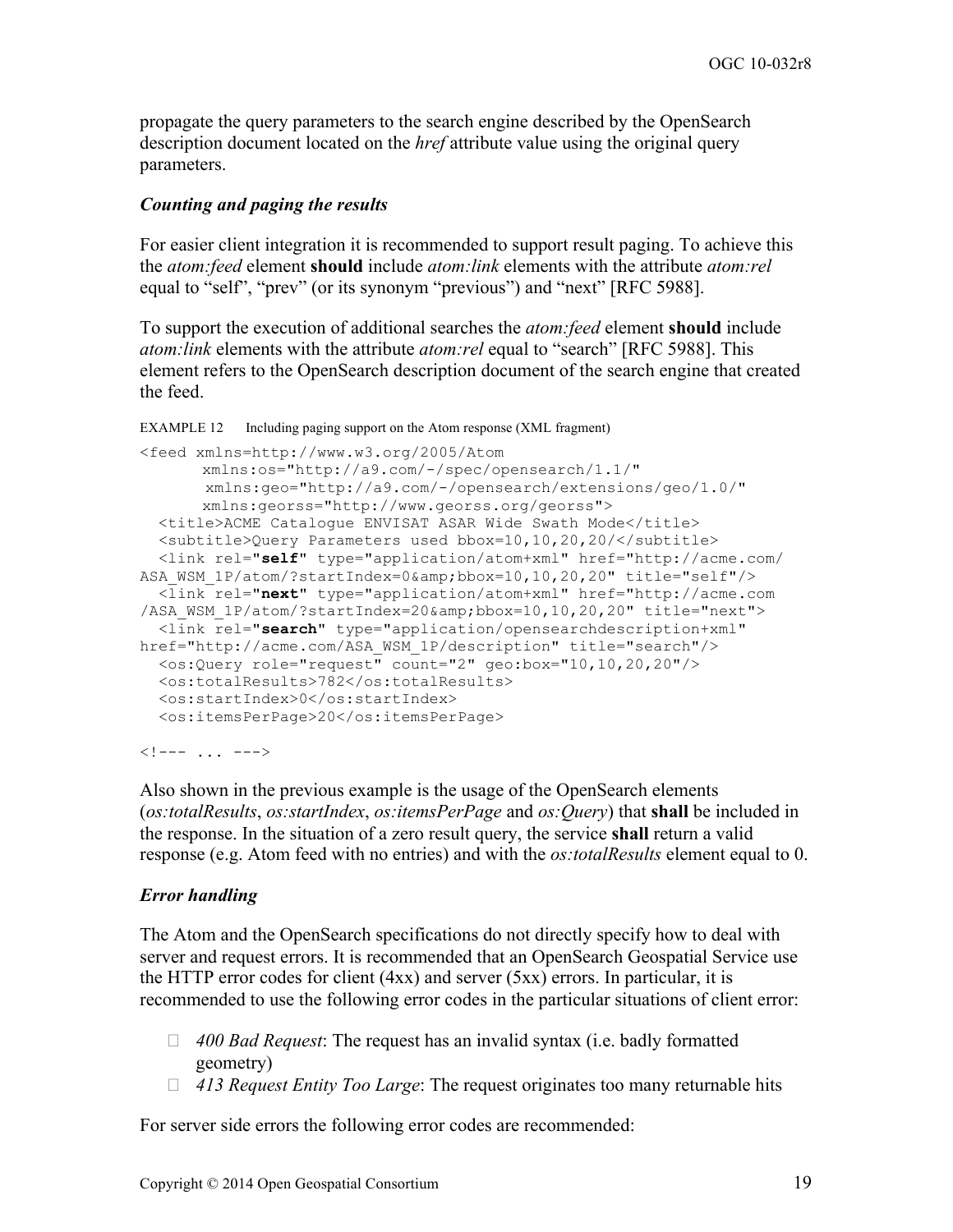propagate the query parameters to the search engine described by the OpenSearch description document located on the *href* attribute value using the original query parameters.

### *Counting and paging the results*

For easier client integration it is recommended to support result paging. To achieve this the *atom:feed* element **should** include *atom:link* elements with the attribute *atom:rel* equal to "self", "prev" (or its synonym "previous") and "next" [RFC 5988].

To support the execution of additional searches the *atom:feed* element **should** include *atom:link* elements with the attribute *atom:rel* equal to "search" [RFC 5988]. This element refers to the OpenSearch description document of the search engine that created the feed.

EXAMPLE 12 Including paging support on the Atom response (XML fragment)

```
<feed xmlns=http://www.w3.org/2005/Atom
      xmlns:os="http://a9.com/-/spec/opensearch/1.1/"
      xmlns:geo="http://a9.com/-/opensearch/extensions/geo/1.0/"
      xmlns:georss="http://www.georss.org/georss">
  <title>ACME Catalogue ENVISAT ASAR Wide Swath Mode</title>
  <subtitle>Query Parameters used bbox=10,10,20,20/</subtitle>
  <link rel="self" type="application/atom+xml" href="http://acme.com/
ASA_WSM_1P/atom/?startIndex=0&amp;bbox=10,10,20,20" title="self"/>
  <link rel="next" type="application/atom+xml" href="http://acme.com
/ASA_WSM_1P/atom/?startIndex=20&amp;bbox=10,10,20,20" title="next">
  <link rel="search" type="application/opensearchdescription+xml"
href="http://acme.com/ASA_WSM_1P/description" title="search"/>
  <os:Query role="request" count="2" geo:box="10,10,20,20"/>
  <os:totalResults>782</os:totalResults>
  <os:startIndex>0</os:startIndex>
  <os:itemsPerPage>20</os:itemsPerPage>

<!--- ... --->
```

Also shown in the previous example is the usage of the OpenSearch elements (*os:totalResults*, *os:startIndex*, *os:itemsPerPage* and *os:Query*) that **shall** be included in the response. In the situation of a zero result query, the service **shall** return a valid response (e.g. Atom feed with no entries) and with the *os:totalResults* element equal to 0.

### *Error handling*

The Atom and the OpenSearch specifications do not directly specify how to deal with server and request errors. It is recommended that an OpenSearch Geospatial Service use the HTTP error codes for client (4xx) and server (5xx) errors. In particular, it is recommended to use the following error codes in the particular situations of client error:

- *400 Bad Request*: The request has an invalid syntax (i.e. badly formatted geometry)
- *413 Request Entity Too Large*: The request originates too many returnable hits

For server side errors the following error codes are recommended: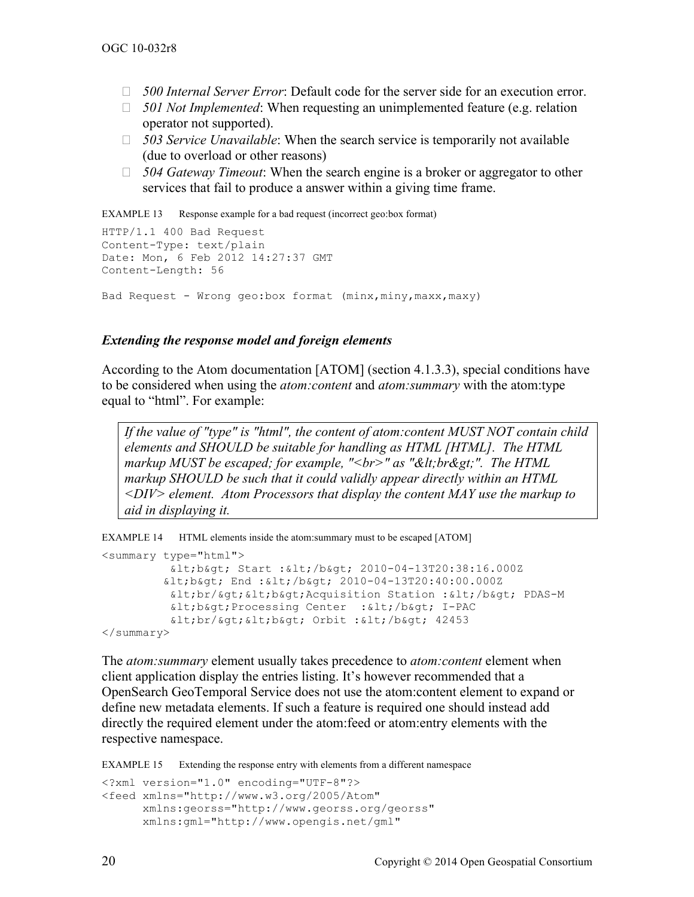- *500 Internal Server Error*: Default code for the server side for an execution error.
- *501 Not Implemented*: When requesting an unimplemented feature (e.g. relation operator not supported).
- *503 Service Unavailable*: When the search service is temporarily not available (due to overload or other reasons)
- *504 Gateway Timeout*: When the search engine is a broker or aggregator to other services that fail to produce a answer within a giving time frame.

EXAMPLE 13 Response example for a bad request (incorrect geo:box format)

```
HTTP/1.1 400 Bad Request
Content-Type: text/plain
Date: Mon, 6 Feb 2012 14:27:37 GMT
Content-Length: 56

Bad Request - Wrong geo:box format (minx,miny,maxx,maxy)
```

### *Extending the response model and foreign elements*

According to the Atom documentation [ATOM] (section 4.1.3.3), special conditions have to be considered when using the *atom:content* and *atom:summary* with the atom:type equal to “html”. For example:

> *If the value of "type" is "html", the content of atom:content MUST NOT contain child elements and SHOULD be suitable for handling as HTML [HTML]. The HTML markup MUST be escaped; for example, "<br>" as "&lt;br&gt;". The HTML markup SHOULD be such that it could validly appear directly within an HTML <DIV> element. Atom Processors that display the content MAY use the markup to aid in displaying it.*

EXAMPLE 14 HTML elements inside the atom:summary must to be escaped [ATOM]

```
<summary type="html">
          &lt;b&gt; Start :&lt;/b&gt; 2010-04-13T20:38:16.000Z
         &lt;b&gt; End :&lt;/b&gt; 2010-04-13T20:40:00.000Z
          &lt;br/&gt;&lt;b&gt;Acquisition Station :&lt;/b&gt; PDAS-M
          &lt;b&gt;Processing Center  :&lt;/b&gt; I-PAC
          &lt;br/&gt;&lt;b&gt; Orbit :&lt;/b&gt; 42453
</summary>
```

The *atom:summary* element usually takes precedence to *atom:content* element when client application display the entries listing. It’s however recommended that a OpenSearch GeoTemporal Service does not use the atom:content element to expand or define new metadata elements. If such a feature is required one should instead add directly the required element under the atom:feed or atom:entry elements with the respective namespace.

EXAMPLE 15 Extending the response entry with elements from a different namespace

```
<?xml version="1.0" encoding="UTF-8"?>
<feed xmlns="http://www.w3.org/2005/Atom"
      xmlns:georss="http://www.georss.org/georss"
      xmlns:gml="http://www.opengis.net/gml"
```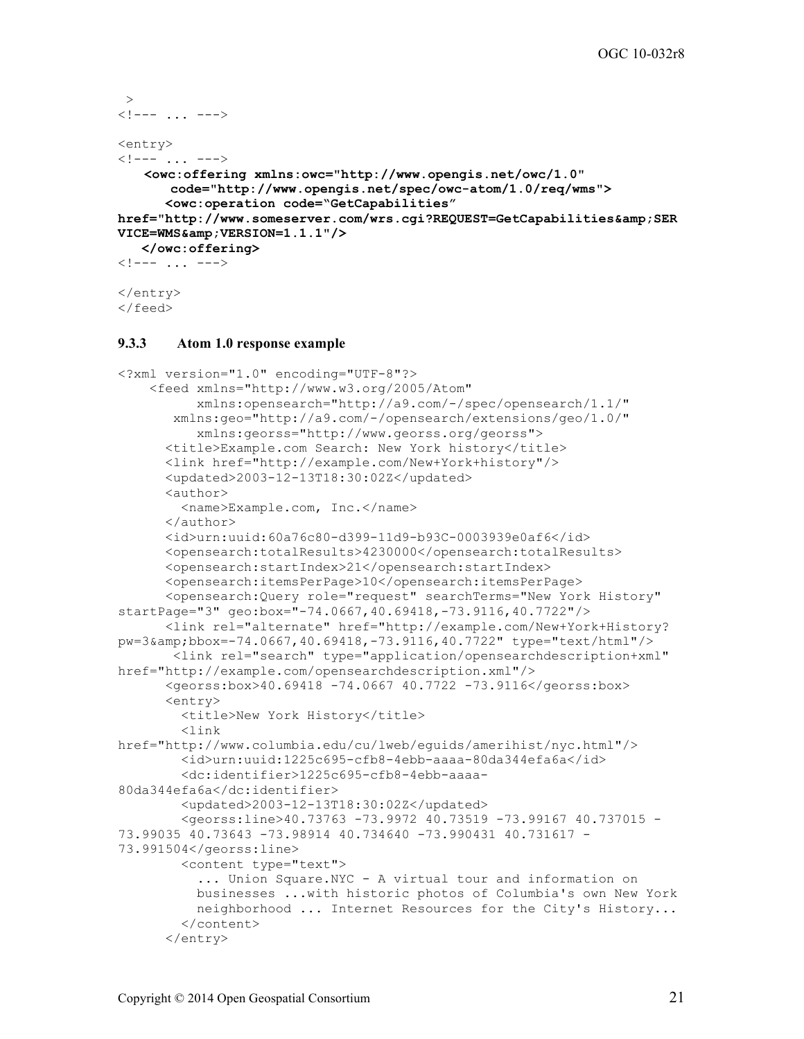```
 >
<!--- ... --->

<entry>
<!--- ... --->
    <owc:offering xmlns:owc="http://www.opengis.net/owc/1.0"
       code="http://www.opengis.net/spec/owc-atom/1.0/req/wms">
      <owc:operation code="GetCapabilities"
href="http://www.someserver.com/wrs.cgi?REQUEST=GetCapabilities&amp;SER
VICE=WMS&amp;VERSION=1.1.1"/>
   </owc:offering>
<!--- ... --->

</entry>
</feed>
```

### 9.3.3 Atom 1.0 response example

```
<?xml version="1.0" encoding="UTF-8"?>
    <feed xmlns="http://www.w3.org/2005/Atom"
          xmlns:opensearch="http://a9.com/-/spec/opensearch/1.1/"
       xmlns:geo="http://a9.com/-/opensearch/extensions/geo/1.0/"
          xmlns:georss="http://www.georss.org/georss">
      <title>Example.com Search: New York history</title>
      <link href="http://example.com/New+York+history"/>
      <updated>2003-12-13T18:30:02Z</updated>
      <author>
        <name>Example.com, Inc.</name>
      </author>
      <id>urn:uuid:60a76c80-d399-11d9-b93C-0003939e0af6</id>
      <opensearch:totalResults>4230000</opensearch:totalResults>
      <opensearch:startIndex>21</opensearch:startIndex>
      <opensearch:itemsPerPage>10</opensearch:itemsPerPage>
      <opensearch:Query role="request" searchTerms="New York History"
startPage="3" geo:box="-74.0667,40.69418,-73.9116,40.7722"/>
      <link rel="alternate" href="http://example.com/New+York+History?
pw=3&amp;bbox=-74.0667,40.69418,-73.9116,40.7722" type="text/html"/>
       <link rel="search" type="application/opensearchdescription+xml"
href="http://example.com/opensearchdescription.xml"/>
      <georss:box>40.69418 -74.0667 40.7722 -73.9116</georss:box>
      <entry>
        <title>New York History</title>
        <link
href="http://www.columbia.edu/cu/lweb/eguids/amerihist/nyc.html"/>
        <id>urn:uuid:1225c695-cfb8-4ebb-aaaa-80da344efa6a</id>
        <dc:identifier>1225c695-cfb8-4ebb-aaaa-
80da344efa6a</dc:identifier>
        <updated>2003-12-13T18:30:02Z</updated>
        <georss:line>40.73763 -73.9972 40.73519 -73.99167 40.737015 -
73.99035 40.73643 -73.98914 40.734640 -73.990431 40.731617 -
73.991504</georss:line>
        <content type="text">
          ... Union Square.NYC - A virtual tour and information on
          businesses ...with historic photos of Columbia's own New York
          neighborhood ... Internet Resources for the City's History...
        </content>
      </entry>
```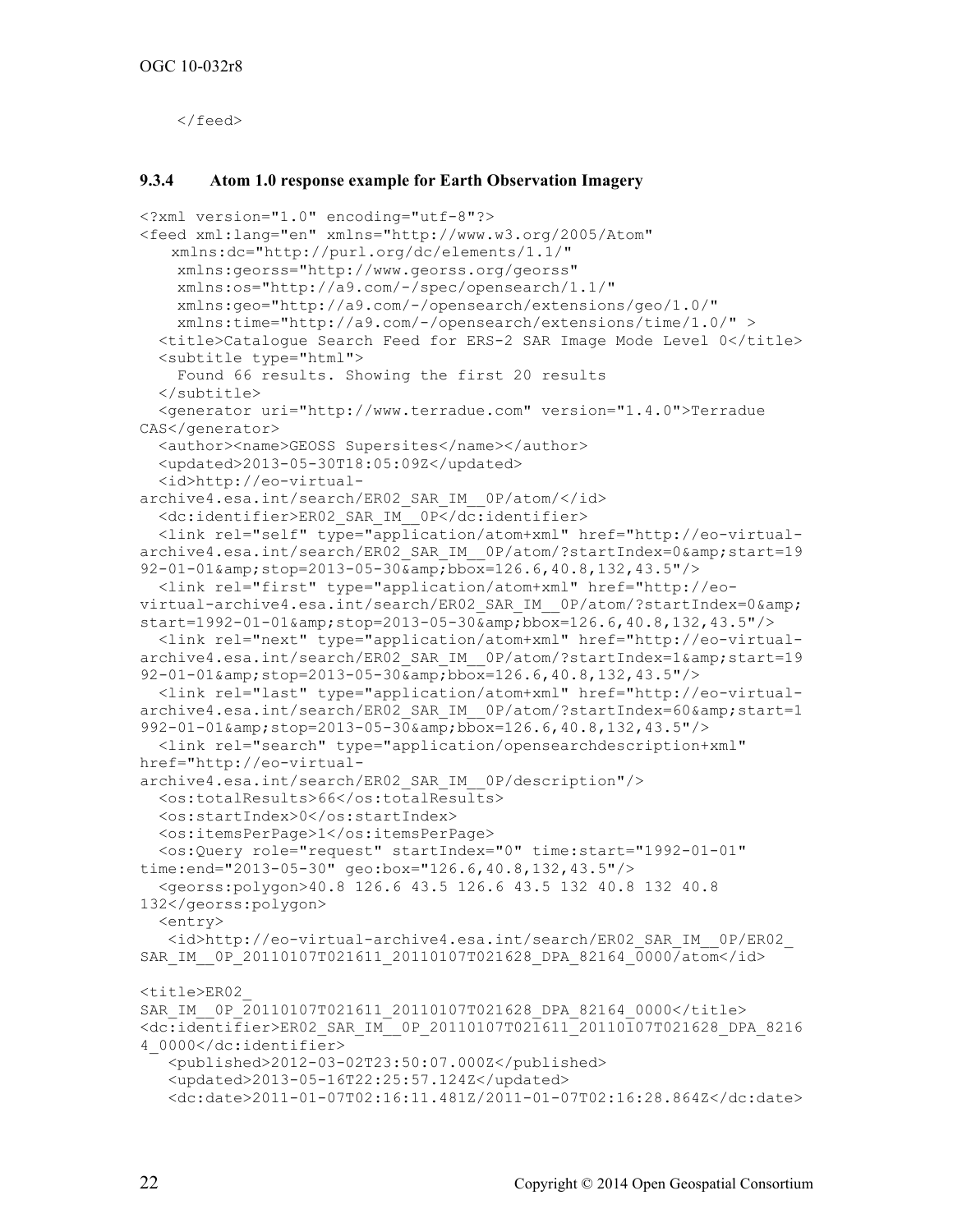```
</feed>
```

### 9.3.4 Atom 1.0 response example for Earth Observation Imagery

```
<?xml version="1.0" encoding="utf-8"?>
<feed xml:lang="en" xmlns="http://www.w3.org/2005/Atom"
    xmlns:dc="http://purl.org/dc/elements/1.1/"
     xmlns:georss="http://www.georss.org/georss"
     xmlns:os="http://a9.com/-/spec/opensearch/1.1/"
     xmlns:geo="http://a9.com/-/opensearch/extensions/geo/1.0/"
     xmlns:time="http://a9.com/-/opensearch/extensions/time/1.0/" >
  <title>Catalogue Search Feed for ERS-2 SAR Image Mode Level 0</title>
  <subtitle type="html">
    Found 66 results. Showing the first 20 results
  </subtitle>
  <generator uri="http://www.terradue.com" version="1.4.0">Terradue
CAS</generator>
  <author><name>GEOSS Supersites</name></author>
  <updated>2013-05-30T18:05:09Z</updated>
  <id>http://eo-virtual-
archive4.esa.int/search/ER02_SAR_IM__0P/atom/</id>
  <dc:identifier>ER02_SAR_IM__0P</dc:identifier>
  <link rel="self" type="application/atom+xml" href="http://eo-virtual-
archive4.esa.int/search/ER02_SAR_IM__0P/atom/?startIndex=0&amp;start=19
92-01-01&amp;stop=2013-05-30&amp;bbox=126.6,40.8,132,43.5"/>
  <link rel="first" type="application/atom+xml" href="http://eo-
virtual-archive4.esa.int/search/ER02_SAR_IM__0P/atom/?startIndex=0&amp;
start=1992-01-01&amp;stop=2013-05-30&amp;bbox=126.6,40.8,132,43.5"/>
  <link rel="next" type="application/atom+xml" href="http://eo-virtual-
archive4.esa.int/search/ER02_SAR_IM__0P/atom/?startIndex=1&amp;start=19
92-01-01&amp;stop=2013-05-30&amp;bbox=126.6,40.8,132,43.5"/>
  <link rel="last" type="application/atom+xml" href="http://eo-virtual-
archive4.esa.int/search/ER02_SAR_IM__0P/atom/?startIndex=60&amp;start=1
992-01-01&amp;stop=2013-05-30&amp;bbox=126.6,40.8,132,43.5"/>
  <link rel="search" type="application/opensearchdescription+xml"
href="http://eo-virtual-
archive4.esa.int/search/ER02_SAR_IM__0P/description"/>
  <os:totalResults>66</os:totalResults>
  <os:startIndex>0</os:startIndex>
  <os:itemsPerPage>1</os:itemsPerPage>
  <os:Query role="request" startIndex="0" time:start="1992-01-01"
time:end="2013-05-30" geo:box="126.6,40.8,132,43.5"/>
  <georss:polygon>40.8 126.6 43.5 126.6 43.5 132 40.8 132 40.8
132</georss:polygon>
  <entry>
   <id>http://eo-virtual-archive4.esa.int/search/ER02_SAR_IM__0P/ER02_
SAR_IM__0P_20110107T021611_20110107T021628_DPA_82164_0000/atom</id>

<title>ER02_
SAR_IM__0P_20110107T021611_20110107T021628_DPA_82164_0000</title>
<dc:identifier>ER02_SAR_IM__0P_20110107T021611_20110107T021628_DPA_8216
4_0000</dc:identifier>
   <published>2012-03-02T23:50:07.000Z</published>
   <updated>2013-05-16T22:25:57.124Z</updated>
   <dc:date>2011-01-07T02:16:11.481Z/2011-01-07T02:16:28.864Z</dc:date>
```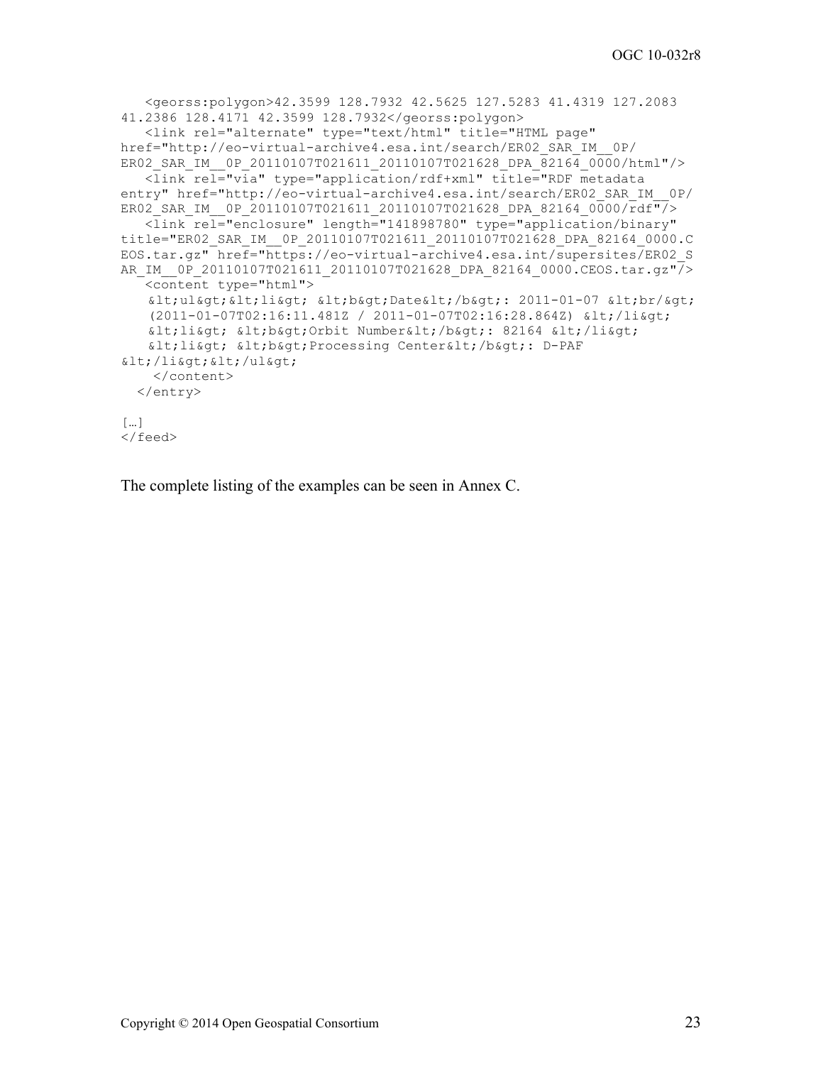```
   <georss:polygon>42.3599 128.7932 42.5625 127.5283 41.4319 127.2083
41.2386 128.4171 42.3599 128.7932</georss:polygon>
   <link rel="alternate" type="text/html" title="HTML page"
href="http://eo-virtual-archive4.esa.int/search/ER02_SAR_IM__0P/
ER02_SAR_IM__0P_20110107T021611_20110107T021628_DPA_82164_0000/html"/>
   <link rel="via" type="application/rdf+xml" title="RDF metadata
entry" href="http://eo-virtual-archive4.esa.int/search/ER02_SAR_IM__0P/
ER02_SAR_IM__0P_20110107T021611_20110107T021628_DPA_82164_0000/rdf"/>
   <link rel="enclosure" length="141898780" type="application/binary"
title="ER02_SAR_IM__0P_20110107T021611_20110107T021628_DPA_82164_0000.C
EOS.tar.gz" href="https://eo-virtual-archive4.esa.int/supersites/ER02_S
AR_IM__0P_20110107T021611_20110107T021628_DPA_82164_0000.CEOS.tar.gz"/>
   <content type="html">
    &lt;ul&gt;&lt;li&gt; &lt;b&gt;Date&lt;/b&gt;: 2011-01-07 &lt;br/&gt;
    (2011-01-07T02:16:11.481Z / 2011-01-07T02:16:28.864Z) &lt;/li&gt;
    &lt;li&gt; &lt;b&gt;Orbit Number&lt;/b&gt;: 82164 &lt;/li&gt;
    &lt;li&gt; &lt;b&gt;Processing Center&lt;/b&gt;: D-PAF
&lt;/li&gt;&lt;/ul&gt;
    </content>
  </entry>

[…]
</feed>
```

The complete listing of the examples can be seen in Annex C.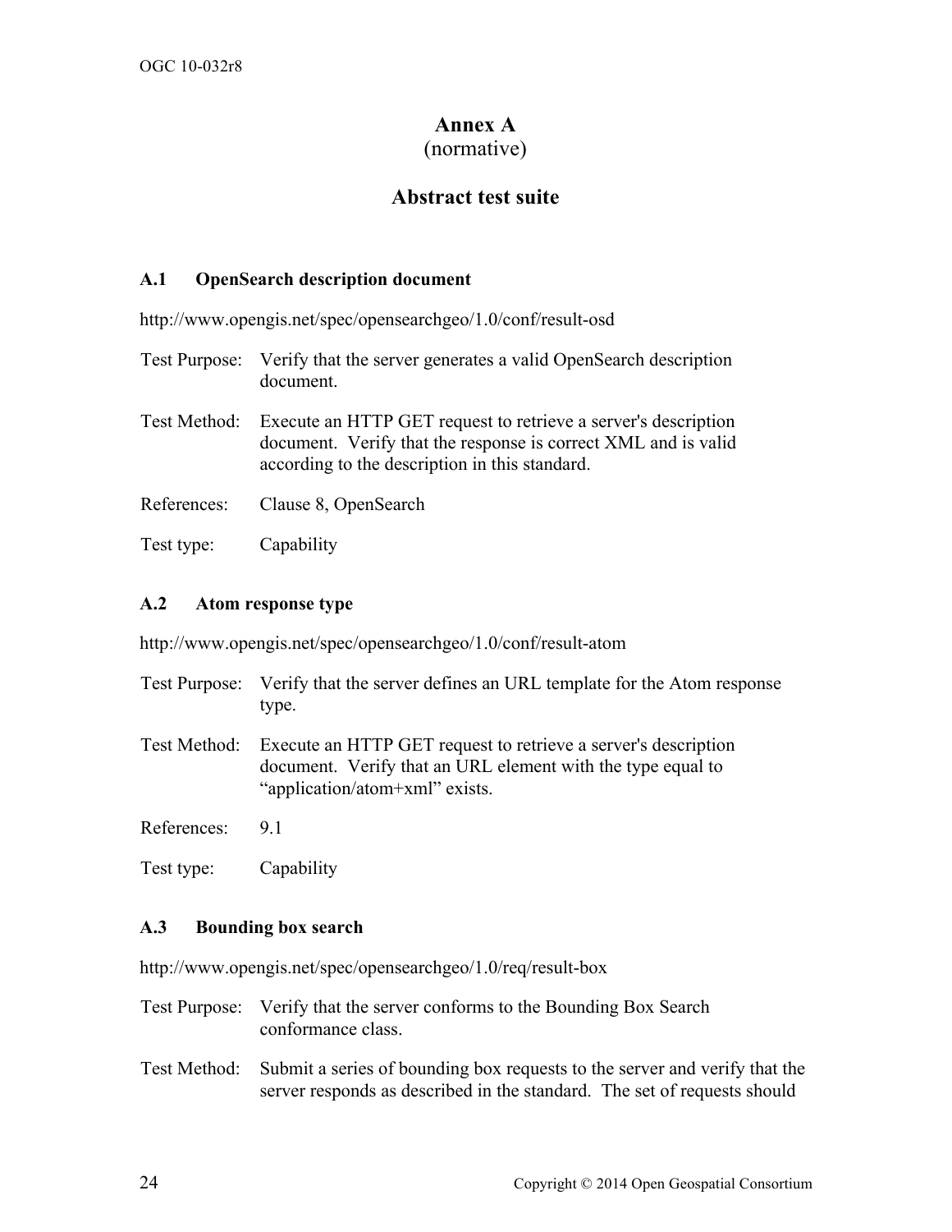# Annex A
(normative)

# Abstract test suite

## A.1 OpenSearch description document

http://www.opengis.net/spec/opensearchgeo/1.0/conf/result-osd

Test Purpose: Verify that the server generates a valid OpenSearch description document.

Test Method: Execute an HTTP GET request to retrieve a server's description document. Verify that the response is correct XML and is valid according to the description in this standard.

References: Clause 8, OpenSearch

Test type: Capability

## A.2 Atom response type

http://www.opengis.net/spec/opensearchgeo/1.0/conf/result-atom

Test Purpose: Verify that the server defines an URL template for the Atom response type.

Test Method: Execute an HTTP GET request to retrieve a server's description document. Verify that an URL element with the type equal to "application/atom+xml" exists.

References: 9.1

Test type: Capability

## A.3 Bounding box search

http://www.opengis.net/spec/opensearchgeo/1.0/req/result-box

Test Purpose: Verify that the server conforms to the Bounding Box Search conformance class.

Test Method: Submit a series of bounding box requests to the server and verify that the server responds as described in the standard. The set of requests should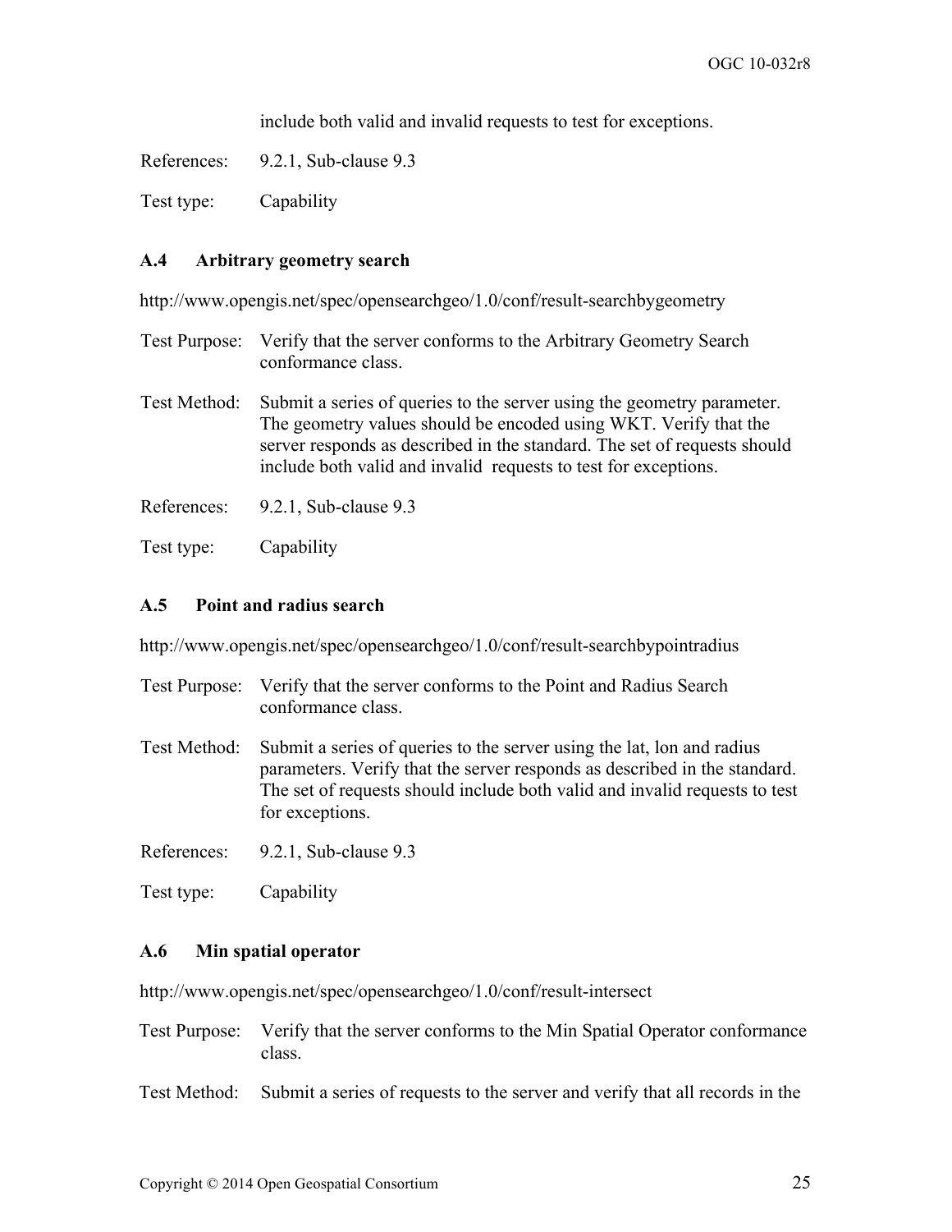include both valid and invalid requests to test for exceptions.

References: 9.2.1, Sub-clause 9.3

Test type: Capability

### A.4 Arbitrary geometry search

http://www.opengis.net/spec/opensearchgeo/1.0/conf/result-searchbygeometry

Test Purpose: Verify that the server conforms to the Arbitrary Geometry Search conformance class.

Test Method: Submit a series of queries to the server using the geometry parameter. The geometry values should be encoded using WKT. Verify that the server responds as described in the standard. The set of requests should include both valid and invalid requests to test for exceptions.

References: 9.2.1, Sub-clause 9.3

Test type: Capability

### A.5 Point and radius search

http://www.opengis.net/spec/opensearchgeo/1.0/conf/result-searchbypointradius

Test Purpose: Verify that the server conforms to the Point and Radius Search conformance class.

Test Method: Submit a series of queries to the server using the lat, lon and radius parameters. Verify that the server responds as described in the standard. The set of requests should include both valid and invalid requests to test for exceptions.

References: 9.2.1, Sub-clause 9.3

Test type: Capability

### A.6 Min spatial operator

http://www.opengis.net/spec/opensearchgeo/1.0/conf/result-intersect

Test Purpose: Verify that the server conforms to the Min Spatial Operator conformance class.

Test Method: Submit a series of requests to the server and verify that all records in the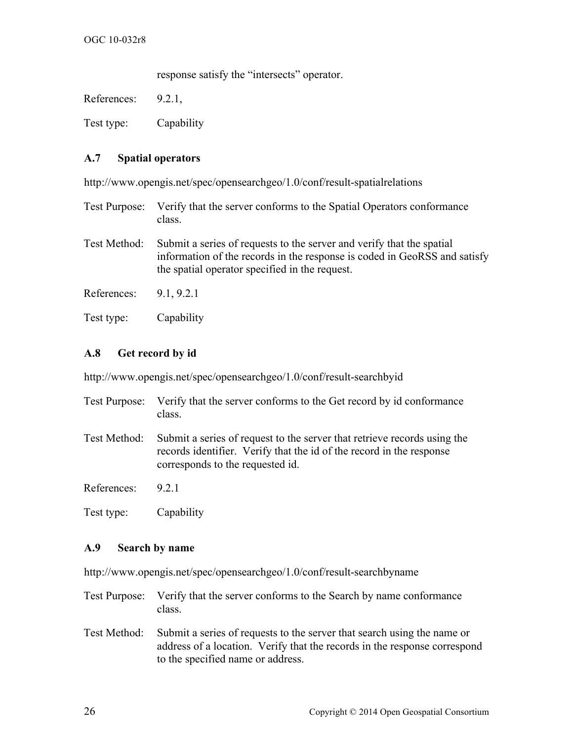response satisfy the “intersects” operator.

References: 9.2.1,

Test type: Capability

### A.7 Spatial operators

http://www.opengis.net/spec/opensearchgeo/1.0/conf/result-spatialrelations

Test Purpose: Verify that the server conforms to the Spatial Operators conformance class.

Test Method: Submit a series of requests to the server and verify that the spatial information of the records in the response is coded in GeoRSS and satisfy the spatial operator specified in the request.

References: 9.1, 9.2.1

Test type: Capability

### A.8 Get record by id

http://www.opengis.net/spec/opensearchgeo/1.0/conf/result-searchbyid

Test Purpose: Verify that the server conforms to the Get record by id conformance class.

Test Method: Submit a series of request to the server that retrieve records using the records identifier. Verify that the id of the record in the response corresponds to the requested id.

References: 9.2.1

Test type: Capability

### A.9 Search by name

http://www.opengis.net/spec/opensearchgeo/1.0/conf/result-searchbyname

Test Purpose: Verify that the server conforms to the Search by name conformance class.

Test Method: Submit a series of requests to the server that search using the name or address of a location. Verify that the records in the response correspond to the specified name or address.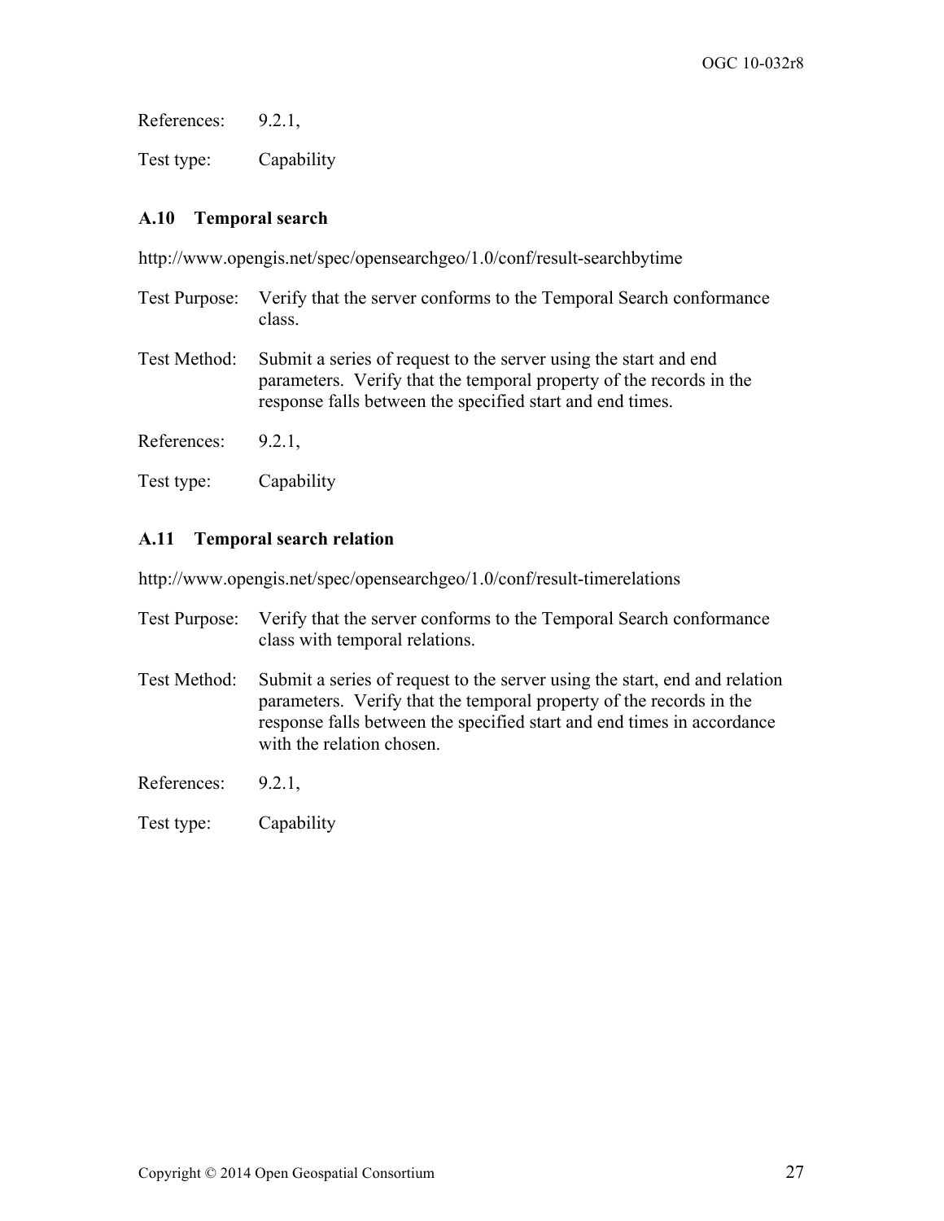References: 9.2.1,

Test type: Capability

### A.10 Temporal search

http://www.opengis.net/spec/opensearchgeo/1.0/conf/result-searchbytime

Test Purpose: Verify that the server conforms to the Temporal Search conformance class.

Test Method: Submit a series of request to the server using the start and end parameters. Verify that the temporal property of the records in the response falls between the specified start and end times.

References: 9.2.1,

Test type: Capability

### A.11 Temporal search relation

http://www.opengis.net/spec/opensearchgeo/1.0/conf/result-timerelations

Test Purpose: Verify that the server conforms to the Temporal Search conformance class with temporal relations.

Test Method: Submit a series of request to the server using the start, end and relation parameters. Verify that the temporal property of the records in the response falls between the specified start and end times in accordance with the relation chosen.

References: 9.2.1,

Test type: Capability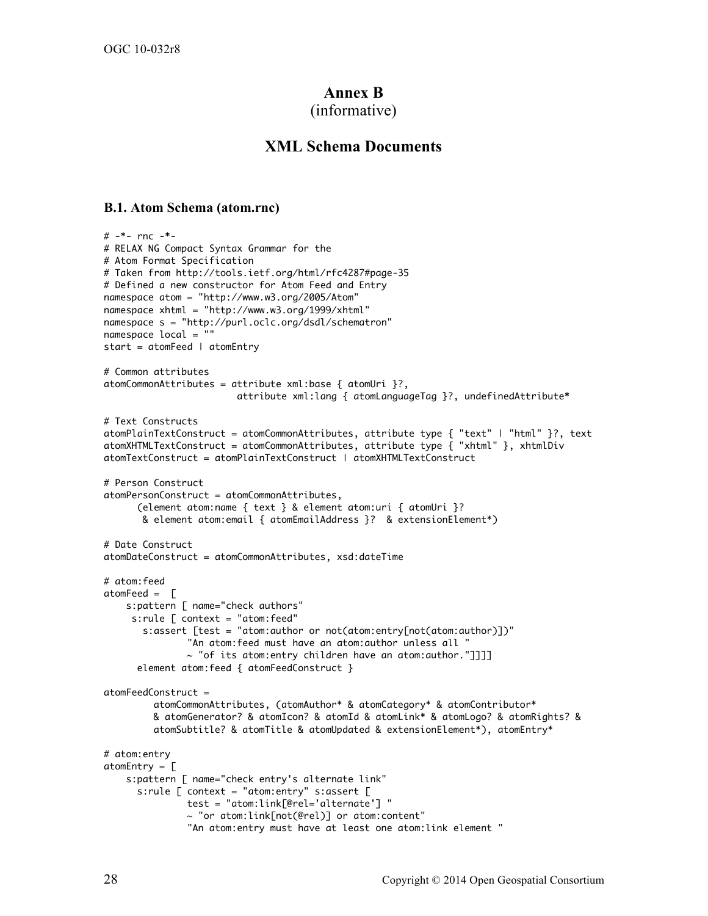# Annex B
(informative)

## XML Schema Documents

### B.1. Atom Schema (atom.rnc)

```
# -*- rnc -*-
# RELAX NG Compact Syntax Grammar for the
# Atom Format Specification
# Taken from http://tools.ietf.org/html/rfc4287#page-35
# Defined a new constructor for Atom Feed and Entry
namespace atom = "http://www.w3.org/2005/Atom"
namespace xhtml = "http://www.w3.org/1999/xhtml"
namespace s = "http://purl.oclc.org/dsdl/schematron"
namespace local = ""
start = atomFeed | atomEntry

# Common attributes
atomCommonAttributes = attribute xml:base { atomUri }?,
                        attribute xml:lang { atomLanguageTag }?, undefinedAttribute*

# Text Constructs
atomPlainTextConstruct = atomCommonAttributes, attribute type { "text" | "html" }?, text
atomXHTMLTextConstruct = atomCommonAttributes, attribute type { "xhtml" }, xhtmlDiv
atomTextConstruct = atomPlainTextConstruct | atomXHTMLTextConstruct

# Person Construct
atomPersonConstruct = atomCommonAttributes,
      (element atom:name { text } & element atom:uri { atomUri }?
       & element atom:email { atomEmailAddress }?  & extensionElement*)

# Date Construct
atomDateConstruct = atomCommonAttributes, xsd:dateTime

# atom:feed
atomFeed =  [
    s:pattern [ name="check authors"
     s:rule [ context = "atom:feed"
       s:assert [test = "atom:author or not(atom:entry[not(atom:author)])"
               "An atom:feed must have an atom:author unless all "
               ~ "of its atom:entry children have an atom:author."]]]]
      element atom:feed { atomFeedConstruct }

atomFeedConstruct =
         atomCommonAttributes, (atomAuthor* & atomCategory* & atomContributor*
         & atomGenerator? & atomIcon? & atomId & atomLink* & atomLogo? & atomRights? &
         atomSubtitle? & atomTitle & atomUpdated & extensionElement*), atomEntry*

# atom:entry
atomEntry = [
    s:pattern [ name="check entry's alternate link"
      s:rule [ context = "atom:entry" s:assert [
               test = "atom:link[@rel='alternate'] "
               ~ "or atom:link[not(@rel)] or atom:content"
               "An atom:entry must have at least one atom:link element "
```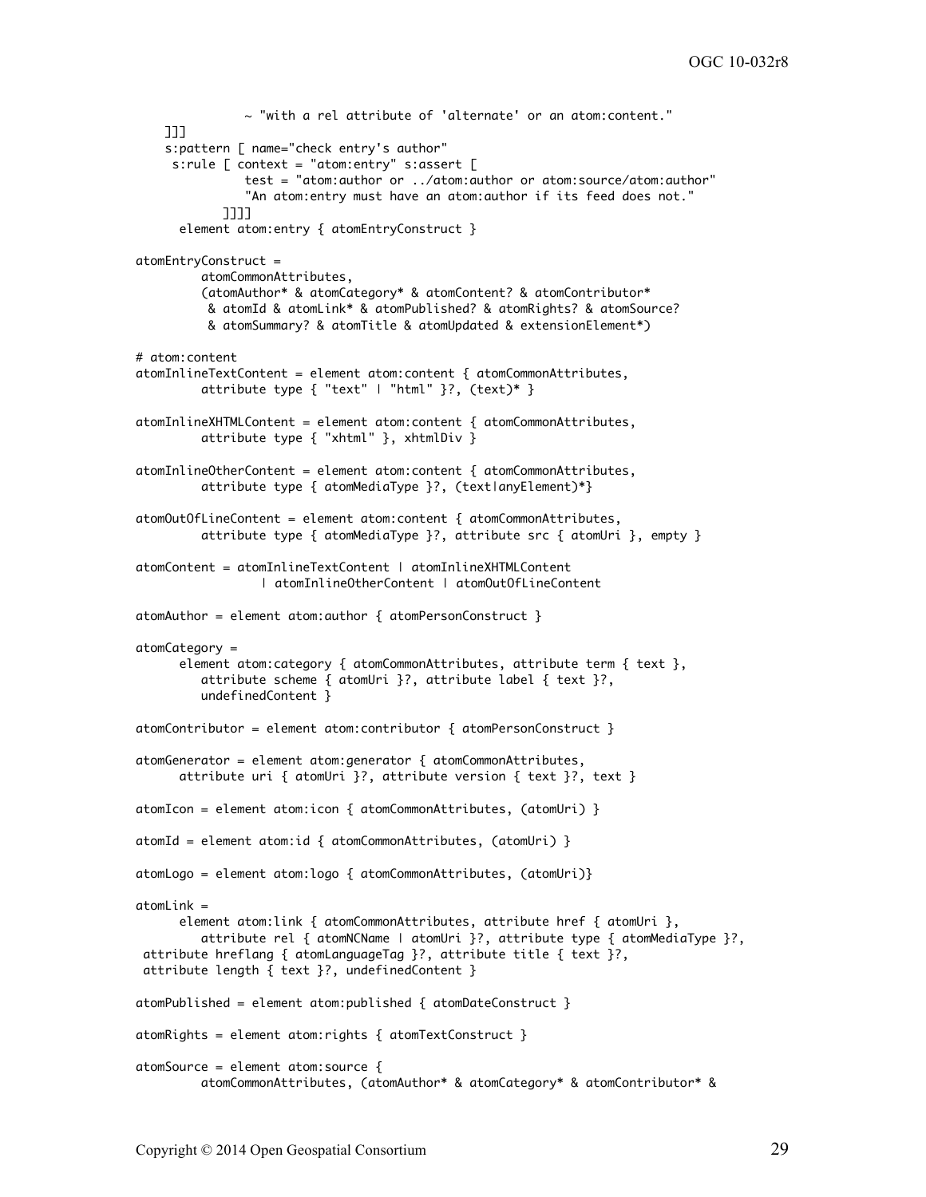```
                ~ "with a rel attribute of 'alternate' or an atom:content."
     ]]]
     s:pattern [ name="check entry's author"
      s:rule [ context = "atom:entry" s:assert [
                test = "atom:author or ../atom:author or atom:source/atom:author"
                "An atom:entry must have an atom:author if its feed does not."
             ]]]]
       element atom:entry { atomEntryConstruct }

atomEntryConstruct =
         atomCommonAttributes,
         (atomAuthor* & atomCategory* & atomContent? & atomContributor*
          & atomId & atomLink* & atomPublished? & atomRights? & atomSource?
          & atomSummary? & atomTitle & atomUpdated & extensionElement*)

# atom:content
atomInlineTextContent = element atom:content { atomCommonAttributes,
         attribute type { "text" | "html" }?, (text)* }

atomInlineXHTMLContent = element atom:content { atomCommonAttributes,
         attribute type { "xhtml" }, xhtmlDiv }

atomInlineOtherContent = element atom:content { atomCommonAttributes,
         attribute type { atomMediaType }?, (text|anyElement)*}

atomOutOfLineContent = element atom:content { atomCommonAttributes,
         attribute type { atomMediaType }?, attribute src { atomUri }, empty }

atomContent = atomInlineTextContent | atomInlineXHTMLContent
                | atomInlineOtherContent | atomOutOfLineContent

atomAuthor = element atom:author { atomPersonConstruct }

atomCategory =
      element atom:category { atomCommonAttributes, attribute term { text },
         attribute scheme { atomUri }?, attribute label { text }?,
         undefinedContent }

atomContributor = element atom:contributor { atomPersonConstruct }

atomGenerator = element atom:generator { atomCommonAttributes,
      attribute uri { atomUri }?, attribute version { text }?, text }

atomIcon = element atom:icon { atomCommonAttributes, (atomUri) }

atomId = element atom:id { atomCommonAttributes, (atomUri) }

atomLogo = element atom:logo { atomCommonAttributes, (atomUri)}

atomLink =
      element atom:link { atomCommonAttributes, attribute href { atomUri },
         attribute rel { atomNCName | atomUri }?, attribute type { atomMediaType }?,
 attribute hreflang { atomLanguageTag }?, attribute title { text }?,
 attribute length { text }?, undefinedContent }

atomPublished = element atom:published { atomDateConstruct }

atomRights = element atom:rights { atomTextConstruct }

atomSource = element atom:source {
         atomCommonAttributes, (atomAuthor* & atomCategory* & atomContributor* &
```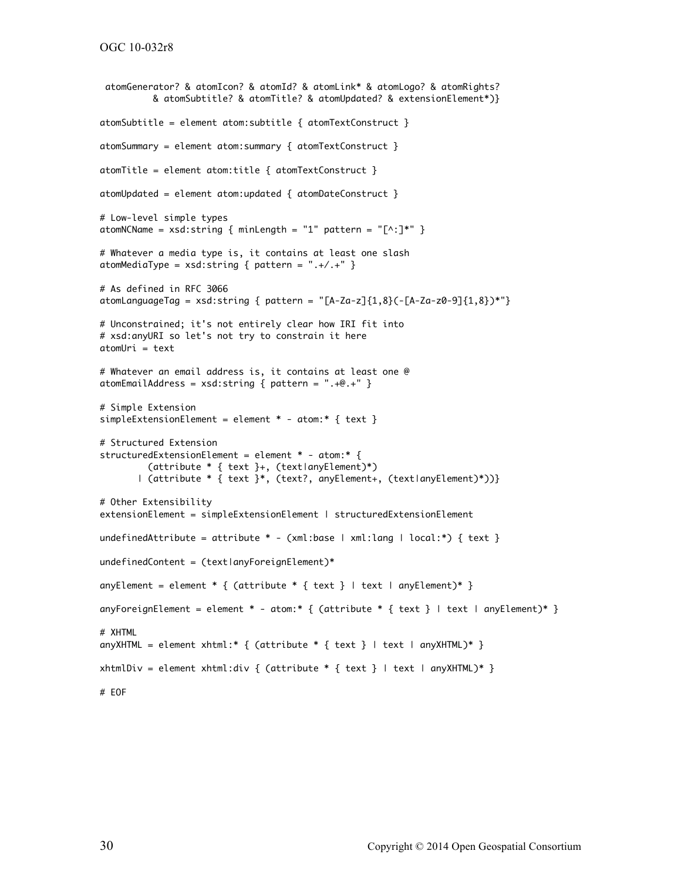```
 atomGenerator? & atomIcon? & atomId? & atomLink* & atomLogo? & atomRights?
          & atomSubtitle? & atomTitle? & atomUpdated? & extensionElement*)}

atomSubtitle = element atom:subtitle { atomTextConstruct }

atomSummary = element atom:summary { atomTextConstruct }

atomTitle = element atom:title { atomTextConstruct }

atomUpdated = element atom:updated { atomDateConstruct }

# Low-level simple types
atomNCName = xsd:string { minLength = "1" pattern = "[^:]*" }

# Whatever a media type is, it contains at least one slash
atomMediaType = xsd:string { pattern = ".+/.+" }

# As defined in RFC 3066
atomLanguageTag = xsd:string { pattern = "[A-Za-z]{1,8}(-[A-Za-z0-9]{1,8})*"}

# Unconstrained; it's not entirely clear how IRI fit into
# xsd:anyURI so let's not try to constrain it here
atomUri = text

# Whatever an email address is, it contains at least one @
atomEmailAddress = xsd:string { pattern = ".+@.+" }

# Simple Extension
simpleExtensionElement = element * - atom:* { text }

# Structured Extension
structuredExtensionElement = element * - atom:* {
         (attribute * { text }+, (text|anyElement)*)
       | (attribute * { text }*, (text?, anyElement+, (text|anyElement)*))}

# Other Extensibility
extensionElement = simpleExtensionElement | structuredExtensionElement

undefinedAttribute = attribute * - (xml:base | xml:lang | local:*) { text }

undefinedContent = (text|anyForeignElement)*

anyElement = element * { (attribute * { text } | text | anyElement)* }

anyForeignElement = element * - atom:* { (attribute * { text } | text | anyElement)* }

# XHTML
anyXHTML = element xhtml:* { (attribute * { text } | text | anyXHTML)* }

xhtmlDiv = element xhtml:div { (attribute * { text } | text | anyXHTML)* }

# EOF
```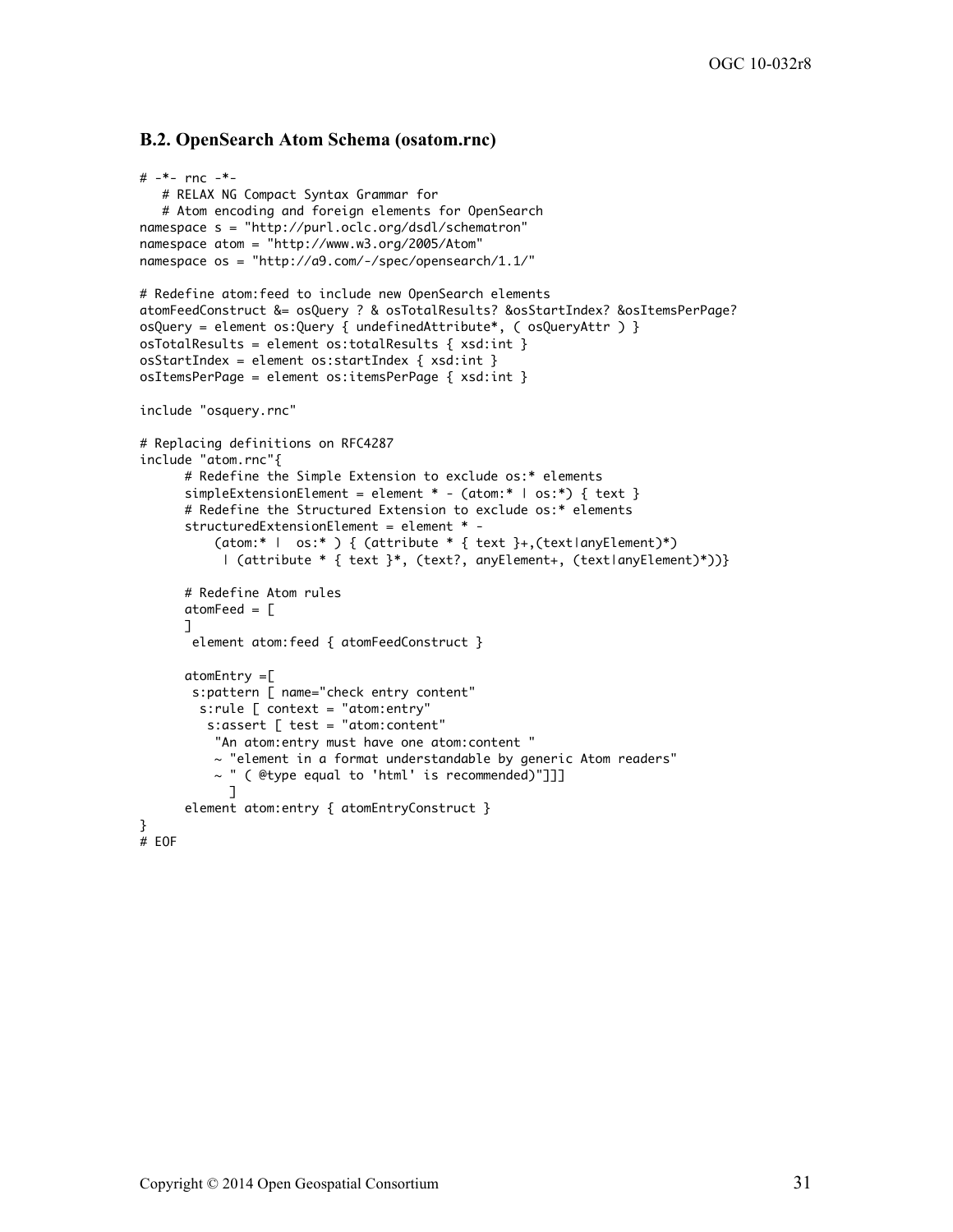### B.2. OpenSearch Atom Schema (osatom.rnc)

```
# -*- rnc -*-
   # RELAX NG Compact Syntax Grammar for
   # Atom encoding and foreign elements for OpenSearch
namespace s = "http://purl.oclc.org/dsdl/schematron"
namespace atom = "http://www.w3.org/2005/Atom"
namespace os = "http://a9.com/-/spec/opensearch/1.1/"

# Redefine atom:feed to include new OpenSearch elements
atomFeedConstruct &= osQuery ? & osTotalResults? &osStartIndex? &osItemsPerPage?
osQuery = element os:Query { undefinedAttribute*, ( osQueryAttr ) }
osTotalResults = element os:totalResults { xsd:int }
osStartIndex = element os:startIndex { xsd:int }
osItemsPerPage = element os:itemsPerPage { xsd:int }

include "osquery.rnc"

# Replacing definitions on RFC4287
include "atom.rnc"{
      # Redefine the Simple Extension to exclude os:* elements
      simpleExtensionElement = element * - (atom:* | os:*) { text }
      # Redefine the Structured Extension to exclude os:* elements
      structuredExtensionElement = element * -
          (atom:* |  os:* ) { (attribute * { text }+,(text|anyElement)*)
           | (attribute * { text }*, (text?, anyElement+, (text|anyElement)*))}

      # Redefine Atom rules
      atomFeed = [
      ]
       element atom:feed { atomFeedConstruct }

      atomEntry =[
       s:pattern [ name="check entry content"
         s:rule [ context = "atom:entry"
           s:assert [ test = "atom:content"
            "An atom:entry must have one atom:content "
            ~ "element in a format understandable by generic Atom readers"
            ~ " ( @type equal to 'html' is recommended)"]]]
              ]
      element atom:entry { atomEntryConstruct }
}
# EOF
```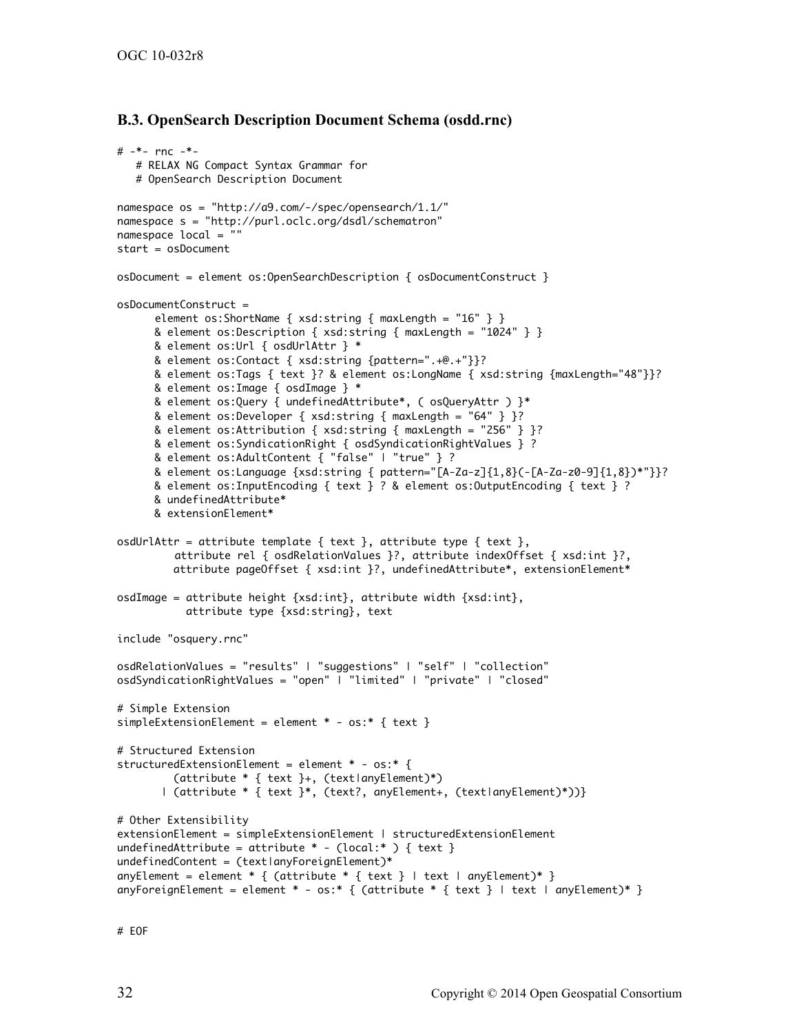## B.3. OpenSearch Description Document Schema (osdd.rnc)

```
# -*- rnc -*-
   # RELAX NG Compact Syntax Grammar for
   # OpenSearch Description Document

namespace os = "http://a9.com/-/spec/opensearch/1.1/"
namespace s = "http://purl.oclc.org/dsdl/schematron"
namespace local = ""
start = osDocument

osDocument = element os:OpenSearchDescription { osDocumentConstruct }

osDocumentConstruct =
      element os:ShortName { xsd:string { maxLength = "16" } }
      & element os:Description { xsd:string { maxLength = "1024" } }
      & element os:Url { osdUrlAttr } *
      & element os:Contact { xsd:string {pattern=".+@.+"}}?
      & element os:Tags { text }? & element os:LongName { xsd:string {maxLength="48"}}?
      & element os:Image { osdImage } *
      & element os:Query { undefinedAttribute*, ( osQueryAttr ) }*
      & element os:Developer { xsd:string { maxLength = "64" } }?
      & element os:Attribution { xsd:string { maxLength = "256" } }?
      & element os:SyndicationRight { osdSyndicationRightValues } ?
      & element os:AdultContent { "false" | "true" } ?
      & element os:Language {xsd:string { pattern="[A-Za-z]{1,8}(-[A-Za-z0-9]{1,8})*"}}?
      & element os:InputEncoding { text } ? & element os:OutputEncoding { text } ?
      & undefinedAttribute*
      & extensionElement*

osdUrlAttr = attribute template { text }, attribute type { text },
         attribute rel { osdRelationValues }?, attribute indexOffset { xsd:int }?,
         attribute pageOffset { xsd:int }?, undefinedAttribute*, extensionElement*

osdImage = attribute height {xsd:int}, attribute width {xsd:int},
           attribute type {xsd:string}, text

include "osquery.rnc"

osdRelationValues = "results" | "suggestions" | "self" | "collection"
osdSyndicationRightValues = "open" | "limited" | "private" | "closed"

# Simple Extension
simpleExtensionElement = element * - os:* { text }

# Structured Extension
structuredExtensionElement = element * - os:* {
         (attribute * { text }+, (text|anyElement)*)
       | (attribute * { text }*, (text?, anyElement+, (text|anyElement)*))}

# Other Extensibility
extensionElement = simpleExtensionElement | structuredExtensionElement
undefinedAttribute = attribute * - (local:* ) { text }
undefinedContent = (text|anyForeignElement)*
anyElement = element * { (attribute * { text } | text | anyElement)* }
anyForeignElement = element * - os:* { (attribute * { text } | text | anyElement)* }


# EOF
```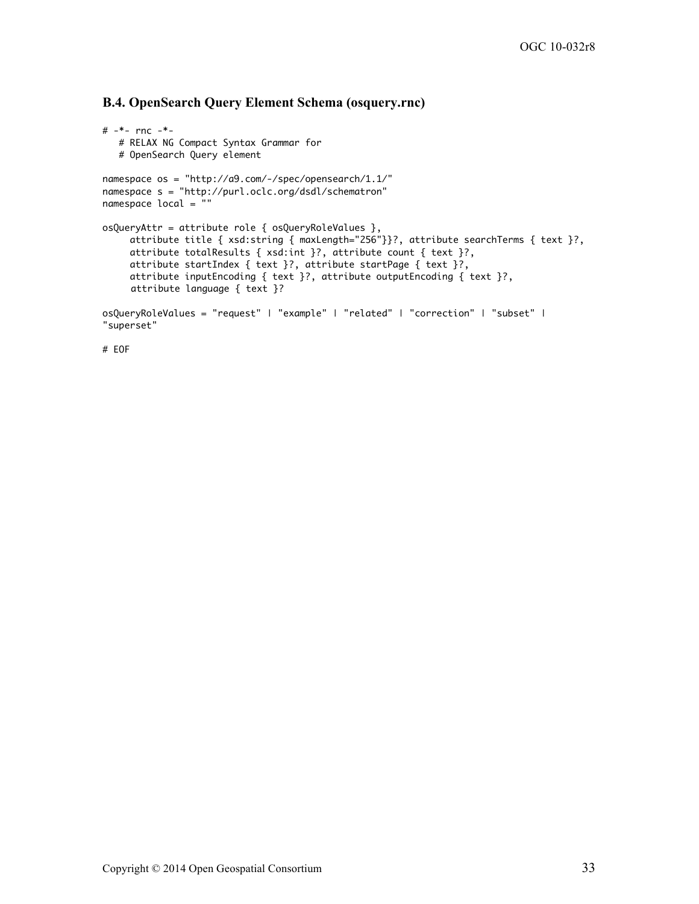### B.4. OpenSearch Query Element Schema (osquery.rnc)

```
# -*- rnc -*-
   # RELAX NG Compact Syntax Grammar for
   # OpenSearch Query element

namespace os = "http://a9.com/-/spec/opensearch/1.1/"
namespace s = "http://purl.oclc.org/dsdl/schematron"
namespace local = ""

osQueryAttr = attribute role { osQueryRoleValues },
     attribute title { xsd:string { maxLength="256"}}?, attribute searchTerms { text }?,
     attribute totalResults { xsd:int }?, attribute count { text }?,
     attribute startIndex { text }?, attribute startPage { text }?,
     attribute inputEncoding { text }?, attribute outputEncoding { text }?,
     attribute language { text }?

osQueryRoleValues = "request" | "example" | "related" | "correction" | "subset" |
"superset"

# EOF
```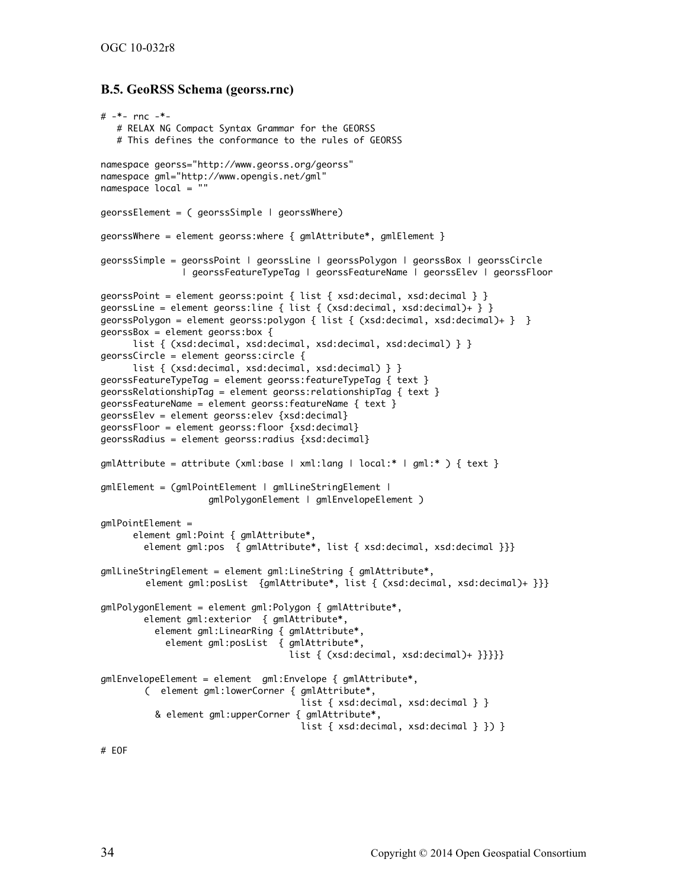### B.5. GeoRSS Schema (georss.rnc)

```
# -*- rnc -*-
   # RELAX NG Compact Syntax Grammar for the GEORSS
   # This defines the conformance to the rules of GEORSS

namespace georss="http://www.georss.org/georss"
namespace gml="http://www.opengis.net/gml"
namespace local = ""

georssElement = ( georssSimple | georssWhere)

georssWhere = element georss:where { gmlAttribute*, gmlElement }

georssSimple = georssPoint | georssLine | georssPolygon | georssBox | georssCircle
              | georssFeatureTypeTag | georssFeatureName | georssElev | georssFloor

georssPoint = element georss:point { list { xsd:decimal, xsd:decimal } }
georssLine = element georss:line { list { (xsd:decimal, xsd:decimal)+ } }
georssPolygon = element georss:polygon { list { (xsd:decimal, xsd:decimal)+ }  }
georssBox = element georss:box {
      list { (xsd:decimal, xsd:decimal, xsd:decimal, xsd:decimal) } }
georssCircle = element georss:circle {
      list { (xsd:decimal, xsd:decimal, xsd:decimal) } }
georssFeatureTypeTag = element georss:featureTypeTag { text }
georssRelationshipTag = element georss:relationshipTag { text }
georssFeatureName = element georss:featureName { text }
georssElev = element georss:elev {xsd:decimal}
georssFloor = element georss:floor {xsd:decimal}
georssRadius = element georss:radius {xsd:decimal}

gmlAttribute = attribute (xml:base | xml:lang | local:* | gml:* ) { text }

gmlElement = (gmlPointElement | gmlLineStringElement |
                  gmlPolygonElement | gmlEnvelopeElement )

gmlPointElement =
      element gml:Point { gmlAttribute*,
        element gml:pos  { gmlAttribute*, list { xsd:decimal, xsd:decimal }}}

gmlLineStringElement = element gml:LineString { gmlAttribute*,
        element gml:posList  {gmlAttribute*, list { (xsd:decimal, xsd:decimal)+ }}}

gmlPolygonElement = element gml:Polygon { gmlAttribute*,
        element gml:exterior  { gmlAttribute*,
          element gml:LinearRing { gmlAttribute*,
            element gml:posList  { gmlAttribute*,
                                 list { (xsd:decimal, xsd:decimal)+ }}}}}

gmlEnvelopeElement = element  gml:Envelope { gmlAttribute*,
        (  element gml:lowerCorner { gmlAttribute*,
                                  list { xsd:decimal, xsd:decimal } }
          & element gml:upperCorner { gmlAttribute*,
                                  list { xsd:decimal, xsd:decimal } }) }

# EOF
```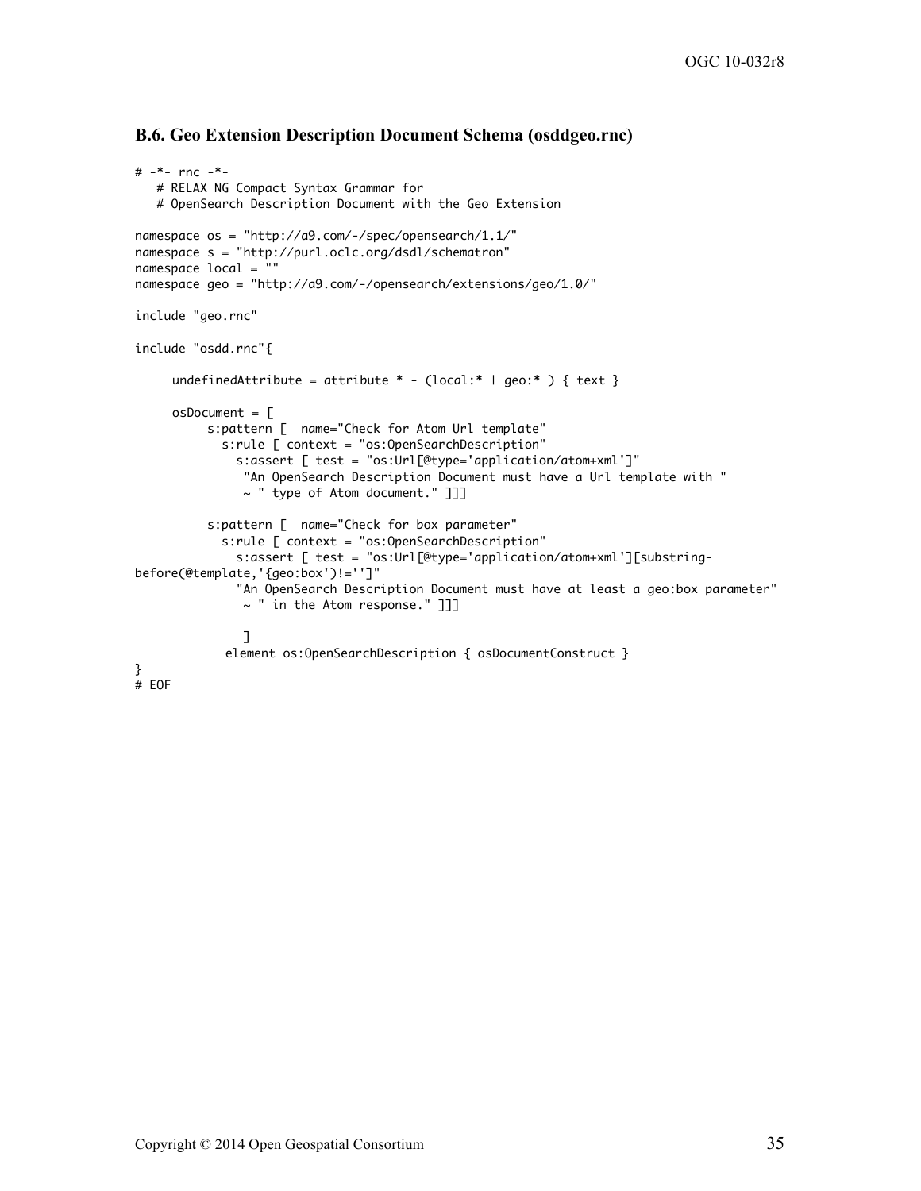### B.6. Geo Extension Description Document Schema (osddgeo.rnc)

```
# -*- rnc -*-
   # RELAX NG Compact Syntax Grammar for
   # OpenSearch Description Document with the Geo Extension

namespace os = "http://a9.com/-/spec/opensearch/1.1/"
namespace s = "http://purl.oclc.org/dsdl/schematron"
namespace local = ""
namespace geo = "http://a9.com/-/opensearch/extensions/geo/1.0/"

include "geo.rnc"

include "osdd.rnc"{

     undefinedAttribute = attribute * - (local:* | geo:* ) { text }

     osDocument = [
          s:pattern [  name="Check for Atom Url template"
            s:rule [ context = "os:OpenSearchDescription"
              s:assert [ test = "os:Url[@type='application/atom+xml']"
               "An OpenSearch Description Document must have a Url template with "
               ~ " type of Atom document." ]]]

          s:pattern [  name="Check for box parameter"
            s:rule [ context = "os:OpenSearchDescription"
              s:assert [ test = "os:Url[@type='application/atom+xml'][substring-
before(@template,'{geo:box}')!='']"
              "An OpenSearch Description Document must have at least a geo:box parameter"
               ~ " in the Atom response." ]]]

               ]
            element os:OpenSearchDescription { osDocumentConstruct }
}
# EOF
```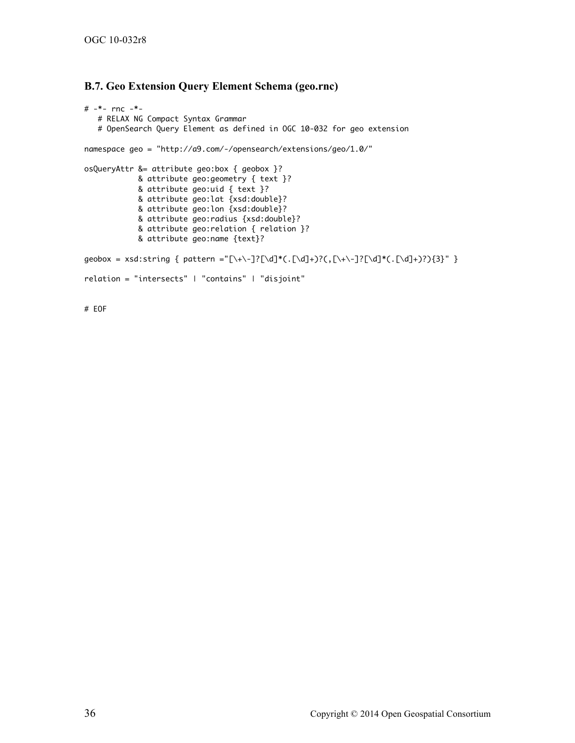### B.7. Geo Extension Query Element Schema (geo.rnc)

```
# -*- rnc -*-
   # RELAX NG Compact Syntax Grammar
   # OpenSearch Query Element as defined in OGC 10-032 for geo extension

namespace geo = "http://a9.com/-/opensearch/extensions/geo/1.0/"

osQueryAttr &= attribute geo:box { geobox }?
            & attribute geo:geometry { text }?
            & attribute geo:uid { text }?
            & attribute geo:lat {xsd:double}?
            & attribute geo:lon {xsd:double}?
            & attribute geo:radius {xsd:double}?
            & attribute geo:relation { relation }?
            & attribute geo:name {text}?

geobox = xsd:string { pattern ="[\+\-]?[\d]*(.[\d]+)?(,[\+\-]?[\d]*(.[\d]+)?){3}" }

relation = "intersects" | "contains" | "disjoint"


# EOF
```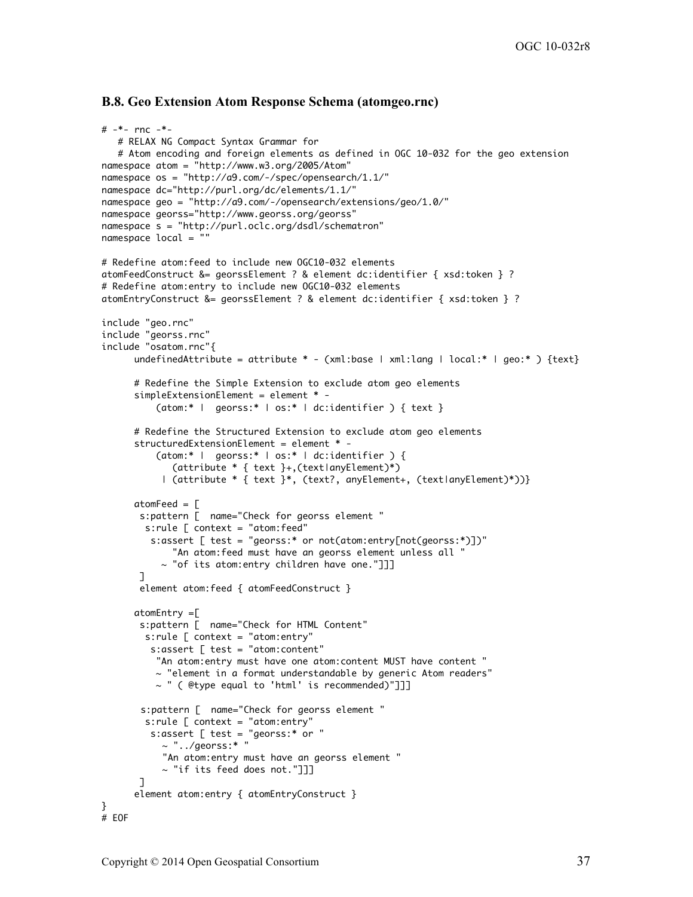### B.8. Geo Extension Atom Response Schema (atomgeo.rnc)

```
# -*- rnc -*-
   # RELAX NG Compact Syntax Grammar for
   # Atom encoding and foreign elements as defined in OGC 10-032 for the geo extension
namespace atom = "http://www.w3.org/2005/Atom"
namespace os = "http://a9.com/-/spec/opensearch/1.1/"
namespace dc="http://purl.org/dc/elements/1.1/"
namespace geo = "http://a9.com/-/opensearch/extensions/geo/1.0/"
namespace georss="http://www.georss.org/georss"
namespace s = "http://purl.oclc.org/dsdl/schematron"
namespace local = ""

# Redefine atom:feed to include new OGC10-032 elements
atomFeedConstruct &= georssElement ? & element dc:identifier { xsd:token } ?
# Redefine atom:entry to include new OGC10-032 elements
atomEntryConstruct &= georssElement ? & element dc:identifier { xsd:token } ?

include "geo.rnc"
include "georss.rnc"
include "osatom.rnc"{
      undefinedAttribute = attribute * - (xml:base | xml:lang | local:* | geo:* ) {text}

      # Redefine the Simple Extension to exclude atom geo elements
      simpleExtensionElement = element * -
          (atom:* |  georss:* | os:* | dc:identifier ) { text }

      # Redefine the Structured Extension to exclude atom geo elements
      structuredExtensionElement = element * -
          (atom:* |  georss:* | os:* | dc:identifier ) {
             (attribute * { text }+,(text|anyElement)*)
           | (attribute * { text }*, (text?, anyElement+, (text|anyElement)*))}

      atomFeed = [
       s:pattern [  name="Check for georss element "
        s:rule [ context = "atom:feed"
         s:assert [ test = "georss:* or not(atom:entry[not(georss:*)])"
             "An atom:feed must have an georss element unless all "
           ~ "of its atom:entry children have one."]]]
       ]
       element atom:feed { atomFeedConstruct }

      atomEntry =[
       s:pattern [  name="Check for HTML Content"
        s:rule [ context = "atom:entry"
         s:assert [ test = "atom:content"
          "An atom:entry must have one atom:content MUST have content "
          ~ "element in a format understandable by generic Atom readers"
          ~ " ( @type equal to 'html' is recommended)"]]]

       s:pattern [  name="Check for georss element "
        s:rule [ context = "atom:entry"
         s:assert [ test = "georss:* or "
           ~ "../georss:* "
             "An atom:entry must have an georss element "
           ~ "if its feed does not."]]]
       ]
      element atom:entry { atomEntryConstruct }
}
# EOF
```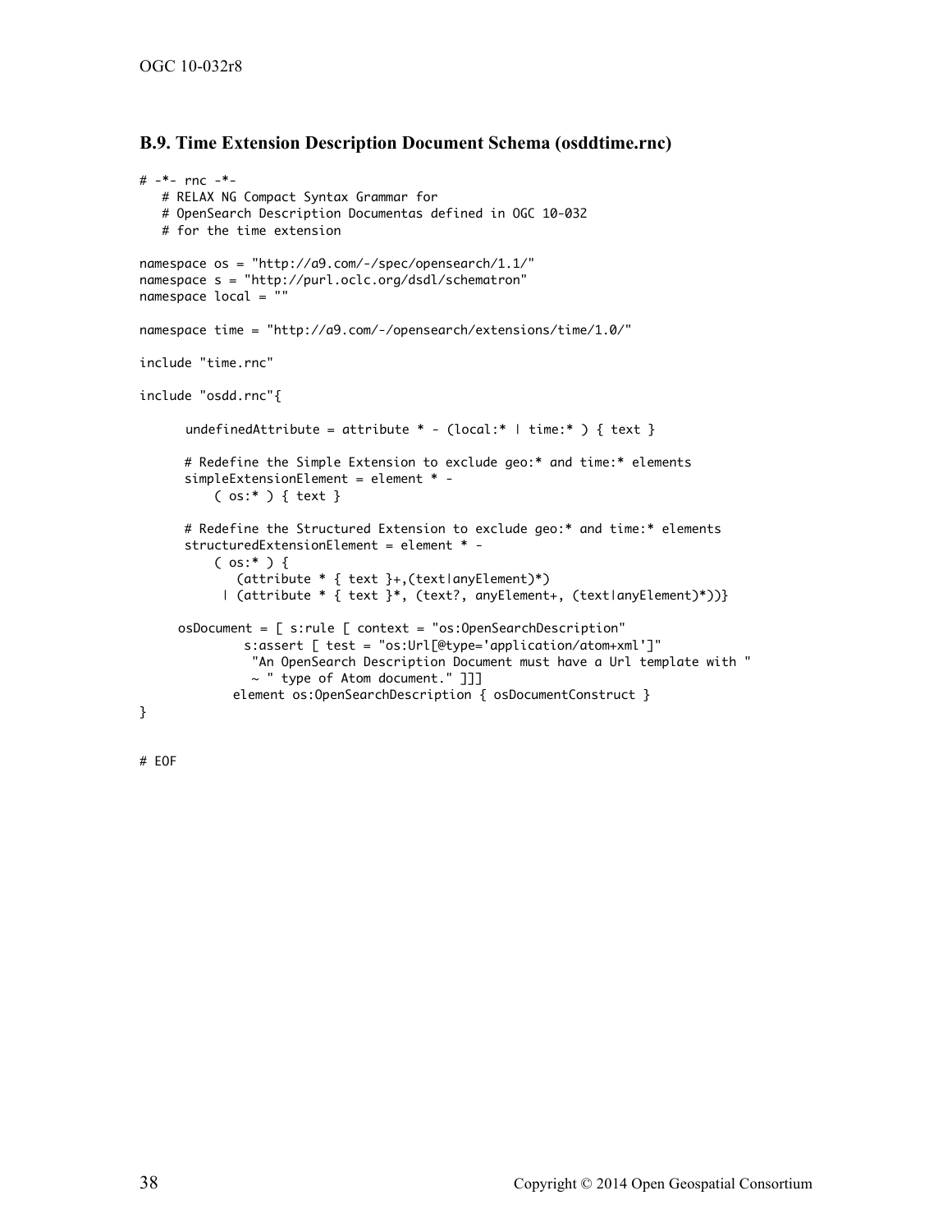### B.9. Time Extension Description Document Schema (osddtime.rnc)

```
# -*- rnc -*-
   # RELAX NG Compact Syntax Grammar for
   # OpenSearch Description Documentas defined in OGC 10-032
   # for the time extension

namespace os = "http://a9.com/-/spec/opensearch/1.1/"
namespace s = "http://purl.oclc.org/dsdl/schematron"
namespace local = ""

namespace time = "http://a9.com/-/opensearch/extensions/time/1.0/"

include "time.rnc"

include "osdd.rnc"{

      undefinedAttribute = attribute * - (local:* | time:* ) { text }

      # Redefine the Simple Extension to exclude geo:* and time:* elements
      simpleExtensionElement = element * -
          ( os:* ) { text }

      # Redefine the Structured Extension to exclude geo:* and time:* elements
      structuredExtensionElement = element * -
          ( os:* ) {
             (attribute * { text }+,(text|anyElement)*)
           | (attribute * { text }*, (text?, anyElement+, (text|anyElement)*))}

     osDocument = [ s:rule [ context = "os:OpenSearchDescription"
              s:assert [ test = "os:Url[@type='application/atom+xml']"
               "An OpenSearch Description Document must have a Url template with "
               ~ " type of Atom document." ]]]
             element os:OpenSearchDescription { osDocumentConstruct }
}

# EOF
```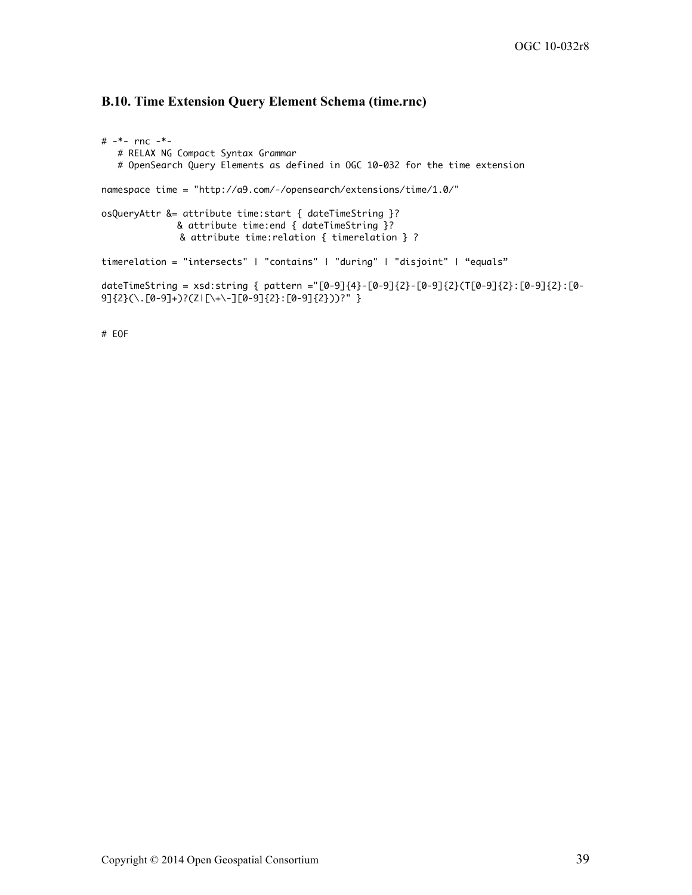### B.10. Time Extension Query Element Schema (time.rnc)

```
# -*- rnc -*-
   # RELAX NG Compact Syntax Grammar
   # OpenSearch Query Elements as defined in OGC 10-032 for the time extension

namespace time = "http://a9.com/-/opensearch/extensions/time/1.0/"

osQueryAttr &= attribute time:start { dateTimeString }?
              & attribute time:end { dateTimeString }?
               & attribute time:relation { timerelation } ?

timerelation = "intersects" | "contains" | "during" | "disjoint" | “equals”

dateTimeString = xsd:string { pattern ="[0-9]{4}-[0-9]{2}-[0-9]{2}(T[0-9]{2}:[0-9]{2}:[0-
9]{2}(\.[0-9]+)?(Z|[\+\-][0-9]{2}:[0-9]{2}))?" }


# EOF
```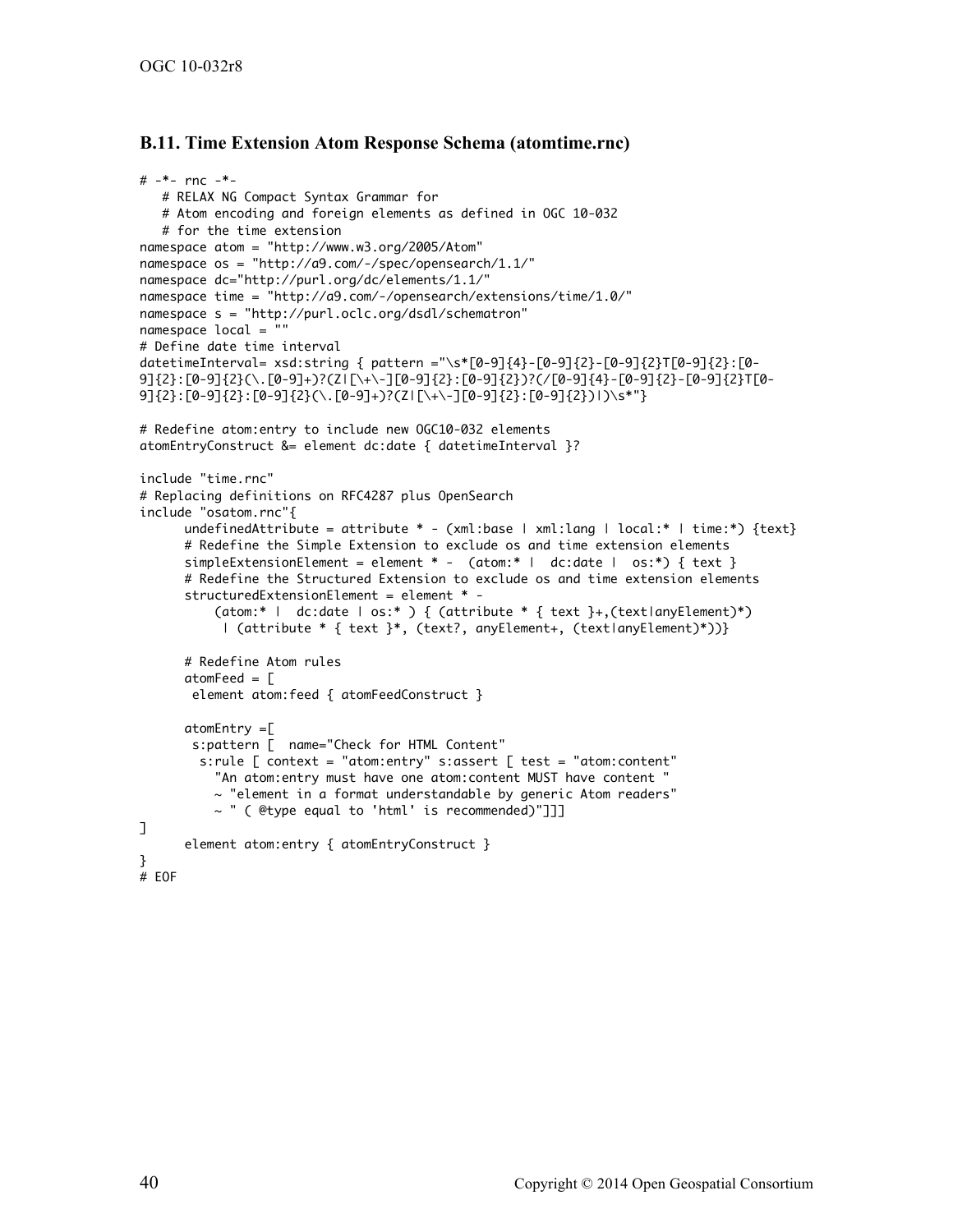### B.11. Time Extension Atom Response Schema (atomtime.rnc)

```
# -*- rnc -*-
   # RELAX NG Compact Syntax Grammar for
   # Atom encoding and foreign elements as defined in OGC 10-032
   # for the time extension
namespace atom = "http://www.w3.org/2005/Atom"
namespace os = "http://a9.com/-/spec/opensearch/1.1/"
namespace dc="http://purl.org/dc/elements/1.1/"
namespace time = "http://a9.com/-/opensearch/extensions/time/1.0/"
namespace s = "http://purl.oclc.org/dsdl/schematron"
namespace local = ""
# Define date time interval
datetimeInterval= xsd:string { pattern ="\s*[0-9]{4}-[0-9]{2}-[0-9]{2}T[0-9]{2}:[0-9]{2}:[0-9]{2}(\.[0-9]+)?(Z|[\+\-][0-9]{2}:[0-9]{2})?(/[0-9]{4}-[0-9]{2}-[0-9]{2}T[0-9]{2}:[0-9]{2}:[0-9]{2}(\.[0-9]+)?(Z|[\+\-][0-9]{2}:[0-9]{2})|)\s*"}

# Redefine atom:entry to include new OGC10-032 elements
atomEntryConstruct &= element dc:date { datetimeInterval }?

include "time.rnc"
# Replacing definitions on RFC4287 plus OpenSearch
include "osatom.rnc"{
      undefinedAttribute = attribute * - (xml:base | xml:lang | local:* | time:*) {text}
      # Redefine the Simple Extension to exclude os and time extension elements
      simpleExtensionElement = element * -  (atom:* |  dc:date |  os:*) { text }
      # Redefine the Structured Extension to exclude os and time extension elements
      structuredExtensionElement = element * -
          (atom:* |  dc:date | os:* ) { (attribute * { text }+,(text|anyElement)*)
           | (attribute * { text }*, (text?, anyElement+, (text|anyElement)*))}

      # Redefine Atom rules
      atomFeed = [
       element atom:feed { atomFeedConstruct }

      atomEntry =[
       s:pattern [  name="Check for HTML Content"
        s:rule [ context = "atom:entry" s:assert [ test = "atom:content"
          "An atom:entry must have one atom:content MUST have content "
          ~ "element in a format understandable by generic Atom readers"
          ~ " ( @type equal to 'html' is recommended)"]]]
]
      element atom:entry { atomEntryConstruct }
}
# EOF
```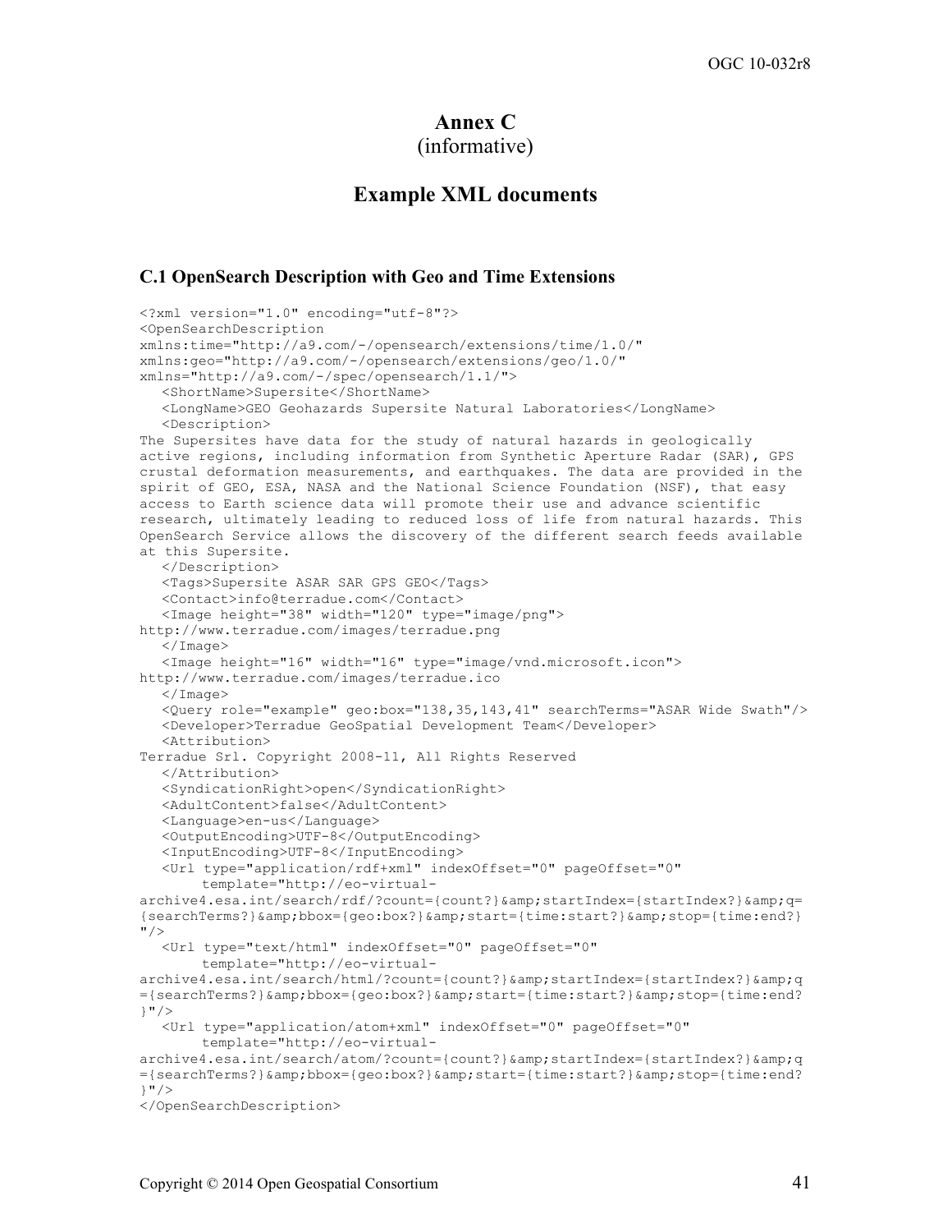# Annex C
(informative)

## Example XML documents

### C.1 OpenSearch Description with Geo and Time Extensions

```
<?xml version="1.0" encoding="utf-8"?>
<OpenSearchDescription
xmlns:time="http://a9.com/-/opensearch/extensions/time/1.0/"
xmlns:geo="http://a9.com/-/opensearch/extensions/geo/1.0/"
xmlns="http://a9.com/-/spec/opensearch/1.1/">
   <ShortName>Supersite</ShortName>
   <LongName>GEO Geohazards Supersite Natural Laboratories</LongName>
   <Description>
The Supersites have data for the study of natural hazards in geologically
active regions, including information from Synthetic Aperture Radar (SAR), GPS
crustal deformation measurements, and earthquakes. The data are provided in the
spirit of GEO, ESA, NASA and the National Science Foundation (NSF), that easy
access to Earth science data will promote their use and advance scientific
research, ultimately leading to reduced loss of life from natural hazards. This
OpenSearch Service allows the discovery of the different search feeds available
at this Supersite.
   </Description>
   <Tags>Supersite ASAR SAR GPS GEO</Tags>
   <Contact>info@terradue.com</Contact>
   <Image height="38" width="120" type="image/png">
http://www.terradue.com/images/terradue.png
   </Image>
   <Image height="16" width="16" type="image/vnd.microsoft.icon">
http://www.terradue.com/images/terradue.ico
   </Image>
   <Query role="example" geo:box="138,35,143,41" searchTerms="ASAR Wide Swath"/>
   <Developer>Terradue GeoSpatial Development Team</Developer>
   <Attribution>
Terradue Srl. Copyright 2008-11, All Rights Reserved
   </Attribution>
   <SyndicationRight>open</SyndicationRight>
   <AdultContent>false</AdultContent>
   <Language>en-us</Language>
   <OutputEncoding>UTF-8</OutputEncoding>
   <InputEncoding>UTF-8</InputEncoding>
   <Url type="application/rdf+xml" indexOffset="0" pageOffset="0"
        template="http://eo-virtual-
archive4.esa.int/search/rdf/?count={count?}&amp;startIndex={startIndex?}&amp;q=
{searchTerms?}&amp;bbox={geo:box?}&amp;start={time:start?}&amp;stop={time:end?}
"/>
   <Url type="text/html" indexOffset="0" pageOffset="0"
        template="http://eo-virtual-
archive4.esa.int/search/html/?count={count?}&amp;startIndex={startIndex?}&amp;q
={searchTerms?}&amp;bbox={geo:box?}&amp;start={time:start?}&amp;stop={time:end?
}"/>
   <Url type="application/atom+xml" indexOffset="0" pageOffset="0"
        template="http://eo-virtual-
archive4.esa.int/search/atom/?count={count?}&amp;startIndex={startIndex?}&amp;q
={searchTerms?}&amp;bbox={geo:box?}&amp;start={time:start?}&amp;stop={time:end?
}"/>
</OpenSearchDescription>
```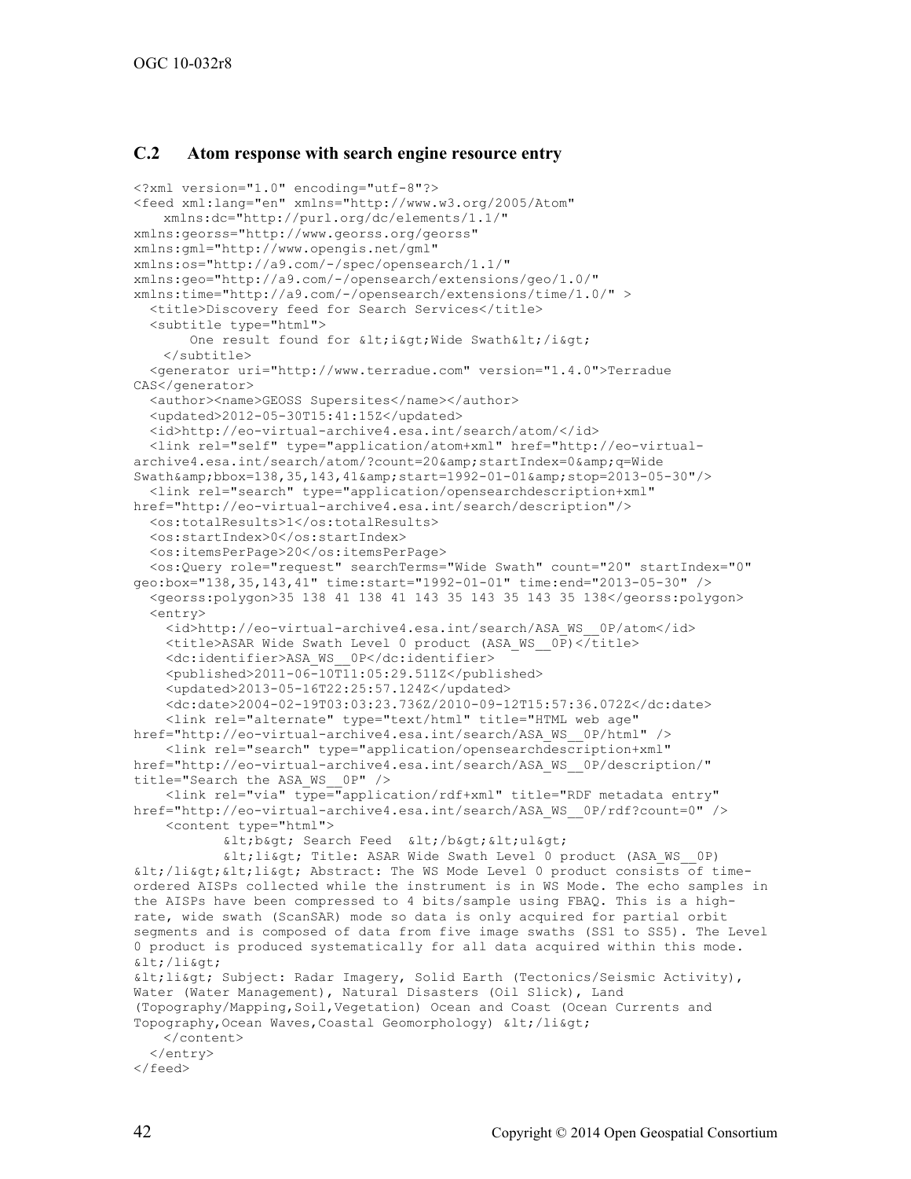## C.2 Atom response with search engine resource entry

```
<?xml version="1.0" encoding="utf-8"?>
<feed xml:lang="en" xmlns="http://www.w3.org/2005/Atom"
    xmlns:dc="http://purl.org/dc/elements/1.1/"
xmlns:georss="http://www.georss.org/georss"
xmlns:gml="http://www.opengis.net/gml"
xmlns:os="http://a9.com/-/spec/opensearch/1.1/"
xmlns:geo="http://a9.com/-/opensearch/extensions/geo/1.0/"
xmlns:time="http://a9.com/-/opensearch/extensions/time/1.0/" >
  <title>Discovery feed for Search Services</title>
  <subtitle type="html">
       One result found for &lt;i&gt;Wide Swath&lt;/i&gt;
    </subtitle>
  <generator uri="http://www.terradue.com" version="1.4.0">Terradue
CAS</generator>
  <author><name>GEOSS Supersites</name></author>
  <updated>2012-05-30T15:41:15Z</updated>
  <id>http://eo-virtual-archive4.esa.int/search/atom/</id>
  <link rel="self" type="application/atom+xml" href="http://eo-virtual-
archive4.esa.int/search/atom/?count=20&amp;startIndex=0&amp;q=Wide
Swath&amp;bbox=138,35,143,41&amp;start=1992-01-01&amp;stop=2013-05-30"/>
  <link rel="search" type="application/opensearchdescription+xml"
href="http://eo-virtual-archive4.esa.int/search/description"/>
  <os:totalResults>1</os:totalResults>
  <os:startIndex>0</os:startIndex>
  <os:itemsPerPage>20</os:itemsPerPage>
  <os:Query role="request" searchTerms="Wide Swath" count="20" startIndex="0"
geo:box="138,35,143,41" time:start="1992-01-01" time:end="2013-05-30" />
  <georss:polygon>35 138 41 138 41 143 35 143 35 143 35 138</georss:polygon>
  <entry>
    <id>http://eo-virtual-archive4.esa.int/search/ASA_WS__0P/atom</id>
    <title>ASAR Wide Swath Level 0 product (ASA_WS__0P)</title>
    <dc:identifier>ASA_WS__0P</dc:identifier>
    <published>2011-06-10T11:05:29.511Z</published>
    <updated>2013-05-16T22:25:57.124Z</updated>
    <dc:date>2004-02-19T03:03:23.736Z/2010-09-12T15:57:36.072Z</dc:date>
    <link rel="alternate" type="text/html" title="HTML web age"
href="http://eo-virtual-archive4.esa.int/search/ASA_WS__0P/html" />
    <link rel="search" type="application/opensearchdescription+xml"
href="http://eo-virtual-archive4.esa.int/search/ASA_WS__0P/description/"
title="Search the ASA_WS__0P" />
    <link rel="via" type="application/rdf+xml" title="RDF metadata entry"
href="http://eo-virtual-archive4.esa.int/search/ASA_WS__0P/rdf?count=0" />
    <content type="html">
           &lt;b&gt; Search Feed  &lt;/b&gt;&lt;ul&gt;
           &lt;li&gt; Title: ASAR Wide Swath Level 0 product (ASA_WS__0P)
&lt;/li&gt;&lt;li&gt; Abstract: The WS Mode Level 0 product consists of time-
ordered AISPs collected while the instrument is in WS Mode. The echo samples in
the AISPs have been compressed to 4 bits/sample using FBAQ. This is a high-
rate, wide swath (ScanSAR) mode so data is only acquired for partial orbit
segments and is composed of data from five image swaths (SS1 to SS5). The Level
0 product is produced systematically for all data acquired within this mode.
&lt;/li&gt;
&lt;li&gt; Subject: Radar Imagery, Solid Earth (Tectonics/Seismic Activity),
Water (Water Management), Natural Disasters (Oil Slick), Land
(Topography/Mapping,Soil,Vegetation) Ocean and Coast (Ocean Currents and
Topography,Ocean Waves,Coastal Geomorphology) &lt;/li&gt;
    </content>
  </entry>
</feed>
```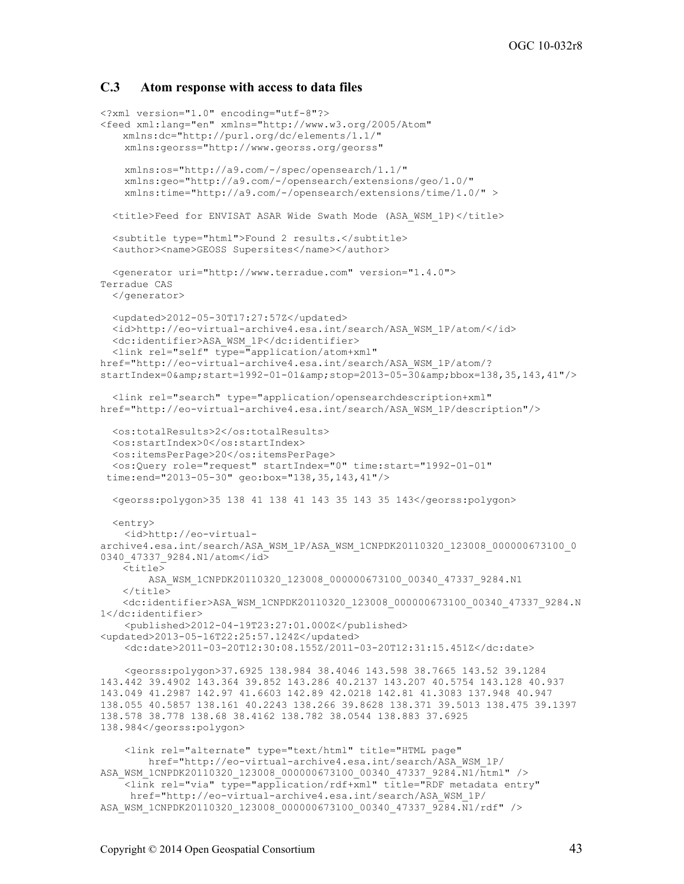## C.3 Atom response with access to data files

```
<?xml version="1.0" encoding="utf-8"?>
<feed xml:lang="en" xmlns="http://www.w3.org/2005/Atom"
    xmlns:dc="http://purl.org/dc/elements/1.1/"
    xmlns:georss="http://www.georss.org/georss"

    xmlns:os="http://a9.com/-/spec/opensearch/1.1/"
    xmlns:geo="http://a9.com/-/opensearch/extensions/geo/1.0/"
    xmlns:time="http://a9.com/-/opensearch/extensions/time/1.0/" >

  <title>Feed for ENVISAT ASAR Wide Swath Mode (ASA_WSM_1P)</title>

  <subtitle type="html">Found 2 results.</subtitle>
  <author><name>GEOSS Supersites</name></author>

  <generator uri="http://www.terradue.com" version="1.4.0">
Terradue CAS
  </generator>

  <updated>2012-05-30T17:27:57Z</updated>
  <id>http://eo-virtual-archive4.esa.int/search/ASA_WSM_1P/atom/</id>
  <dc:identifier>ASA_WSM_1P</dc:identifier>
  <link rel="self" type="application/atom+xml"
href="http://eo-virtual-archive4.esa.int/search/ASA_WSM_1P/atom/?
startIndex=0&amp;start=1992-01-01&amp;stop=2013-05-30&amp;bbox=138,35,143,41"/>

  <link rel="search" type="application/opensearchdescription+xml"
href="http://eo-virtual-archive4.esa.int/search/ASA_WSM_1P/description"/>

  <os:totalResults>2</os:totalResults>
  <os:startIndex>0</os:startIndex>
  <os:itemsPerPage>20</os:itemsPerPage>
  <os:Query role="request" startIndex="0" time:start="1992-01-01"
 time:end="2013-05-30" geo:box="138,35,143,41"/>

  <georss:polygon>35 138 41 138 41 143 35 143 35 143</georss:polygon>

  <entry>
    <id>http://eo-virtual-
archive4.esa.int/search/ASA_WSM_1P/ASA_WSM_1CNPDK20110320_123008_000000673100_0
0340_47337_9284.N1/atom</id>
    <title>
        ASA_WSM_1CNPDK20110320_123008_000000673100_00340_47337_9284.N1
    </title>
    <dc:identifier>ASA_WSM_1CNPDK20110320_123008_000000673100_00340_47337_9284.N
1</dc:identifier>
    <published>2012-04-19T23:27:01.000Z</published>
<updated>2013-05-16T22:25:57.124Z</updated>
    <dc:date>2011-03-20T12:30:08.155Z/2011-03-20T12:31:15.451Z</dc:date>

    <georss:polygon>37.6925 138.984 38.4046 143.598 38.7665 143.52 39.1284
143.442 39.4902 143.364 39.852 143.286 40.2137 143.207 40.5754 143.128 40.937
143.049 41.2987 142.97 41.6603 142.89 42.0218 142.81 41.3083 137.948 40.947
138.055 40.5857 138.161 40.2243 138.266 39.8628 138.371 39.5013 138.475 39.1397
138.578 38.778 138.68 38.4162 138.782 38.0544 138.883 37.6925
138.984</georss:polygon>

    <link rel="alternate" type="text/html" title="HTML page"
        href="http://eo-virtual-archive4.esa.int/search/ASA_WSM_1P/
ASA_WSM_1CNPDK20110320_123008_000000673100_00340_47337_9284.N1/html" />
    <link rel="via" type="application/rdf+xml" title="RDF metadata entry"
     href="http://eo-virtual-archive4.esa.int/search/ASA_WSM_1P/
ASA_WSM_1CNPDK20110320_123008_000000673100_00340_47337_9284.N1/rdf" />
```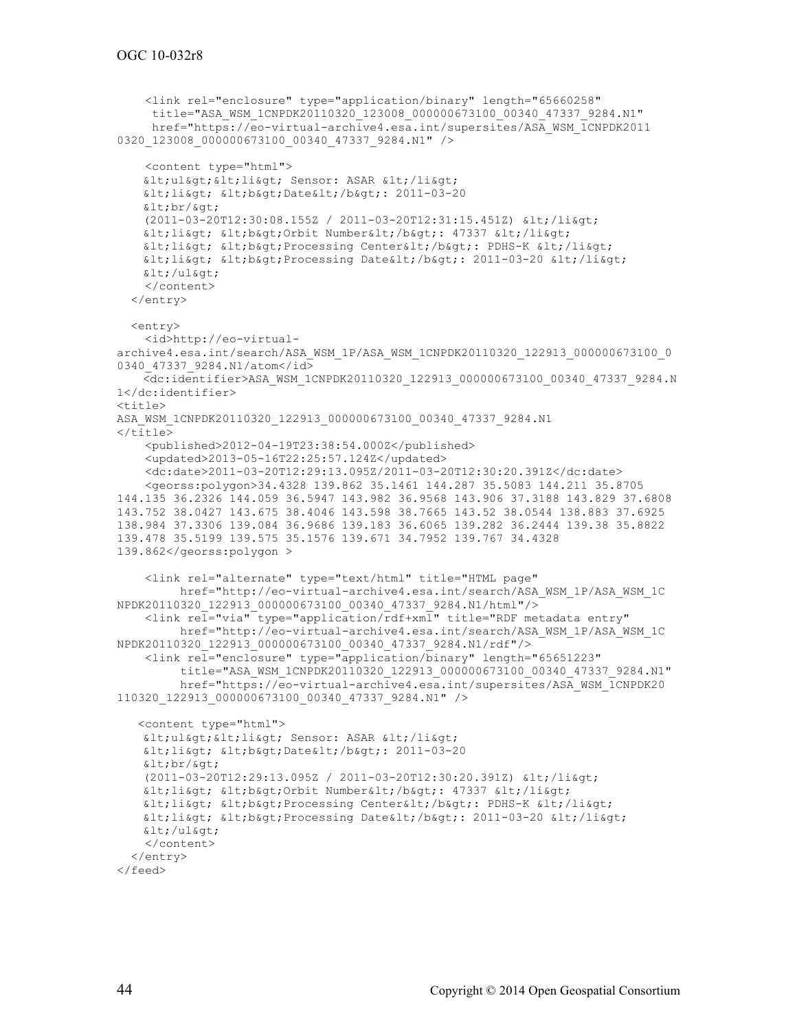```
    <link rel="enclosure" type="application/binary" length="65660258"
     title="ASA_WSM_1CNPDK20110320_123008_000000673100_00340_47337_9284.N1"
     href="https://eo-virtual-archive4.esa.int/supersites/ASA_WSM_1CNPDK2011
0320_123008_000000673100_00340_47337_9284.N1" />

    <content type="html">
    &lt;ul&gt;&lt;li&gt; Sensor: ASAR &lt;/li&gt;
    &lt;li&gt; &lt;b&gt;Date&lt;/b&gt;: 2011-03-20
    &lt;br/&gt;
    (2011-03-20T12:30:08.155Z / 2011-03-20T12:31:15.451Z) &lt;/li&gt;
    &lt;li&gt; &lt;b&gt;Orbit Number&lt;/b&gt;: 47337 &lt;/li&gt;
    &lt;li&gt; &lt;b&gt;Processing Center&lt;/b&gt;: PDHS-K &lt;/li&gt;
    &lt;li&gt; &lt;b&gt;Processing Date&lt;/b&gt;: 2011-03-20 &lt;/li&gt;
    &lt;/ul&gt;
    </content>
  </entry>

  <entry>
    <id>http://eo-virtual-
archive4.esa.int/search/ASA_WSM_1P/ASA_WSM_1CNPDK20110320_122913_000000673100_0
0340_47337_9284.N1/atom</id>
   <dc:identifier>ASA_WSM_1CNPDK20110320_122913_000000673100_00340_47337_9284.N
1</dc:identifier>
<title>
ASA_WSM_1CNPDK20110320_122913_000000673100_00340_47337_9284.N1
</title>
    <published>2012-04-19T23:38:54.000Z</published>
    <updated>2013-05-16T22:25:57.124Z</updated>
    <dc:date>2011-03-20T12:29:13.095Z/2011-03-20T12:30:20.391Z</dc:date>
    <georss:polygon>34.4328 139.862 35.1461 144.287 35.5083 144.211 35.8705
144.135 36.2326 144.059 36.5947 143.982 36.9568 143.906 37.3188 143.829 37.6808
143.752 38.0427 143.675 38.4046 143.598 38.7665 143.52 38.0544 138.883 37.6925
138.984 37.3306 139.084 36.9686 139.183 36.6065 139.282 36.2444 139.38 35.8822
139.478 35.5199 139.575 35.1576 139.671 34.7952 139.767 34.4328
139.862</georss:polygon >

    <link rel="alternate" type="text/html" title="HTML page"
        href="http://eo-virtual-archive4.esa.int/search/ASA_WSM_1P/ASA_WSM_1C
NPDK20110320_122913_000000673100_00340_47337_9284.N1/html"/>
    <link rel="via" type="application/rdf+xml" title="RDF metadata entry"
        href="http://eo-virtual-archive4.esa.int/search/ASA_WSM_1P/ASA_WSM_1C
NPDK20110320_122913_000000673100_00340_47337_9284.N1/rdf"/>
    <link rel="enclosure" type="application/binary" length="65651223"
        title="ASA_WSM_1CNPDK20110320_122913_000000673100_00340_47337_9284.N1"
        href="https://eo-virtual-archive4.esa.int/supersites/ASA_WSM_1CNPDK20
110320_122913_000000673100_00340_47337_9284.N1" />

   <content type="html">
    &lt;ul&gt;&lt;li&gt; Sensor: ASAR &lt;/li&gt;
    &lt;li&gt; &lt;b&gt;Date&lt;/b&gt;: 2011-03-20
    &lt;br/&gt;
    (2011-03-20T12:29:13.095Z / 2011-03-20T12:30:20.391Z) &lt;/li&gt;
    &lt;li&gt; &lt;b&gt;Orbit Number&lt;/b&gt;: 47337 &lt;/li&gt;
    &lt;li&gt; &lt;b&gt;Processing Center&lt;/b&gt;: PDHS-K &lt;/li&gt;
    &lt;li&gt; &lt;b&gt;Processing Date&lt;/b&gt;: 2011-03-20 &lt;/li&gt;
    &lt;/ul&gt;
    </content>
  </entry>
</feed>
```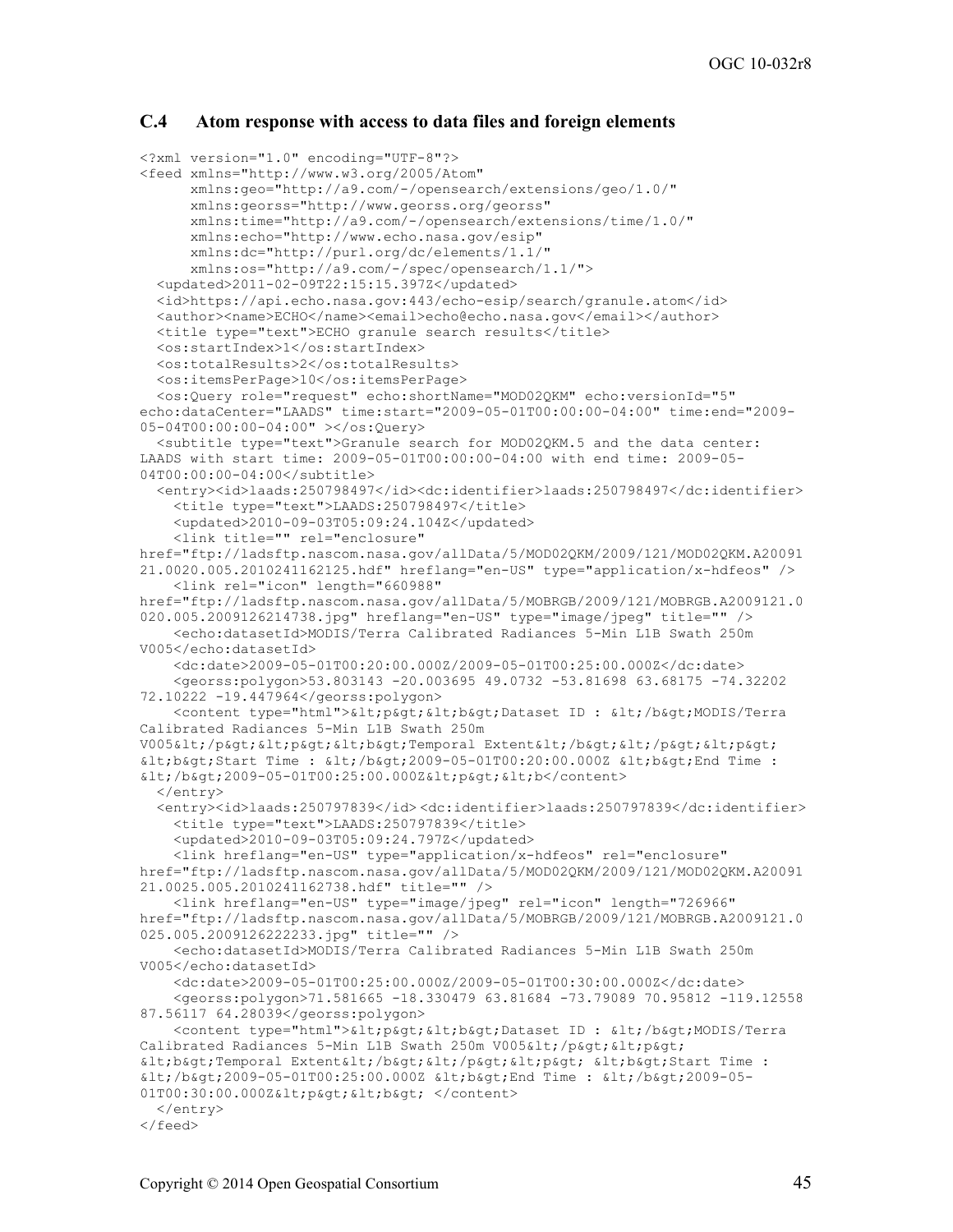## C.4 Atom response with access to data files and foreign elements

```
<?xml version="1.0" encoding="UTF-8"?>
<feed xmlns="http://www.w3.org/2005/Atom"
      xmlns:geo="http://a9.com/-/opensearch/extensions/geo/1.0/"
      xmlns:georss="http://www.georss.org/georss"
      xmlns:time="http://a9.com/-/opensearch/extensions/time/1.0/"
      xmlns:echo="http://www.echo.nasa.gov/esip"
      xmlns:dc="http://purl.org/dc/elements/1.1/"
      xmlns:os="http://a9.com/-/spec/opensearch/1.1/">
  <updated>2011-02-09T22:15:15.397Z</updated>
  <id>https://api.echo.nasa.gov:443/echo-esip/search/granule.atom</id>
  <author><name>ECHO</name><email>echo@echo.nasa.gov</email></author>
  <title type="text">ECHO granule search results</title>
  <os:startIndex>1</os:startIndex>
  <os:totalResults>2</os:totalResults>
  <os:itemsPerPage>10</os:itemsPerPage>
  <os:Query role="request" echo:shortName="MOD02QKM" echo:versionId="5"
echo:dataCenter="LAADS" time:start="2009-05-01T00:00:00-04:00" time:end="2009-
05-04T00:00:00-04:00" ></os:Query>
  <subtitle type="text">Granule search for MOD02QKM.5 and the data center:
LAADS with start time: 2009-05-01T00:00:00-04:00 with end time: 2009-05-
04T00:00:00-04:00</subtitle>
  <entry><id>laads:250798497</id><dc:identifier>laads:250798497</dc:identifier>
    <title type="text">LAADS:250798497</title>
    <updated>2010-09-03T05:09:24.104Z</updated>
    <link title="" rel="enclosure"
href="ftp://ladsftp.nascom.nasa.gov/allData/5/MOD02QKM/2009/121/MOD02QKM.A20091
21.0020.005.2010241162125.hdf" hreflang="en-US" type="application/x-hdfeos" />
    <link rel="icon" length="660988"
href="ftp://ladsftp.nascom.nasa.gov/allData/5/MOBRGB/2009/121/MOBRGB.A2009121.0
020.005.2009126214738.jpg" hreflang="en-US" type="image/jpeg" title="" />
    <echo:datasetId>MODIS/Terra Calibrated Radiances 5-Min L1B Swath 250m
V005</echo:datasetId>
    <dc:date>2009-05-01T00:20:00.000Z/2009-05-01T00:25:00.000Z</dc:date>
    <georss:polygon>53.803143 -20.003695 49.0732 -53.81698 63.68175 -74.32202
72.10222 -19.447964</georss:polygon>
    <content type="html">&lt;p&gt;&lt;b&gt;Dataset ID : &lt;/b&gt;MODIS/Terra
Calibrated Radiances 5-Min L1B Swath 250m
V005&lt;/p&gt;&lt;p&gt;&lt;b&gt;Temporal Extent&lt;/b&gt;&lt;/p&gt;&lt;p&gt;
&lt;b&gt;Start Time : &lt;/b&gt;2009-05-01T00:20:00.000Z &lt;b&gt;End Time :
&lt;/b&gt;2009-05-01T00:25:00.000Z&lt;p&gt;&lt;b</content>
  </entry>
  <entry><id>laads:250797839</id> <dc:identifier>laads:250797839</dc:identifier>
    <title type="text">LAADS:250797839</title>
    <updated>2010-09-03T05:09:24.797Z</updated>
    <link hreflang="en-US" type="application/x-hdfeos" rel="enclosure"
href="ftp://ladsftp.nascom.nasa.gov/allData/5/MOD02QKM/2009/121/MOD02QKM.A20091
21.0025.005.2010241162738.hdf" title="" />
    <link hreflang="en-US" type="image/jpeg" rel="icon" length="726966"
href="ftp://ladsftp.nascom.nasa.gov/allData/5/MOBRGB/2009/121/MOBRGB.A2009121.0
025.005.2009126222233.jpg" title="" />
    <echo:datasetId>MODIS/Terra Calibrated Radiances 5-Min L1B Swath 250m
V005</echo:datasetId>
    <dc:date>2009-05-01T00:25:00.000Z/2009-05-01T00:30:00.000Z</dc:date>
    <georss:polygon>71.581665 -18.330479 63.81684 -73.79089 70.95812 -119.12558
87.56117 64.28039</georss:polygon>
    <content type="html">&lt;p&gt;&lt;b&gt;Dataset ID : &lt;/b&gt;MODIS/Terra
Calibrated Radiances 5-Min L1B Swath 250m V005&lt;/p&gt;&lt;p&gt;
&lt;b&gt;Temporal Extent&lt;/b&gt;&lt;/p&gt;&lt;p&gt; &lt;b&gt;Start Time :
&lt;/b&gt;2009-05-01T00:25:00.000Z &lt;b&gt;End Time : &lt;/b&gt;2009-05-
01T00:30:00.000Z&lt;p&gt;&lt;b&gt; </content>
  </entry>
</feed>
```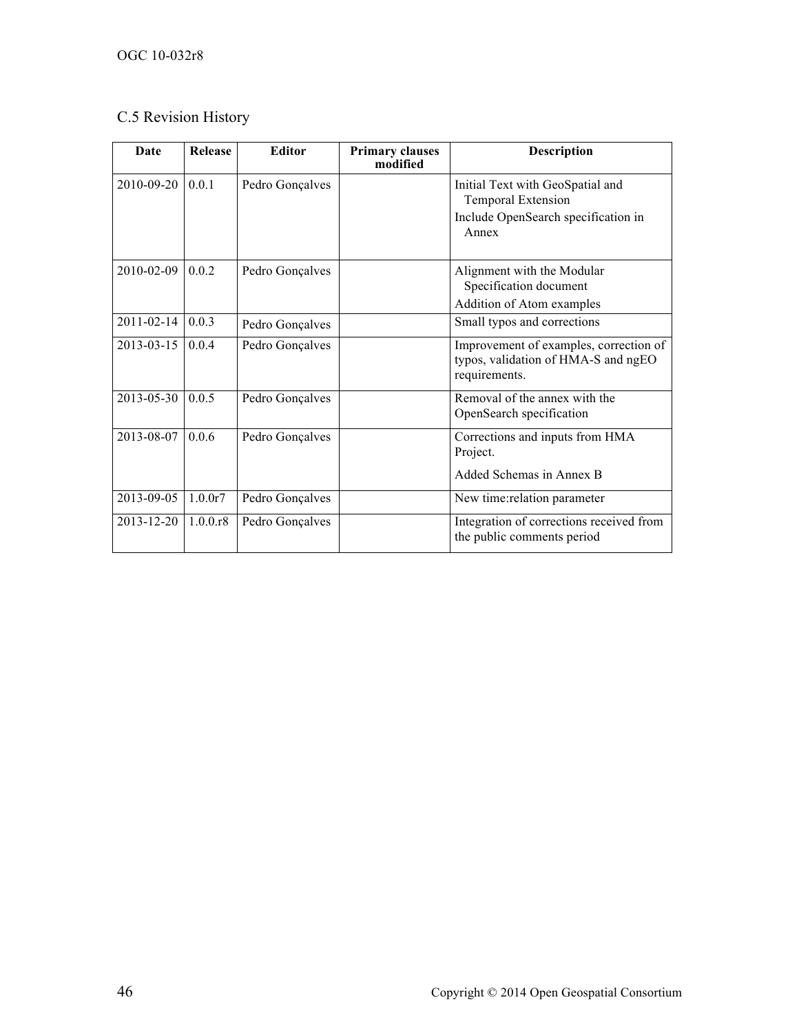## C.5 Revision History

| Date | Release | Editor | Primary clauses modified | Description |
|---|---|---|---|---|
| 2010-09-20 | 0.0.1 | Pedro Gonçalves | | Initial Text with GeoSpatial and Temporal Extension<br>Include OpenSearch specification in Annex |
| 2010-02-09 | 0.0.2 | Pedro Gonçalves | | Alignment with the Modular Specification document<br>Addition of Atom examples |
| 2011-02-14 | 0.0.3 | Pedro Gonçalves | | Small typos and corrections |
| 2013-03-15 | 0.0.4 | Pedro Gonçalves | | Improvement of examples, correction of typos, validation of HMA-S and ngEO requirements. |
| 2013-05-30 | 0.0.5 | Pedro Gonçalves | | Removal of the annex with the OpenSearch specification |
| 2013-08-07 | 0.0.6 | Pedro Gonçalves | | Corrections and inputs from HMA Project.<br>Added Schemas in Annex B |
| 2013-09-05 | 1.0.0r7 | Pedro Gonçalves | | New time:relation parameter |
| 2013-12-20 | 1.0.0.r8 | Pedro Gonçalves | | Integration of corrections received from the public comments period |